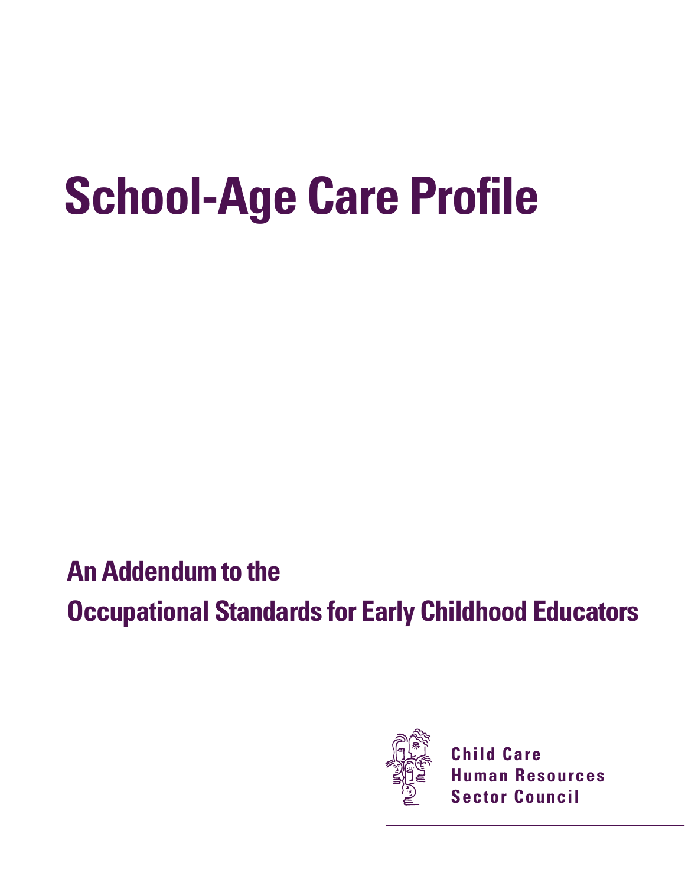# School-Age Care Profile

## An Addendum to the Occupational Standards for Early Childhood Educators

**Child Care Human Resources Sector Council**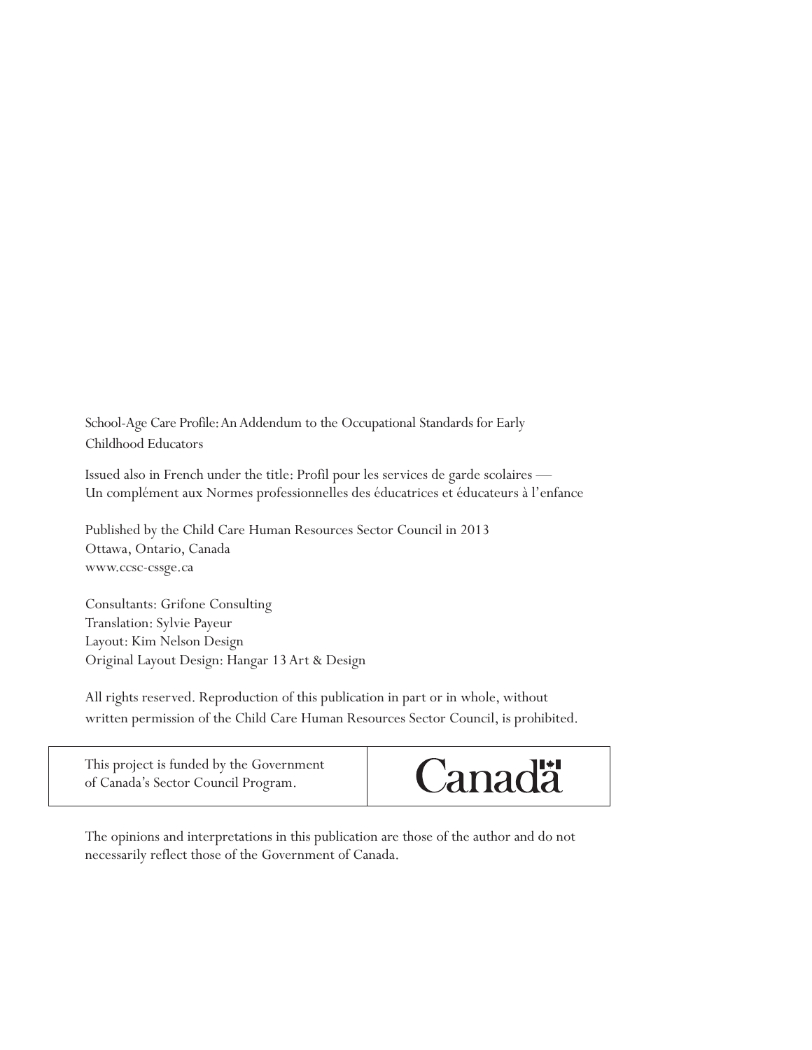School-Age Care Profile: An Addendum to the Occupational Standards for Early Childhood Educators

Issued also in French under the title: Profil pour les services de garde scolaires — Un complément aux Normes professionnelles des éducatrices et éducateurs à l'enfance

Published by the Child Care Human Resources Sector Council in 2013
Ottawa, Ontario, Canada
www.ccsc-cssge.ca

Consultants: Grifone Consulting
Translation: Sylvie Payeur
Layout: Kim Nelson Design
Original Layout Design: Hangar 13 Art & Design

All rights reserved. Reproduction of this publication in part or in whole, without written permission of the Child Care Human Resources Sector Council, is prohibited.

| This project is funded by the Government of Canada's Sector Council Program. | Canada |
|---|---|

The opinions and interpretations in this publication are those of the author and do not necessarily reflect those of the Government of Canada.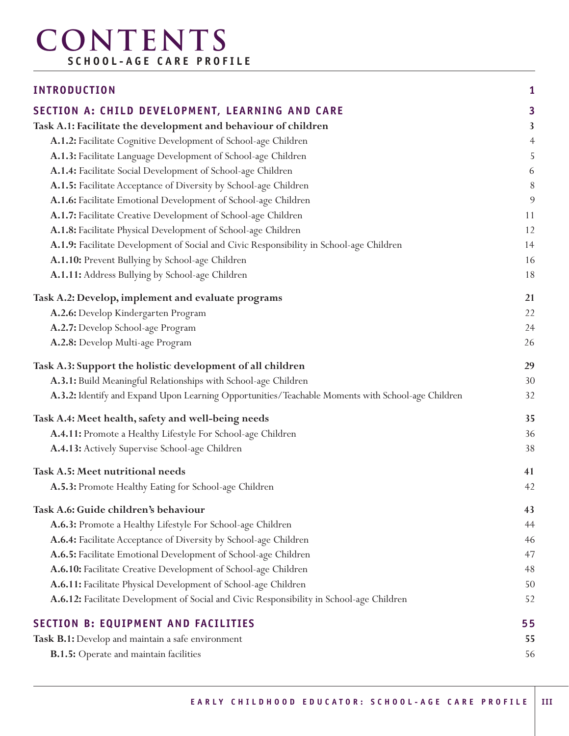# CONTENTS

## SCHOOL-AGE CARE PROFILE

| | |
|---|---|
| **INTRODUCTION** | **1** |
| **SECTION A: CHILD DEVELOPMENT, LEARNING AND CARE** | **3** |
| **Task A.1: Facilitate the development and behaviour of children** | **3** |
| **A.1.2:** Facilitate Cognitive Development of School-age Children | 4 |
| **A.1.3:** Facilitate Language Development of School-age Children | 5 |
| **A.1.4:** Facilitate Social Development of School-age Children | 6 |
| **A.1.5:** Facilitate Acceptance of Diversity by School-age Children | 8 |
| **A.1.6:** Facilitate Emotional Development of School-age Children | 9 |
| **A.1.7:** Facilitate Creative Development of School-age Children | 11 |
| **A.1.8:** Facilitate Physical Development of School-age Children | 12 |
| **A.1.9:** Facilitate Development of Social and Civic Responsibility in School-age Children | 14 |
| **A.1.10:** Prevent Bullying by School-age Children | 16 |
| **A.1.11:** Address Bullying by School-age Children | 18 |
| **Task A.2: Develop, implement and evaluate programs** | **21** |
| **A.2.6:** Develop Kindergarten Program | 22 |
| **A.2.7:** Develop School-age Program | 24 |
| **A.2.8:** Develop Multi-age Program | 26 |
| **Task A.3: Support the holistic development of all children** | **29** |
| **A.3.1:** Build Meaningful Relationships with School-age Children | 30 |
| **A.3.2:** Identify and Expand Upon Learning Opportunities/Teachable Moments with School-age Children | 32 |
| **Task A.4: Meet health, safety and well-being needs** | **35** |
| **A.4.11:** Promote a Healthy Lifestyle For School-age Children | 36 |
| **A.4.13:** Actively Supervise School-age Children | 38 |
| **Task A.5: Meet nutritional needs** | **41** |
| **A.5.3:** Promote Healthy Eating for School-age Children | 42 |
| **Task A.6: Guide children's behaviour** | **43** |
| **A.6.3:** Promote a Healthy Lifestyle For School-age Children | 44 |
| **A.6.4:** Facilitate Acceptance of Diversity by School-age Children | 46 |
| **A.6.5:** Facilitate Emotional Development of School-age Children | 47 |
| **A.6.10:** Facilitate Creative Development of School-age Children | 48 |
| **A.6.11:** Facilitate Physical Development of School-age Children | 50 |
| **A.6.12:** Facilitate Development of Social and Civic Responsibility in School-age Children | 52 |
| **SECTION B: EQUIPMENT AND FACILITIES** | **55** |
| **Task B.1:** Develop and maintain a safe environment | **55** |
| **B.1.5:** Operate and maintain facilities | 56 |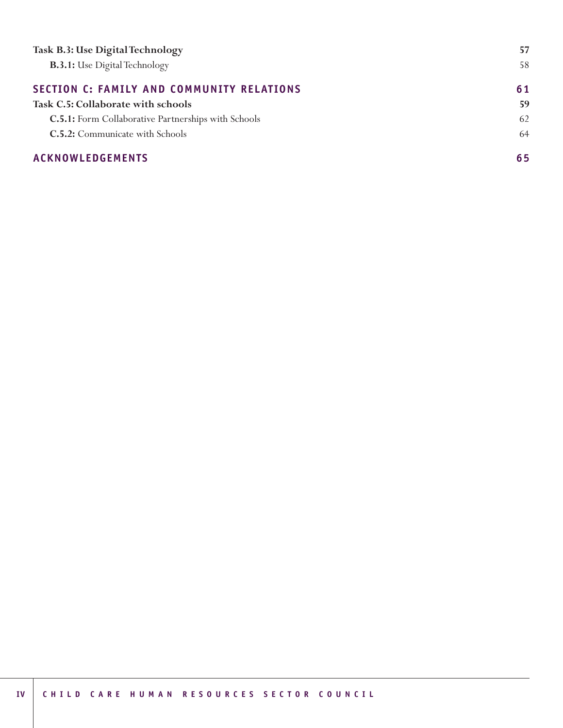**Task B.3: Use Digital Technology** 57

**B.3.1:** Use Digital Technology 58

## SECTION C: FAMILY AND COMMUNITY RELATIONS 61

**Task C.5: Collaborate with schools** 59

**C.5.1:** Form Collaborative Partnerships with Schools 62

**C.5.2:** Communicate with Schools 64

## ACKNOWLEDGEMENTS 65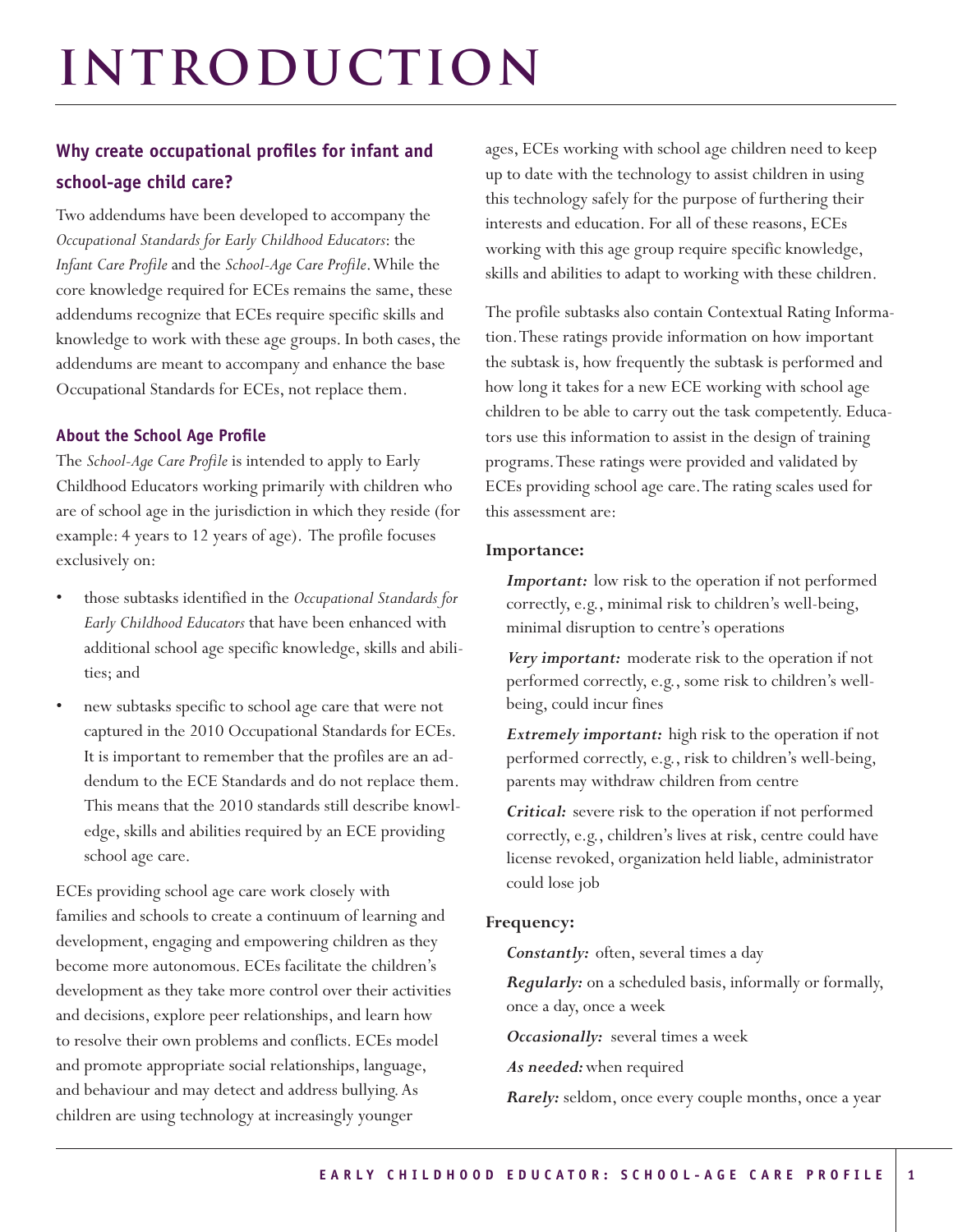# INTRODUCTION

## Why create occupational profiles for infant and school-age child care?

Two addendums have been developed to accompany the *Occupational Standards for Early Childhood Educators*: the *Infant Care Profile* and the *School-Age Care Profile*. While the core knowledge required for ECEs remains the same, these addendums recognize that ECEs require specific skills and knowledge to work with these age groups. In both cases, the addendums are meant to accompany and enhance the base Occupational Standards for ECEs, not replace them.

### About the School Age Profile

The *School-Age Care Profile* is intended to apply to Early Childhood Educators working primarily with children who are of school age in the jurisdiction in which they reside (for example: 4 years to 12 years of age). The profile focuses exclusively on:

- those subtasks identified in the *Occupational Standards for Early Childhood Educators* that have been enhanced with additional school age specific knowledge, skills and abilities; and
- new subtasks specific to school age care that were not captured in the 2010 Occupational Standards for ECEs. It is important to remember that the profiles are an addendum to the ECE Standards and do not replace them. This means that the 2010 standards still describe knowledge, skills and abilities required by an ECE providing school age care.

ECEs providing school age care work closely with families and schools to create a continuum of learning and development, engaging and empowering children as they become more autonomous. ECEs facilitate the children's development as they take more control over their activities and decisions, explore peer relationships, and learn how to resolve their own problems and conflicts. ECEs model and promote appropriate social relationships, language, and behaviour and may detect and address bullying. As children are using technology at increasingly younger ages, ECEs working with school age children need to keep up to date with the technology to assist children in using this technology safely for the purpose of furthering their interests and education. For all of these reasons, ECEs working with this age group require specific knowledge, skills and abilities to adapt to working with these children.

The profile subtasks also contain Contextual Rating Information. These ratings provide information on how important the subtask is, how frequently the subtask is performed and how long it takes for a new ECE working with school age children to be able to carry out the task competently. Educators use this information to assist in the design of training programs. These ratings were provided and validated by ECEs providing school age care. The rating scales used for this assessment are:

**Importance:**

***Important:*** low risk to the operation if not performed correctly, e.g., minimal risk to children's well-being, minimal disruption to centre's operations

***Very important:*** moderate risk to the operation if not performed correctly, e.g., some risk to children's well-being, could incur fines

***Extremely important:*** high risk to the operation if not performed correctly, e.g., risk to children's well-being, parents may withdraw children from centre

***Critical:*** severe risk to the operation if not performed correctly, e.g., children's lives at risk, centre could have license revoked, organization held liable, administrator could lose job

**Frequency:**

***Constantly:*** often, several times a day

***Regularly:*** on a scheduled basis, informally or formally, once a day, once a week

***Occasionally:*** several times a week

***As needed:*** when required

***Rarely:*** seldom, once every couple months, once a year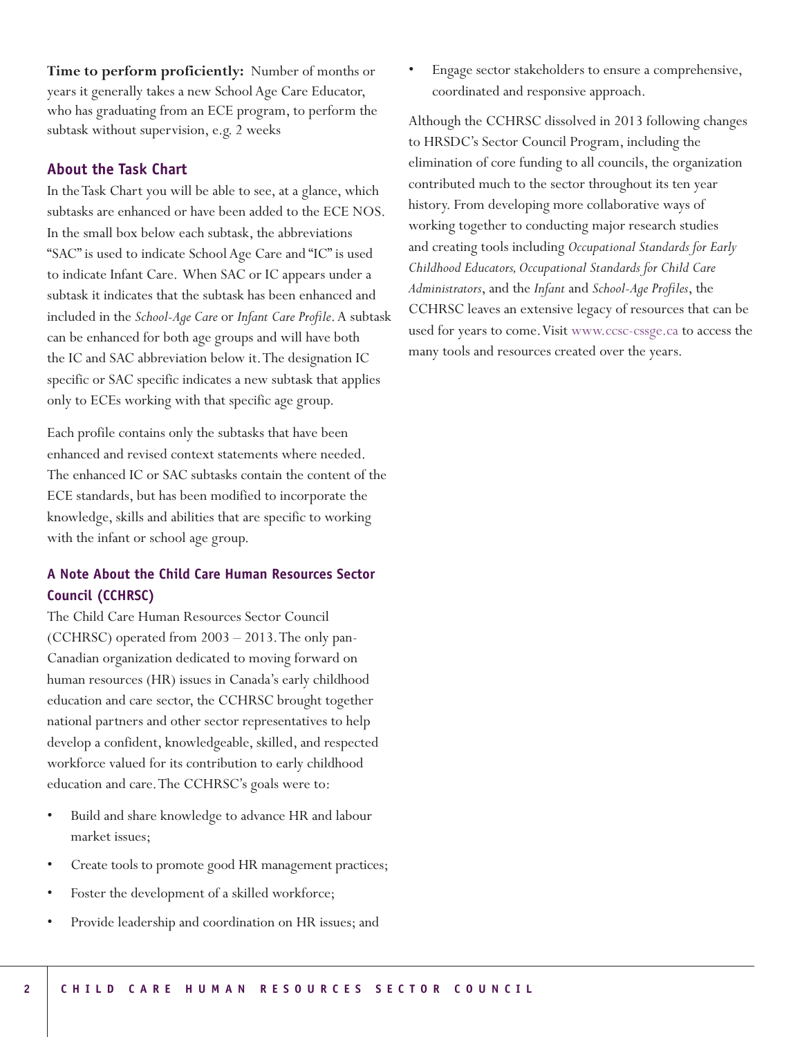**Time to perform proficiently:** Number of months or years it generally takes a new School Age Care Educator, who has graduating from an ECE program, to perform the subtask without supervision, e.g. 2 weeks

### About the Task Chart

In the Task Chart you will be able to see, at a glance, which subtasks are enhanced or have been added to the ECE NOS. In the small box below each subtask, the abbreviations "SAC" is used to indicate School Age Care and "IC" is used to indicate Infant Care. When SAC or IC appears under a subtask it indicates that the subtask has been enhanced and included in the *School-Age Care* or *Infant Care Profile*. A subtask can be enhanced for both age groups and will have both the IC and SAC abbreviation below it. The designation IC specific or SAC specific indicates a new subtask that applies only to ECEs working with that specific age group.

Each profile contains only the subtasks that have been enhanced and revised context statements where needed. The enhanced IC or SAC subtasks contain the content of the ECE standards, but has been modified to incorporate the knowledge, skills and abilities that are specific to working with the infant or school age group.

### A Note About the Child Care Human Resources Sector Council (CCHRSC)

The Child Care Human Resources Sector Council (CCHRSC) operated from 2003 – 2013. The only pan-Canadian organization dedicated to moving forward on human resources (HR) issues in Canada's early childhood education and care sector, the CCHRSC brought together national partners and other sector representatives to help develop a confident, knowledgeable, skilled, and respected workforce valued for its contribution to early childhood education and care. The CCHRSC's goals were to:

- Build and share knowledge to advance HR and labour market issues;
- Create tools to promote good HR management practices;
- Foster the development of a skilled workforce;
- Provide leadership and coordination on HR issues; and
- Engage sector stakeholders to ensure a comprehensive, coordinated and responsive approach.

Although the CCHRSC dissolved in 2013 following changes to HRSDC's Sector Council Program, including the elimination of core funding to all councils, the organization contributed much to the sector throughout its ten year history. From developing more collaborative ways of working together to conducting major research studies and creating tools including *Occupational Standards for Early Childhood Educators, Occupational Standards for Child Care Administrators*, and the *Infant* and *School-Age Profiles*, the CCHRSC leaves an extensive legacy of resources that can be used for years to come. Visit www.ccsc-cssge.ca to access the many tools and resources created over the years.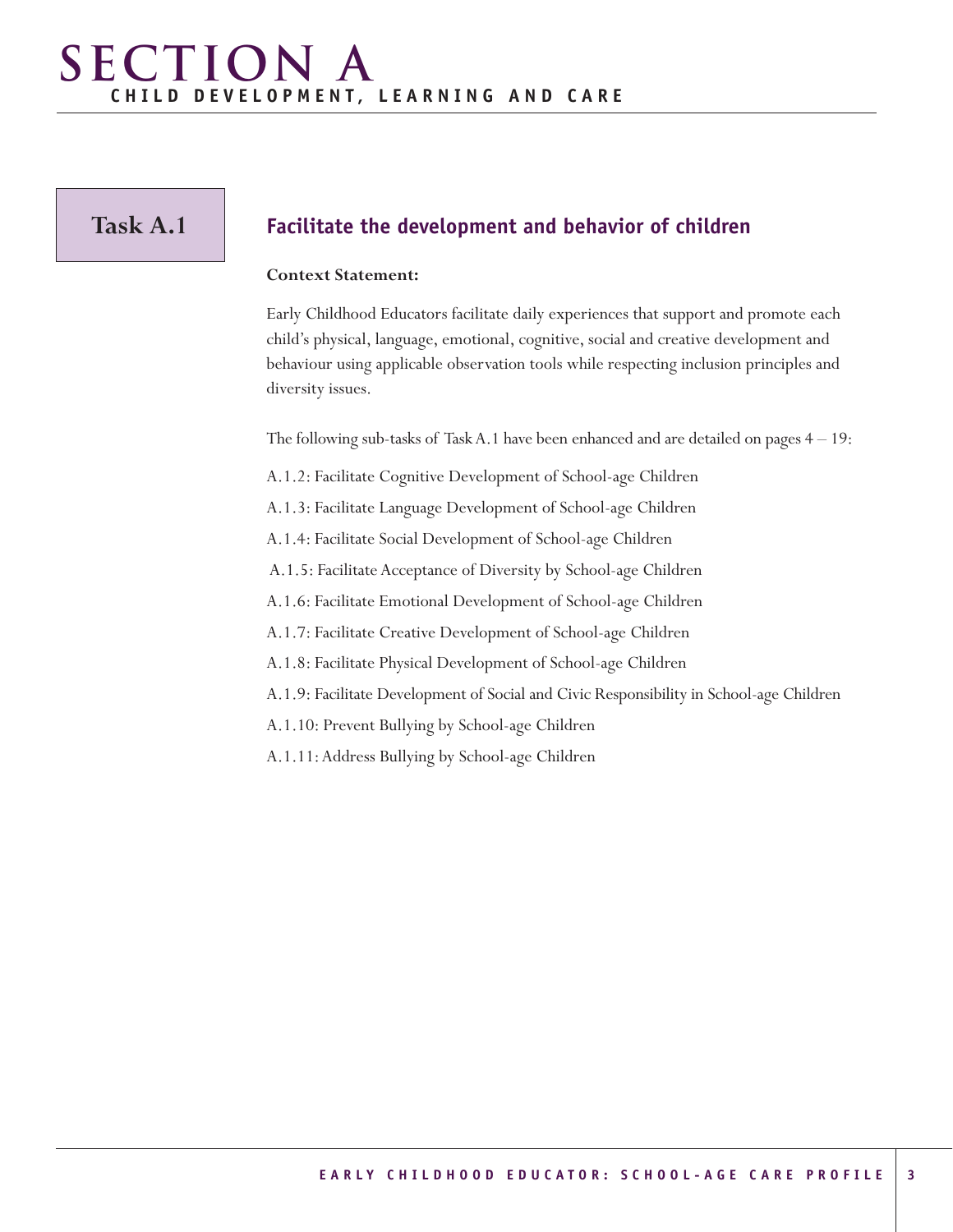# SECTION A
## CHILD DEVELOPMENT, LEARNING AND CARE

### Task A.1

### Facilitate the development and behavior of children

**Context Statement:**

Early Childhood Educators facilitate daily experiences that support and promote each child's physical, language, emotional, cognitive, social and creative development and behaviour using applicable observation tools while respecting inclusion principles and diversity issues.

The following sub-tasks of Task A.1 have been enhanced and are detailed on pages 4 – 19:

A.1.2: Facilitate Cognitive Development of School-age Children

A.1.3: Facilitate Language Development of School-age Children

A.1.4: Facilitate Social Development of School-age Children

A.1.5: Facilitate Acceptance of Diversity by School-age Children

A.1.6: Facilitate Emotional Development of School-age Children

A.1.7: Facilitate Creative Development of School-age Children

A.1.8: Facilitate Physical Development of School-age Children

A.1.9: Facilitate Development of Social and Civic Responsibility in School-age Children

A.1.10: Prevent Bullying by School-age Children

A.1.11: Address Bullying by School-age Children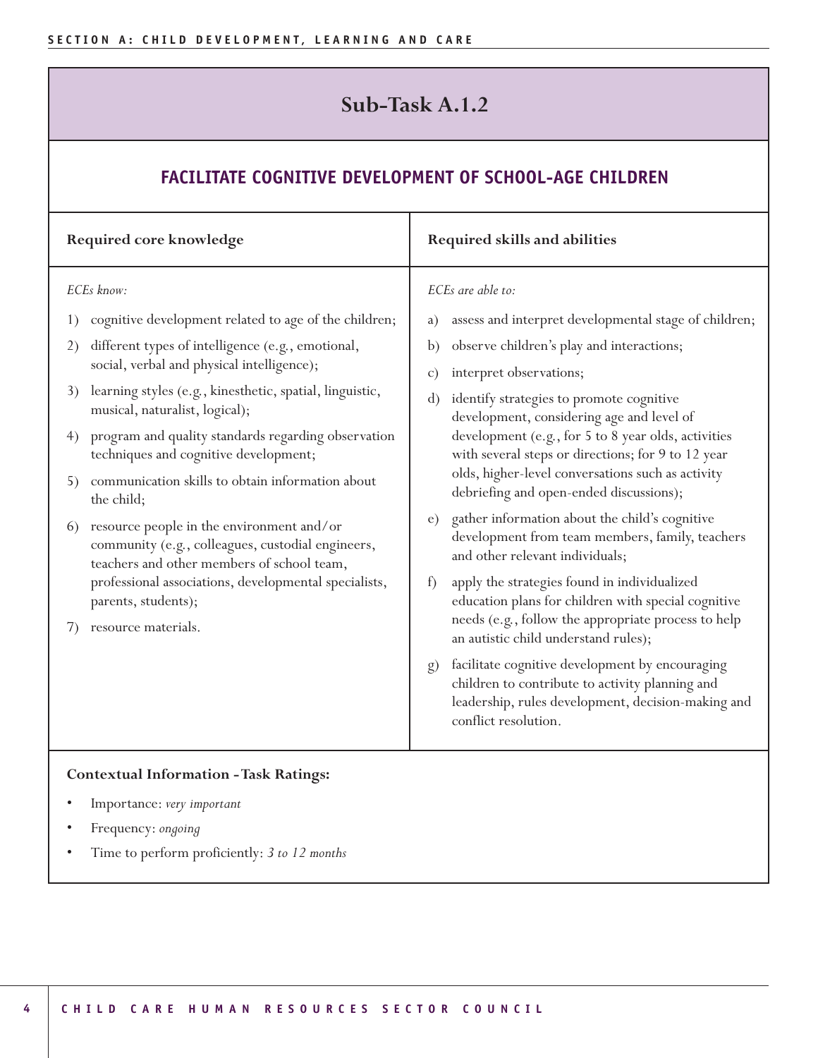## Sub-Task A.1.2

### FACILITATE COGNITIVE DEVELOPMENT OF SCHOOL-AGE CHILDREN

| Required core knowledge | Required skills and abilities |
|---|---|
| *ECEs know:*<br>1) cognitive development related to age of the children;<br>2) different types of intelligence (e.g., emotional, social, verbal and physical intelligence);<br>3) learning styles (e.g., kinesthetic, spatial, linguistic, musical, naturalist, logical);<br>4) program and quality standards regarding observation techniques and cognitive development;<br>5) communication skills to obtain information about the child;<br>6) resource people in the environment and/or community (e.g., colleagues, custodial engineers, teachers and other members of school team, professional associations, developmental specialists, parents, students);<br>7) resource materials. | *ECEs are able to:*<br>a) assess and interpret developmental stage of children;<br>b) observe children's play and interactions;<br>c) interpret observations;<br>d) identify strategies to promote cognitive development, considering age and level of development (e.g., for 5 to 8 year olds, activities with several steps or directions; for 9 to 12 year olds, higher-level conversations such as activity debriefing and open-ended discussions);<br>e) gather information about the child's cognitive development from team members, family, teachers and other relevant individuals;<br>f) apply the strategies found in individualized education plans for children with special cognitive needs (e.g., follow the appropriate process to help an autistic child understand rules);<br>g) facilitate cognitive development by encouraging children to contribute to activity planning and leadership, rules development, decision-making and conflict resolution. |

**Contextual Information - Task Ratings:**

- Importance: *very important*
- Frequency: *ongoing*
- Time to perform proficiently: *3 to 12 months*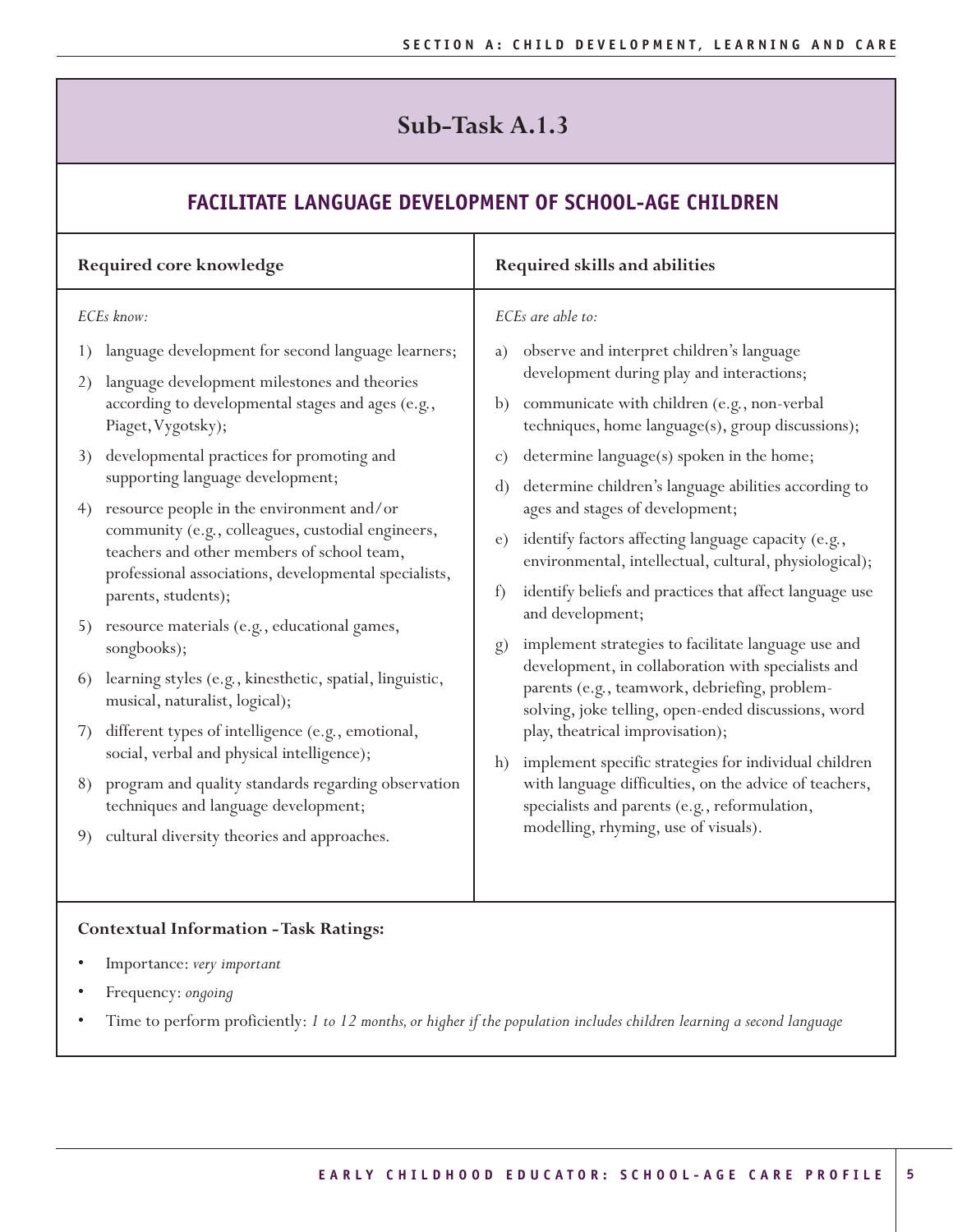## Sub-Task A.1.3

### FACILITATE LANGUAGE DEVELOPMENT OF SCHOOL-AGE CHILDREN

| Required core knowledge | Required skills and abilities |
|---|---|
| *ECEs know:*<br>1) language development for second language learners;<br>2) language development milestones and theories according to developmental stages and ages (e.g., Piaget, Vygotsky);<br>3) developmental practices for promoting and supporting language development;<br>4) resource people in the environment and/or community (e.g., colleagues, custodial engineers, teachers and other members of school team, professional associations, developmental specialists, parents, students);<br>5) resource materials (e.g., educational games, songbooks);<br>6) learning styles (e.g., kinesthetic, spatial, linguistic, musical, naturalist, logical);<br>7) different types of intelligence (e.g., emotional, social, verbal and physical intelligence);<br>8) program and quality standards regarding observation techniques and language development;<br>9) cultural diversity theories and approaches. | *ECEs are able to:*<br>a) observe and interpret children's language development during play and interactions;<br>b) communicate with children (e.g., non-verbal techniques, home language(s), group discussions);<br>c) determine language(s) spoken in the home;<br>d) determine children's language abilities according to ages and stages of development;<br>e) identify factors affecting language capacity (e.g., environmental, intellectual, cultural, physiological);<br>f) identify beliefs and practices that affect language use and development;<br>g) implement strategies to facilitate language use and development, in collaboration with specialists and parents (e.g., teamwork, debriefing, problem-solving, joke telling, open-ended discussions, word play, theatrical improvisation);<br>h) implement specific strategies for individual children with language difficulties, on the advice of teachers, specialists and parents (e.g., reformulation, modelling, rhyming, use of visuals). |

**Contextual Information - Task Ratings:**

- Importance: *very important*
- Frequency: *ongoing*
- Time to perform proficiently: *1 to 12 months, or higher if the population includes children learning a second language*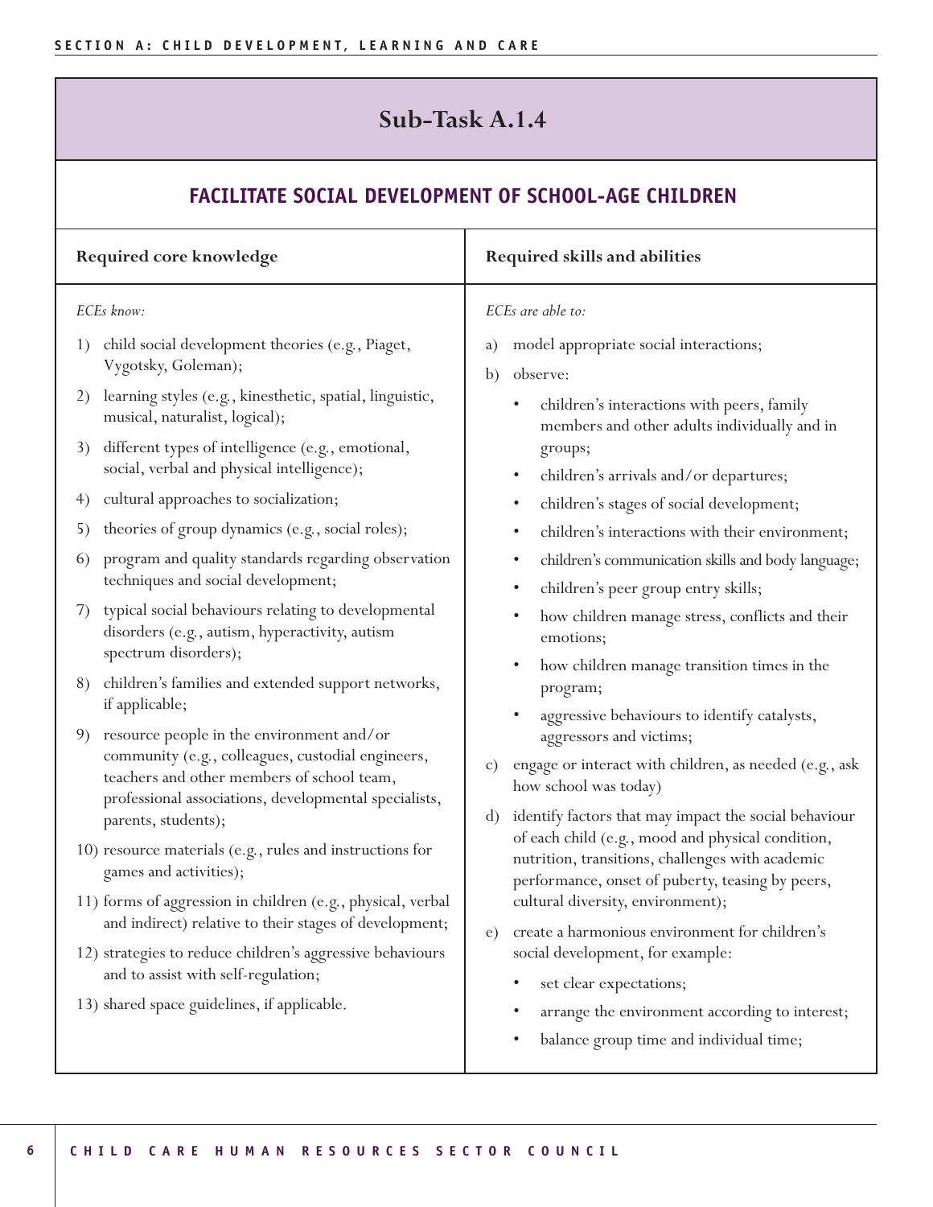## Sub-Task A.1.4

### FACILITATE SOCIAL DEVELOPMENT OF SCHOOL-AGE CHILDREN

| Required core knowledge | Required skills and abilities |
|---|---|
| *ECEs know:*<br>1) child social development theories (e.g., Piaget, Vygotsky, Goleman);<br>2) learning styles (e.g., kinesthetic, spatial, linguistic, musical, naturalist, logical);<br>3) different types of intelligence (e.g., emotional, social, verbal and physical intelligence);<br>4) cultural approaches to socialization;<br>5) theories of group dynamics (e.g., social roles);<br>6) program and quality standards regarding observation techniques and social development;<br>7) typical social behaviours relating to developmental disorders (e.g., autism, hyperactivity, autism spectrum disorders);<br>8) children's families and extended support networks, if applicable;<br>9) resource people in the environment and/or community (e.g., colleagues, custodial engineers, teachers and other members of school team, professional associations, developmental specialists, parents, students);<br>10) resource materials (e.g., rules and instructions for games and activities);<br>11) forms of aggression in children (e.g., physical, verbal and indirect) relative to their stages of development;<br>12) strategies to reduce children's aggressive behaviours and to assist with self-regulation;<br>13) shared space guidelines, if applicable. | *ECEs are able to:*<br>a) model appropriate social interactions;<br>b) observe:<br>• children's interactions with peers, family members and other adults individually and in groups;<br>• children's arrivals and/or departures;<br>• children's stages of social development;<br>• children's interactions with their environment;<br>• children's communication skills and body language;<br>• children's peer group entry skills;<br>• how children manage stress, conflicts and their emotions;<br>• how children manage transition times in the program;<br>• aggressive behaviours to identify catalysts, aggressors and victims;<br>c) engage or interact with children, as needed (e.g., ask how school was today)<br>d) identify factors that may impact the social behaviour of each child (e.g., mood and physical condition, nutrition, transitions, challenges with academic performance, onset of puberty, teasing by peers, cultural diversity, environment);<br>e) create a harmonious environment for children's social development, for example:<br>• set clear expectations;<br>• arrange the environment according to interest;<br>• balance group time and individual time; |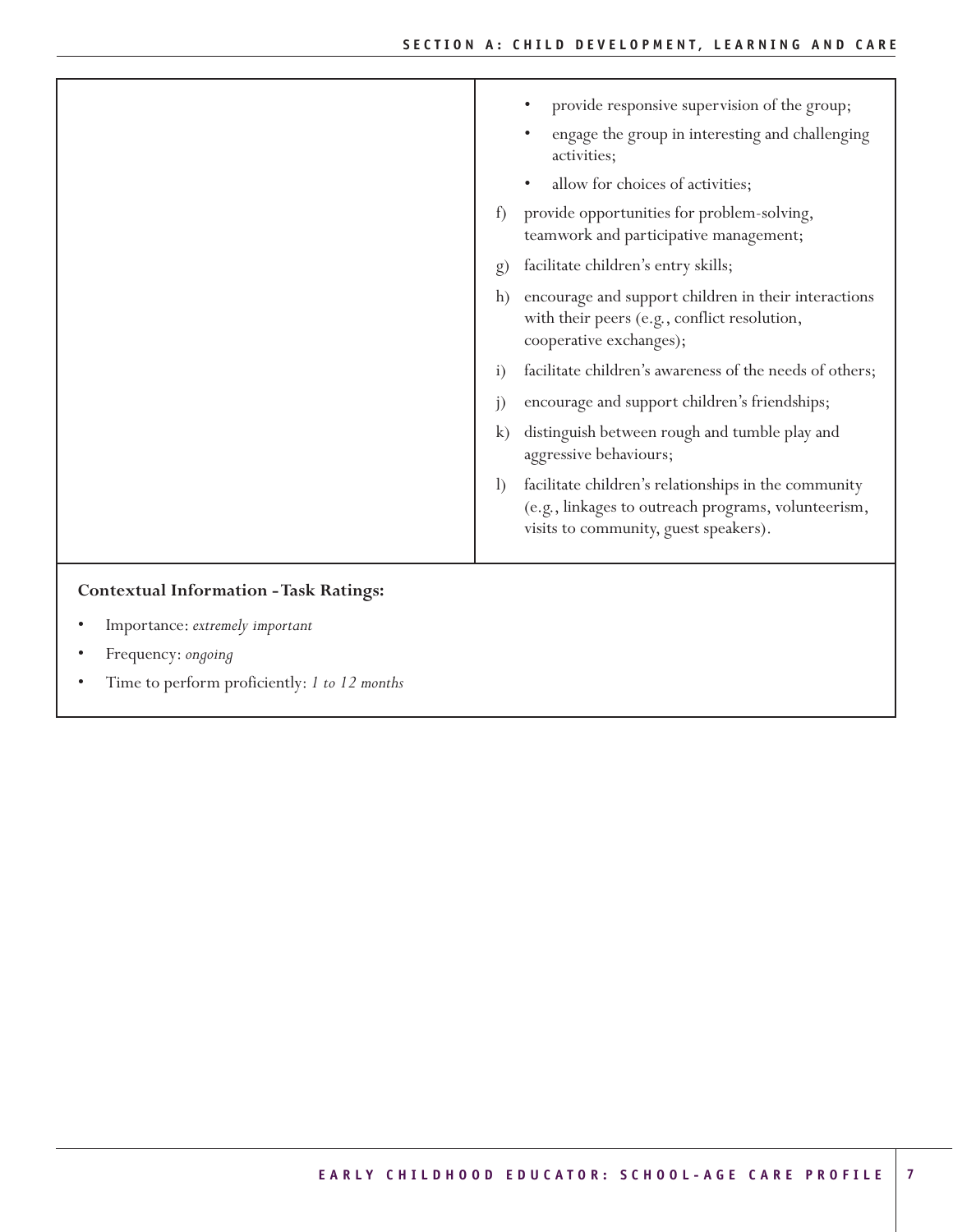- provide responsive supervision of the group;
- engage the group in interesting and challenging activities;
- allow for choices of activities;

f) provide opportunities for problem-solving, teamwork and participative management;

g) facilitate children's entry skills;

h) encourage and support children in their interactions with their peers (e.g., conflict resolution, cooperative exchanges);

i) facilitate children's awareness of the needs of others;

j) encourage and support children's friendships;

k) distinguish between rough and tumble play and aggressive behaviours;

l) facilitate children's relationships in the community (e.g., linkages to outreach programs, volunteerism, visits to community, guest speakers).

**Contextual Information - Task Ratings:**

- Importance: *extremely important*
- Frequency: *ongoing*
- Time to perform proficiently: *1 to 12 months*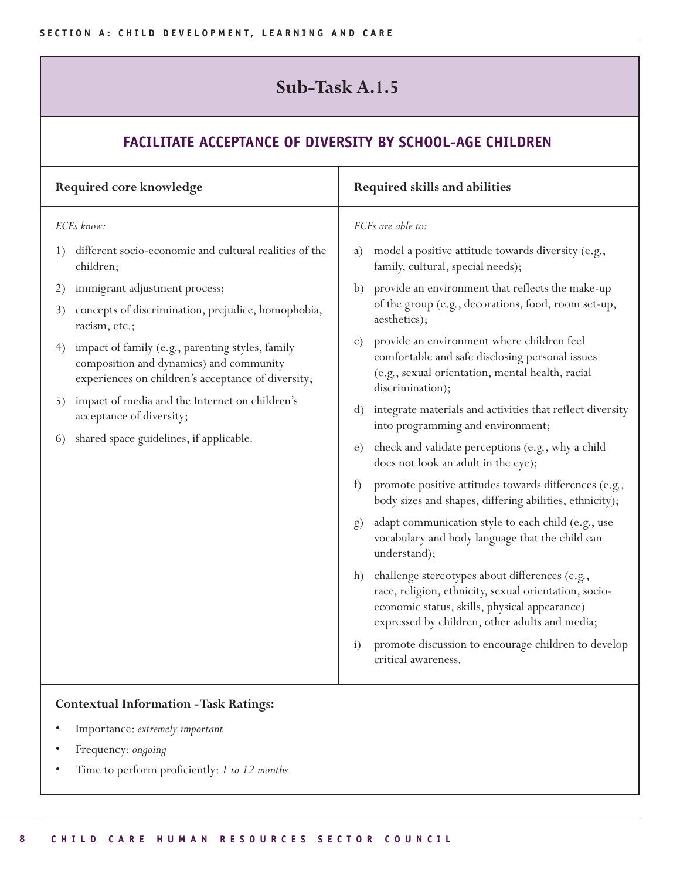## Sub-Task A.1.5

### FACILITATE ACCEPTANCE OF DIVERSITY BY SCHOOL-AGE CHILDREN

| Required core knowledge | Required skills and abilities |
|---|---|
| *ECEs know:*<br><br>1) different socio-economic and cultural realities of the children;<br>2) immigrant adjustment process;<br>3) concepts of discrimination, prejudice, homophobia, racism, etc.;<br>4) impact of family (e.g., parenting styles, family composition and dynamics) and community experiences on children's acceptance of diversity;<br>5) impact of media and the Internet on children's acceptance of diversity;<br>6) shared space guidelines, if applicable. | *ECEs are able to:*<br><br>a) model a positive attitude towards diversity (e.g., family, cultural, special needs);<br>b) provide an environment that reflects the make-up of the group (e.g., decorations, food, room set-up, aesthetics);<br>c) provide an environment where children feel comfortable and safe disclosing personal issues (e.g., sexual orientation, mental health, racial discrimination);<br>d) integrate materials and activities that reflect diversity into programming and environment;<br>e) check and validate perceptions (e.g., why a child does not look an adult in the eye);<br>f) promote positive attitudes towards differences (e.g., body sizes and shapes, differing abilities, ethnicity);<br>g) adapt communication style to each child (e.g., use vocabulary and body language that the child can understand);<br>h) challenge stereotypes about differences (e.g., race, religion, ethnicity, sexual orientation, socio-economic status, skills, physical appearance) expressed by children, other adults and media;<br>i) promote discussion to encourage children to develop critical awareness. |

**Contextual Information - Task Ratings:**

- Importance: *extremely important*
- Frequency: *ongoing*
- Time to perform proficiently: *1 to 12 months*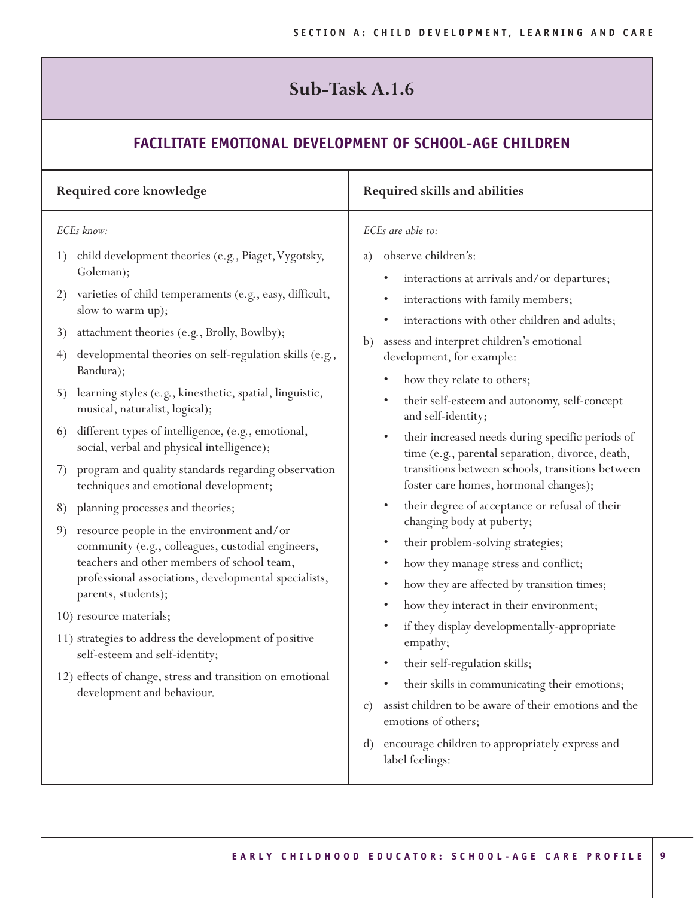## Sub-Task A.1.6

### FACILITATE EMOTIONAL DEVELOPMENT OF SCHOOL-AGE CHILDREN

| Required core knowledge | Required skills and abilities |
|---|---|
| *ECEs know:*<br>1) child development theories (e.g., Piaget, Vygotsky, Goleman);<br>2) varieties of child temperaments (e.g., easy, difficult, slow to warm up);<br>3) attachment theories (e.g., Brolly, Bowlby);<br>4) developmental theories on self-regulation skills (e.g., Bandura);<br>5) learning styles (e.g., kinesthetic, spatial, linguistic, musical, naturalist, logical);<br>6) different types of intelligence, (e.g., emotional, social, verbal and physical intelligence);<br>7) program and quality standards regarding observation techniques and emotional development;<br>8) planning processes and theories;<br>9) resource people in the environment and/or community (e.g., colleagues, custodial engineers, teachers and other members of school team, professional associations, developmental specialists, parents, students);<br>10) resource materials;<br>11) strategies to address the development of positive self-esteem and self-identity;<br>12) effects of change, stress and transition on emotional development and behaviour. | *ECEs are able to:*<br>a) observe children's:<br>• interactions at arrivals and/or departures;<br>• interactions with family members;<br>• interactions with other children and adults;<br>b) assess and interpret children's emotional development, for example:<br>• how they relate to others;<br>• their self-esteem and autonomy, self-concept and self-identity;<br>• their increased needs during specific periods of time (e.g., parental separation, divorce, death, transitions between schools, transitions between foster care homes, hormonal changes);<br>• their degree of acceptance or refusal of their changing body at puberty;<br>• their problem-solving strategies;<br>• how they manage stress and conflict;<br>• how they are affected by transition times;<br>• how they interact in their environment;<br>• if they display developmentally-appropriate empathy;<br>• their self-regulation skills;<br>• their skills in communicating their emotions;<br>c) assist children to be aware of their emotions and the emotions of others;<br>d) encourage children to appropriately express and label feelings: |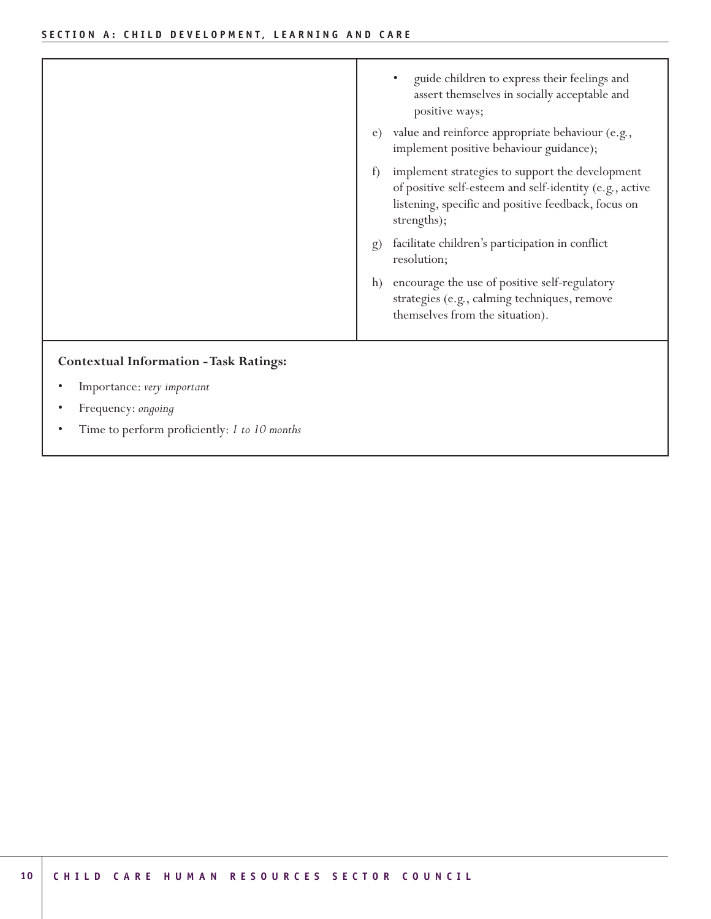| | |
|---|---|
| | • guide children to express their feelings and assert themselves in socially acceptable and positive ways;<br>e) value and reinforce appropriate behaviour (e.g., implement positive behaviour guidance);<br>f) implement strategies to support the development of positive self-esteem and self-identity (e.g., active listening, specific and positive feedback, focus on strengths);<br>g) facilitate children's participation in conflict resolution;<br>h) encourage the use of positive self-regulatory strategies (e.g., calming techniques, remove themselves from the situation). |

**Contextual Information - Task Ratings:**

- Importance: *very important*
- Frequency: *ongoing*
- Time to perform proficiently: *1 to 10 months*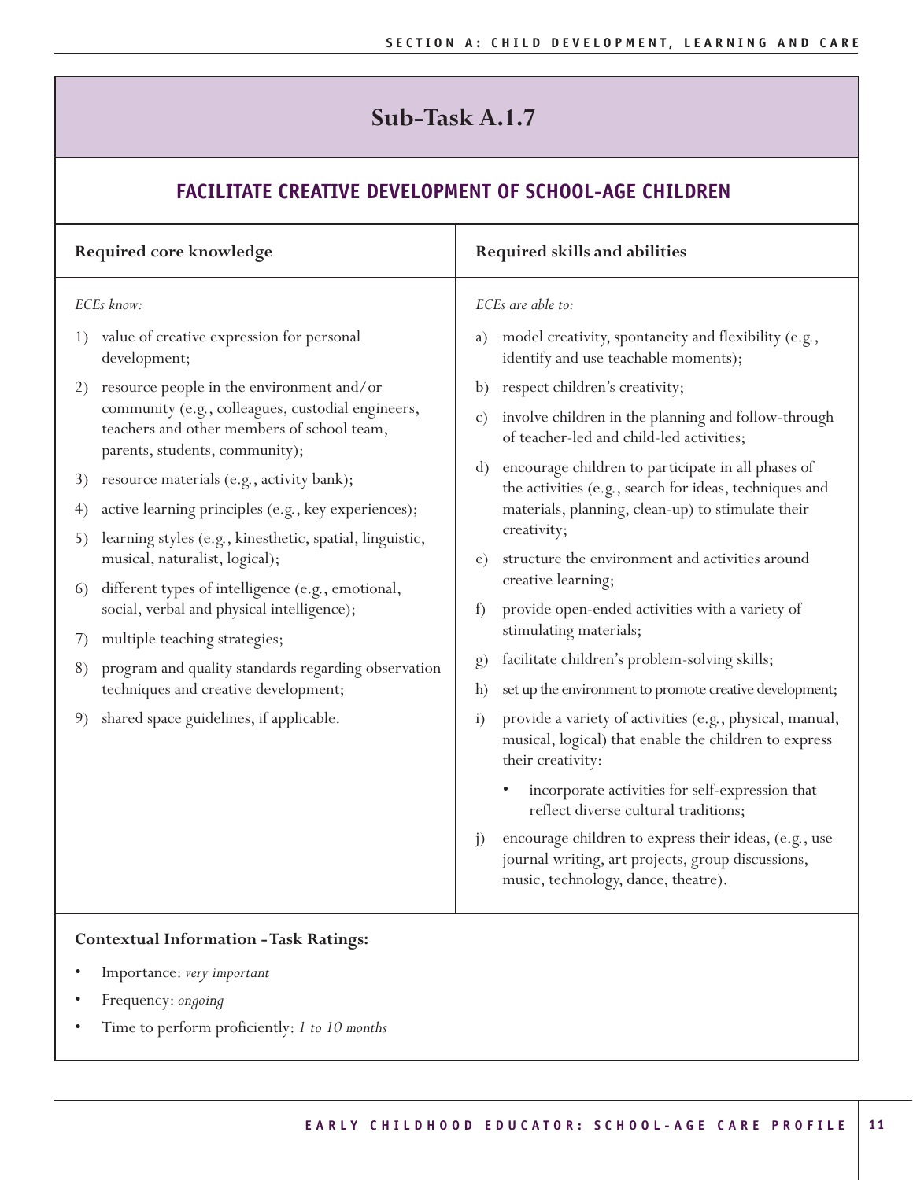# Sub-Task A.1.7

## FACILITATE CREATIVE DEVELOPMENT OF SCHOOL-AGE CHILDREN

**Required core knowledge**

*ECEs know:*

1) value of creative expression for personal development;
2) resource people in the environment and/or community (e.g., colleagues, custodial engineers, teachers and other members of school team, parents, students, community);
3) resource materials (e.g., activity bank);
4) active learning principles (e.g., key experiences);
5) learning styles (e.g., kinesthetic, spatial, linguistic, musical, naturalist, logical);
6) different types of intelligence (e.g., emotional, social, verbal and physical intelligence);
7) multiple teaching strategies;
8) program and quality standards regarding observation techniques and creative development;
9) shared space guidelines, if applicable.

**Required skills and abilities**

*ECEs are able to:*

a) model creativity, spontaneity and flexibility (e.g., identify and use teachable moments);
b) respect children's creativity;
c) involve children in the planning and follow-through of teacher-led and child-led activities;
d) encourage children to participate in all phases of the activities (e.g., search for ideas, techniques and materials, planning, clean-up) to stimulate their creativity;
e) structure the environment and activities around creative learning;
f) provide open-ended activities with a variety of stimulating materials;
g) facilitate children's problem-solving skills;
h) set up the environment to promote creative development;
i) provide a variety of activities (e.g., physical, manual, musical, logical) that enable the children to express their creativity:
   - incorporate activities for self-expression that reflect diverse cultural traditions;
j) encourage children to express their ideas, (e.g., use journal writing, art projects, group discussions, music, technology, dance, theatre).

**Contextual Information - Task Ratings:**

- Importance: *very important*
- Frequency: *ongoing*
- Time to perform proficiently: *1 to 10 months*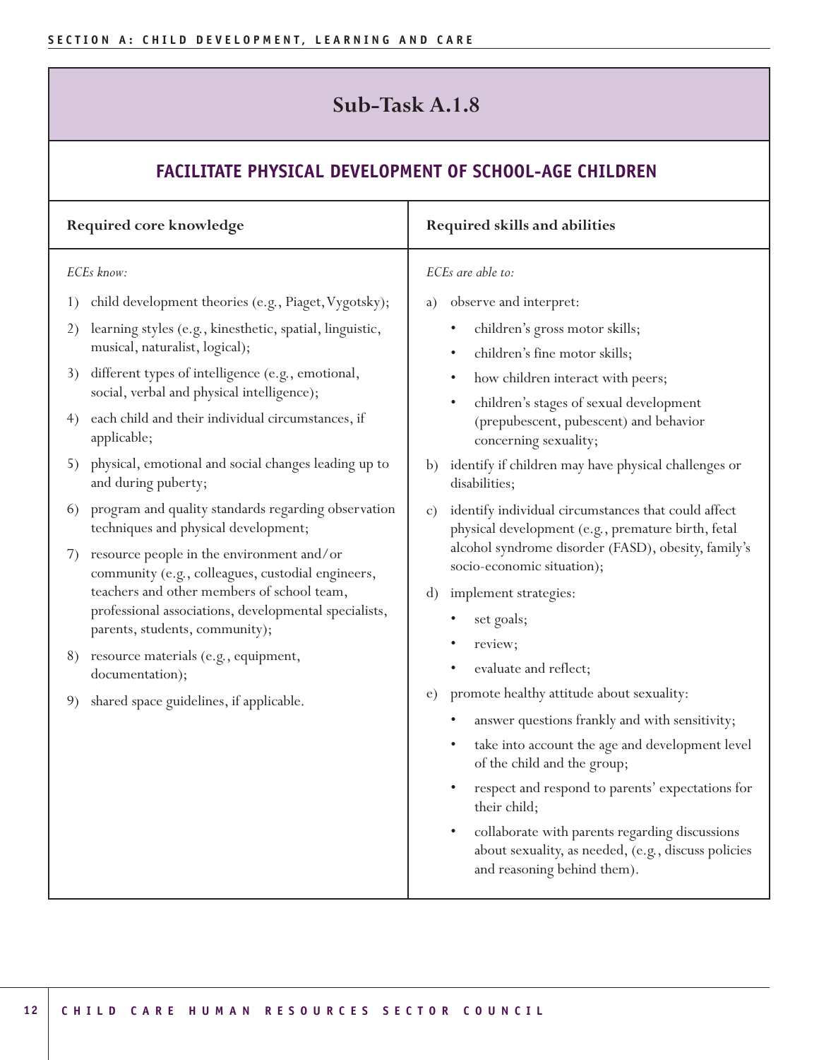## Sub-Task A.1.8

### FACILITATE PHYSICAL DEVELOPMENT OF SCHOOL-AGE CHILDREN

**Required core knowledge**

*ECEs know:*

1) child development theories (e.g., Piaget, Vygotsky);
2) learning styles (e.g., kinesthetic, spatial, linguistic, musical, naturalist, logical);
3) different types of intelligence (e.g., emotional, social, verbal and physical intelligence);
4) each child and their individual circumstances, if applicable;
5) physical, emotional and social changes leading up to and during puberty;
6) program and quality standards regarding observation techniques and physical development;
7) resource people in the environment and/or community (e.g., colleagues, custodial engineers, teachers and other members of school team, professional associations, developmental specialists, parents, students, community);
8) resource materials (e.g., equipment, documentation);
9) shared space guidelines, if applicable.

**Required skills and abilities**

*ECEs are able to:*

a) observe and interpret:
   - children's gross motor skills;
   - children's fine motor skills;
   - how children interact with peers;
   - children's stages of sexual development (prepubescent, pubescent) and behavior concerning sexuality;
b) identify if children may have physical challenges or disabilities;
c) identify individual circumstances that could affect physical development (e.g., premature birth, fetal alcohol syndrome disorder (FASD), obesity, family's socio-economic situation);
d) implement strategies:
   - set goals;
   - review;
   - evaluate and reflect;
e) promote healthy attitude about sexuality:
   - answer questions frankly and with sensitivity;
   - take into account the age and development level of the child and the group;
   - respect and respond to parents' expectations for their child;
   - collaborate with parents regarding discussions about sexuality, as needed, (e.g., discuss policies and reasoning behind them).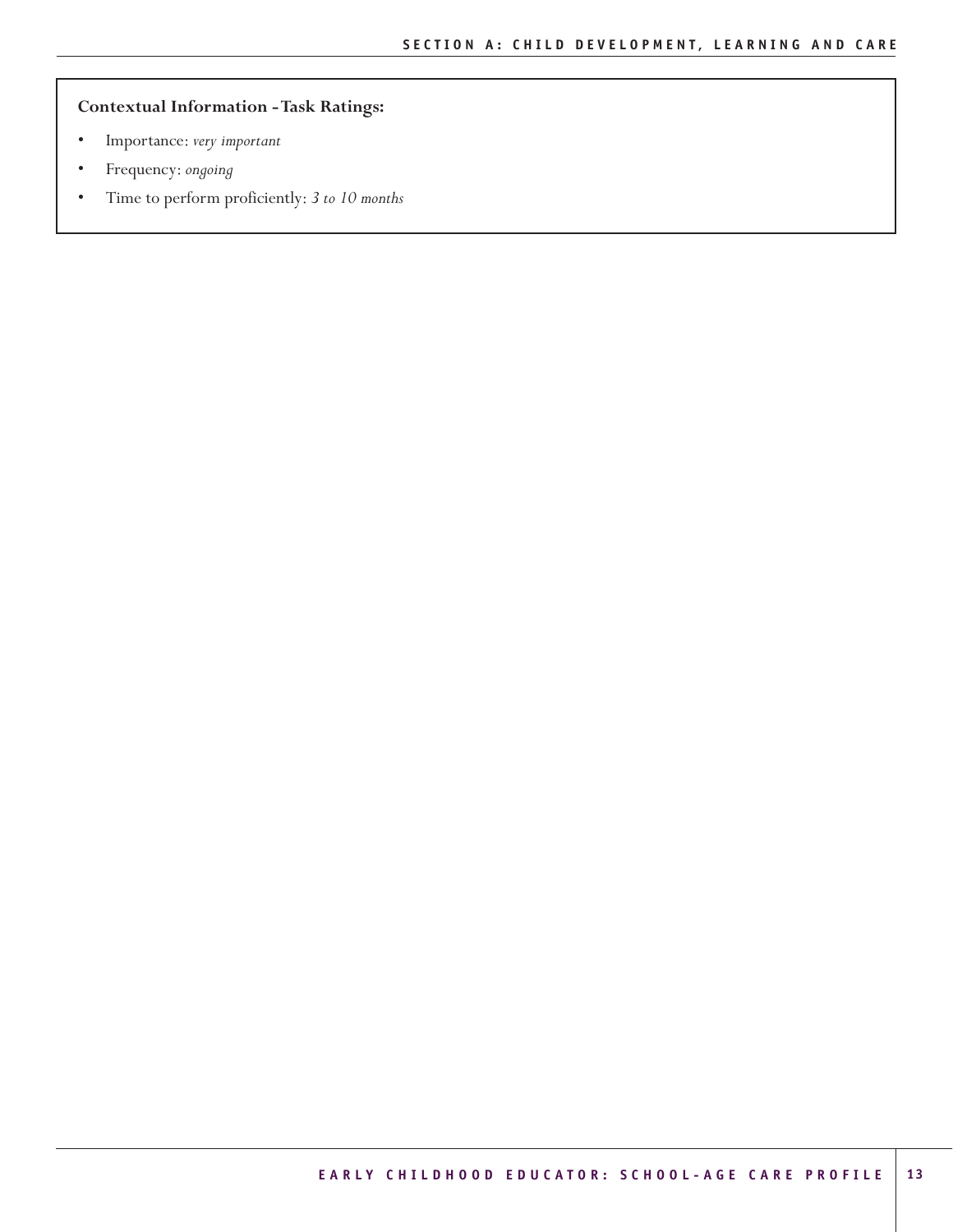**Contextual Information - Task Ratings:**

- Importance: *very important*
- Frequency: *ongoing*
- Time to perform proficiently: *3 to 10 months*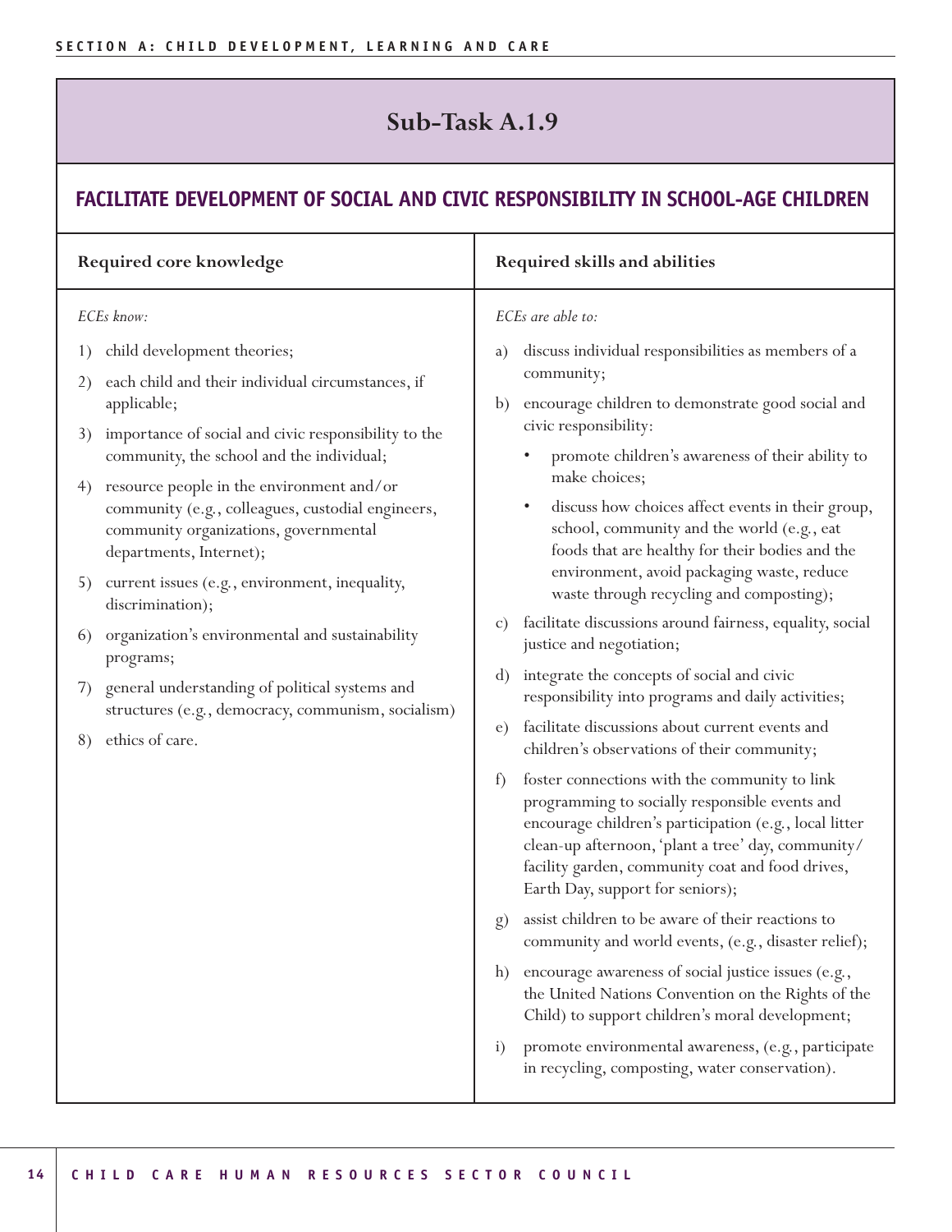# Sub-Task A.1.9

## FACILITATE DEVELOPMENT OF SOCIAL AND CIVIC RESPONSIBILITY IN SCHOOL-AGE CHILDREN

### Required core knowledge

*ECEs know:*

1) child development theories;
2) each child and their individual circumstances, if applicable;
3) importance of social and civic responsibility to the community, the school and the individual;
4) resource people in the environment and/or community (e.g., colleagues, custodial engineers, community organizations, governmental departments, Internet);
5) current issues (e.g., environment, inequality, discrimination);
6) organization's environmental and sustainability programs;
7) general understanding of political systems and structures (e.g., democracy, communism, socialism)
8) ethics of care.

### Required skills and abilities

*ECEs are able to:*

a) discuss individual responsibilities as members of a community;
b) encourage children to demonstrate good social and civic responsibility:
   - promote children's awareness of their ability to make choices;
   - discuss how choices affect events in their group, school, community and the world (e.g., eat foods that are healthy for their bodies and the environment, avoid packaging waste, reduce waste through recycling and composting);
c) facilitate discussions around fairness, equality, social justice and negotiation;
d) integrate the concepts of social and civic responsibility into programs and daily activities;
e) facilitate discussions about current events and children's observations of their community;
f) foster connections with the community to link programming to socially responsible events and encourage children's participation (e.g., local litter clean-up afternoon, 'plant a tree' day, community/facility garden, community coat and food drives, Earth Day, support for seniors);
g) assist children to be aware of their reactions to community and world events, (e.g., disaster relief);
h) encourage awareness of social justice issues (e.g., the United Nations Convention on the Rights of the Child) to support children's moral development;
i) promote environmental awareness, (e.g., participate in recycling, composting, water conservation).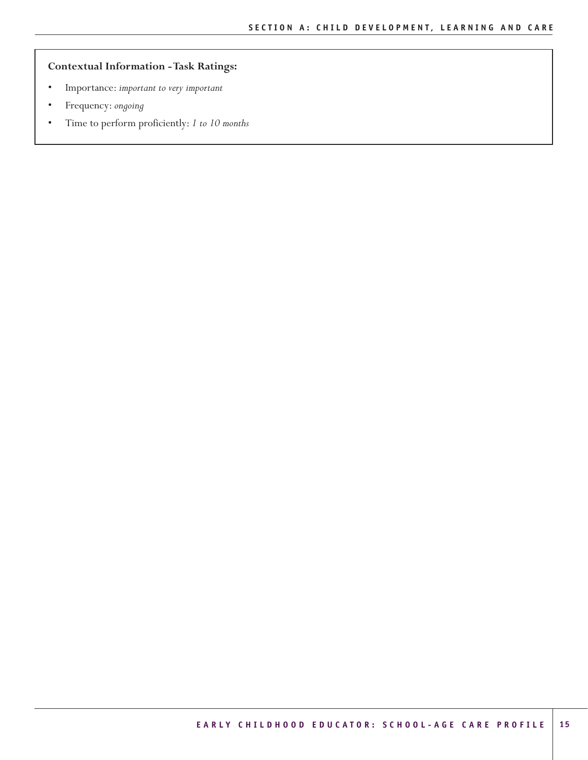**Contextual Information - Task Ratings:**

- Importance: *important to very important*
- Frequency: *ongoing*
- Time to perform proficiently: *1 to 10 months*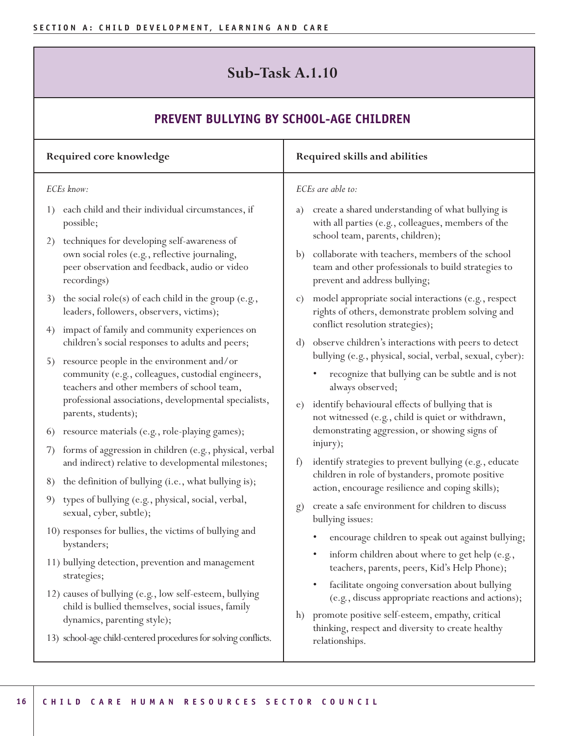# Sub-Task A.1.10

## PREVENT BULLYING BY SCHOOL-AGE CHILDREN

### Required core knowledge

*ECEs know:*

1) each child and their individual circumstances, if possible;
2) techniques for developing self-awareness of own social roles (e.g., reflective journaling, peer observation and feedback, audio or video recordings)
3) the social role(s) of each child in the group (e.g., leaders, followers, observers, victims);
4) impact of family and community experiences on children's social responses to adults and peers;
5) resource people in the environment and/or community (e.g., colleagues, custodial engineers, teachers and other members of school team, professional associations, developmental specialists, parents, students);
6) resource materials (e.g., role-playing games);
7) forms of aggression in children (e.g., physical, verbal and indirect) relative to developmental milestones;
8) the definition of bullying (i.e., what bullying is);
9) types of bullying (e.g., physical, social, verbal, sexual, cyber, subtle);
10) responses for bullies, the victims of bullying and bystanders;
11) bullying detection, prevention and management strategies;
12) causes of bullying (e.g., low self-esteem, bullying child is bullied themselves, social issues, family dynamics, parenting style);
13) school-age child-centered procedures for solving conflicts.

### Required skills and abilities

*ECEs are able to:*

a) create a shared understanding of what bullying is with all parties (e.g., colleagues, members of the school team, parents, children);
b) collaborate with teachers, members of the school team and other professionals to build strategies to prevent and address bullying;
c) model appropriate social interactions (e.g., respect rights of others, demonstrate problem solving and conflict resolution strategies);
d) observe children's interactions with peers to detect bullying (e.g., physical, social, verbal, sexual, cyber):
   - recognize that bullying can be subtle and is not always observed;
e) identify behavioural effects of bullying that is not witnessed (e.g., child is quiet or withdrawn, demonstrating aggression, or showing signs of injury);
f) identify strategies to prevent bullying (e.g., educate children in role of bystanders, promote positive action, encourage resilience and coping skills);
g) create a safe environment for children to discuss bullying issues:
   - encourage children to speak out against bullying;
   - inform children about where to get help (e.g., teachers, parents, peers, Kid's Help Phone);
   - facilitate ongoing conversation about bullying (e.g., discuss appropriate reactions and actions);
h) promote positive self-esteem, empathy, critical thinking, respect and diversity to create healthy relationships.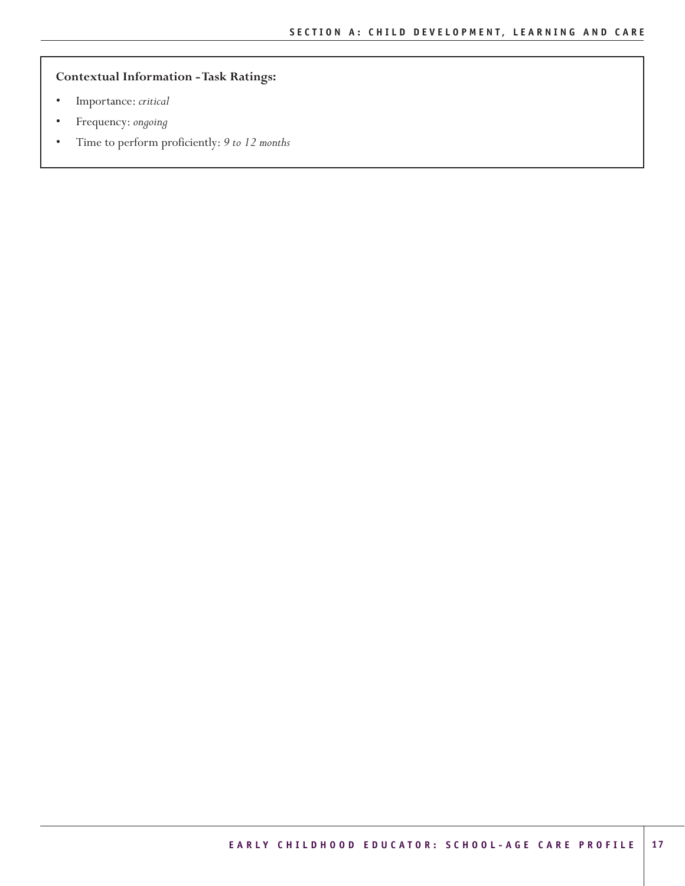**Contextual Information - Task Ratings:**

- Importance: *critical*
- Frequency: *ongoing*
- Time to perform proficiently: *9 to 12 months*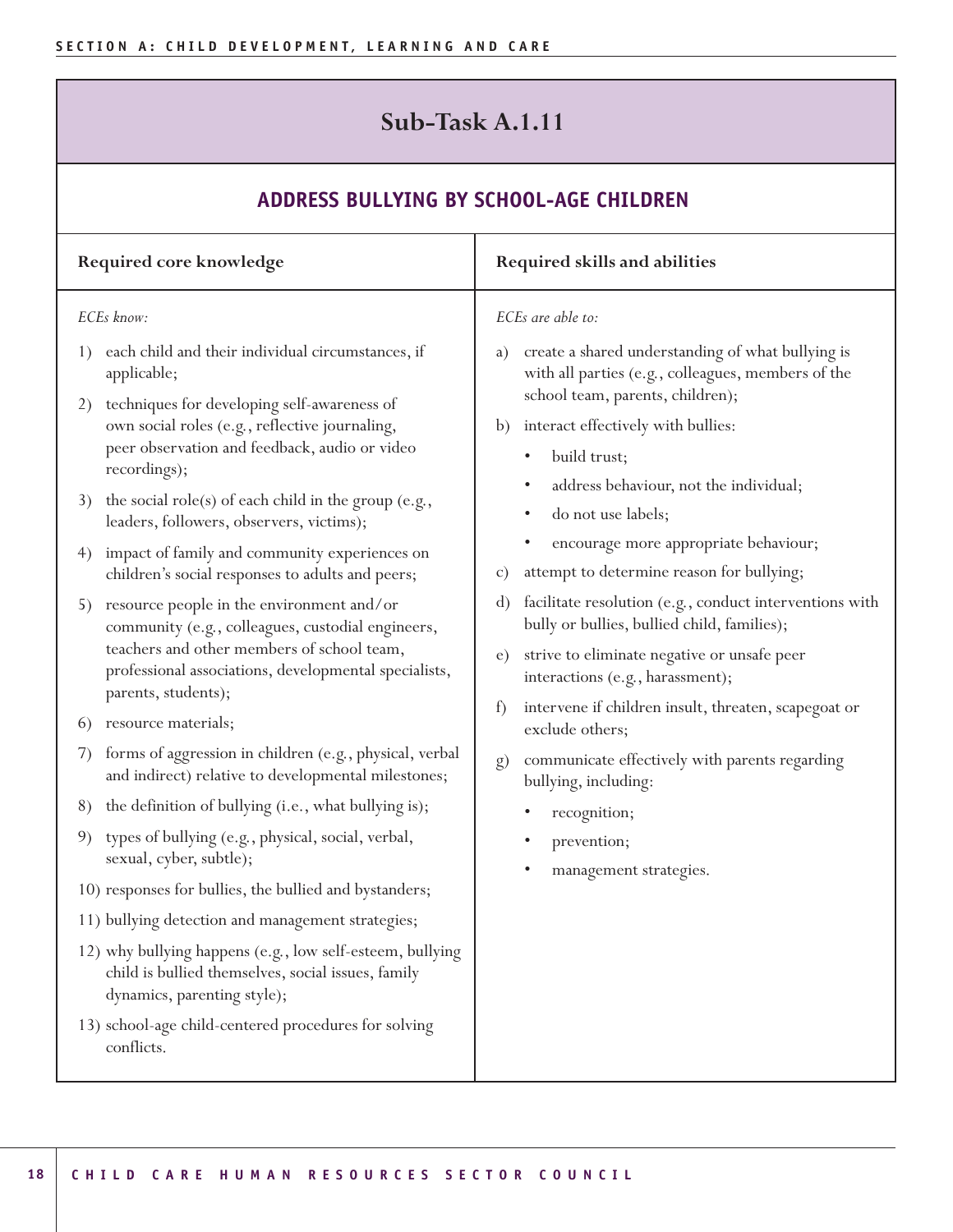# Sub-Task A.1.11

## ADDRESS BULLYING BY SCHOOL-AGE CHILDREN

| Required core knowledge | Required skills and abilities |
| --- | --- |
| *ECEs know:*<br>1) each child and their individual circumstances, if applicable;<br>2) techniques for developing self-awareness of own social roles (e.g., reflective journaling, peer observation and feedback, audio or video recordings);<br>3) the social role(s) of each child in the group (e.g., leaders, followers, observers, victims);<br>4) impact of family and community experiences on children's social responses to adults and peers;<br>5) resource people in the environment and/or community (e.g., colleagues, custodial engineers, teachers and other members of school team, professional associations, developmental specialists, parents, students);<br>6) resource materials;<br>7) forms of aggression in children (e.g., physical, verbal and indirect) relative to developmental milestones;<br>8) the definition of bullying (i.e., what bullying is);<br>9) types of bullying (e.g., physical, social, verbal, sexual, cyber, subtle);<br>10) responses for bullies, the bullied and bystanders;<br>11) bullying detection and management strategies;<br>12) why bullying happens (e.g., low self-esteem, bullying child is bullied themselves, social issues, family dynamics, parenting style);<br>13) school-age child-centered procedures for solving conflicts. | *ECEs are able to:*<br>a) create a shared understanding of what bullying is with all parties (e.g., colleagues, members of the school team, parents, children);<br>b) interact effectively with bullies:<br>• build trust;<br>• address behaviour, not the individual;<br>• do not use labels;<br>• encourage more appropriate behaviour;<br>c) attempt to determine reason for bullying;<br>d) facilitate resolution (e.g., conduct interventions with bully or bullies, bullied child, families);<br>e) strive to eliminate negative or unsafe peer interactions (e.g., harassment);<br>f) intervene if children insult, threaten, scapegoat or exclude others;<br>g) communicate effectively with parents regarding bullying, including:<br>• recognition;<br>• prevention;<br>• management strategies. |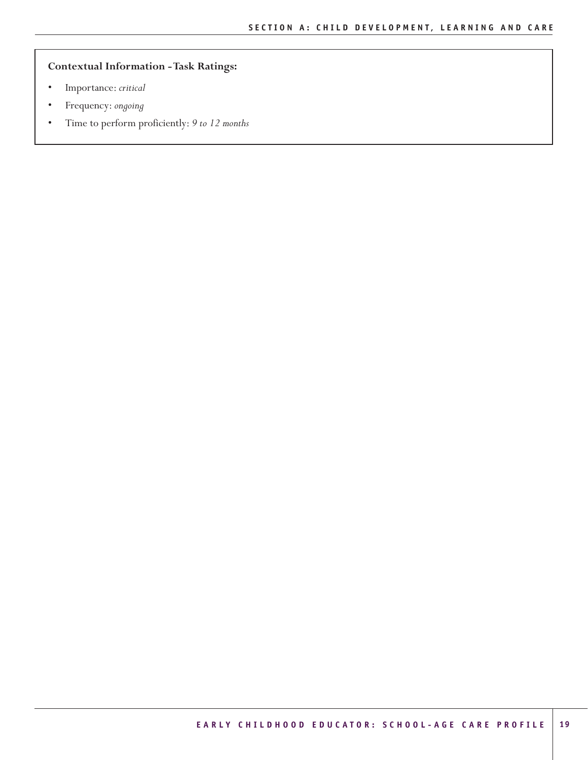**Contextual Information - Task Ratings:**

- Importance: *critical*
- Frequency: *ongoing*
- Time to perform proficiently: *9 to 12 months*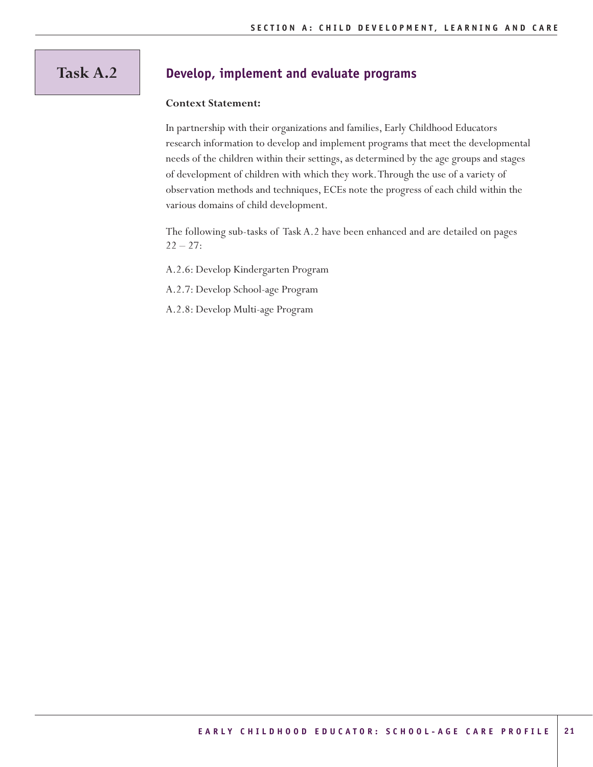# Task A.2

## Develop, implement and evaluate programs

**Context Statement:**

In partnership with their organizations and families, Early Childhood Educators research information to develop and implement programs that meet the developmental needs of the children within their settings, as determined by the age groups and stages of development of children with which they work. Through the use of a variety of observation methods and techniques, ECEs note the progress of each child within the various domains of child development.

The following sub-tasks of Task A.2 have been enhanced and are detailed on pages 22 – 27:

A.2.6: Develop Kindergarten Program

A.2.7: Develop School-age Program

A.2.8: Develop Multi-age Program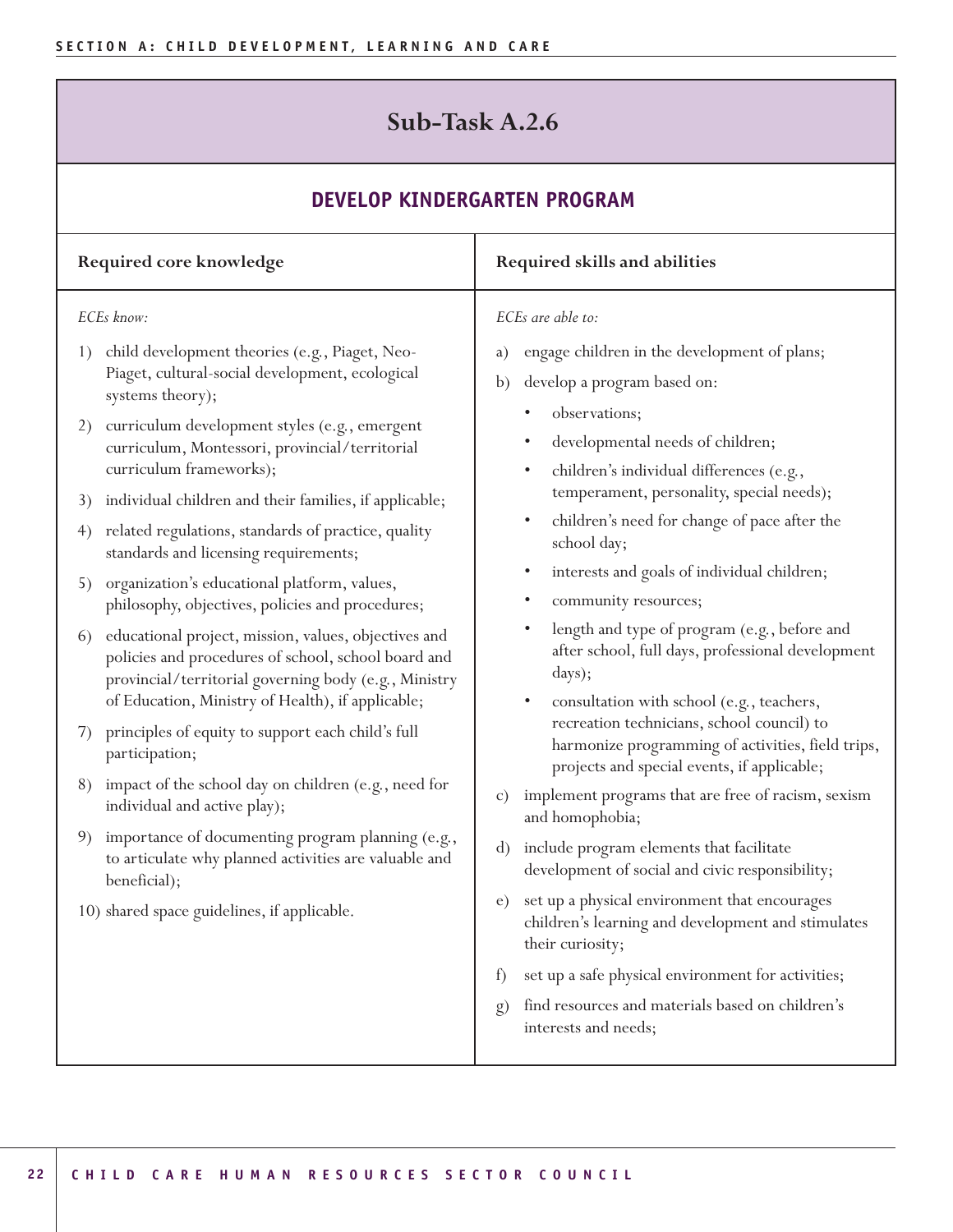## Sub-Task A.2.6

### DEVELOP KINDERGARTEN PROGRAM

**Required core knowledge**

*ECEs know:*

1) child development theories (e.g., Piaget, Neo-Piaget, cultural-social development, ecological systems theory);
2) curriculum development styles (e.g., emergent curriculum, Montessori, provincial/territorial curriculum frameworks);
3) individual children and their families, if applicable;
4) related regulations, standards of practice, quality standards and licensing requirements;
5) organization's educational platform, values, philosophy, objectives, policies and procedures;
6) educational project, mission, values, objectives and policies and procedures of school, school board and provincial/territorial governing body (e.g., Ministry of Education, Ministry of Health), if applicable;
7) principles of equity to support each child's full participation;
8) impact of the school day on children (e.g., need for individual and active play);
9) importance of documenting program planning (e.g., to articulate why planned activities are valuable and beneficial);
10) shared space guidelines, if applicable.

**Required skills and abilities**

*ECEs are able to:*

a) engage children in the development of plans;
b) develop a program based on:
   - observations;
   - developmental needs of children;
   - children's individual differences (e.g., temperament, personality, special needs);
   - children's need for change of pace after the school day;
   - interests and goals of individual children;
   - community resources;
   - length and type of program (e.g., before and after school, full days, professional development days);
   - consultation with school (e.g., teachers, recreation technicians, school council) to harmonize programming of activities, field trips, projects and special events, if applicable;
c) implement programs that are free of racism, sexism and homophobia;
d) include program elements that facilitate development of social and civic responsibility;
e) set up a physical environment that encourages children's learning and development and stimulates their curiosity;
f) set up a safe physical environment for activities;
g) find resources and materials based on children's interests and needs;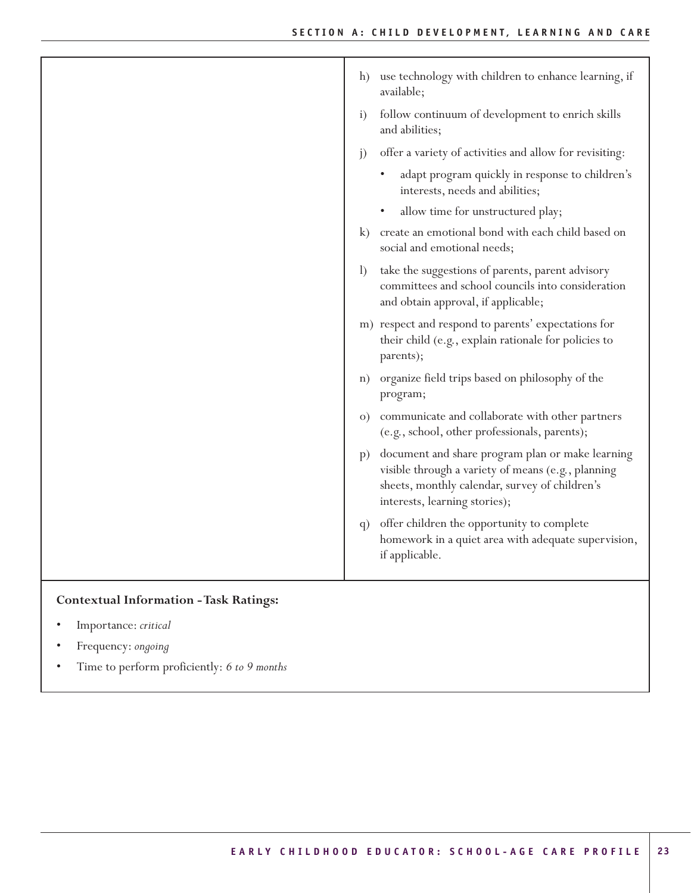h) use technology with children to enhance learning, if available;

i) follow continuum of development to enrich skills and abilities;

j) offer a variety of activities and allow for revisiting:
   - adapt program quickly in response to children's interests, needs and abilities;
   - allow time for unstructured play;

k) create an emotional bond with each child based on social and emotional needs;

l) take the suggestions of parents, parent advisory committees and school councils into consideration and obtain approval, if applicable;

m) respect and respond to parents' expectations for their child (e.g., explain rationale for policies to parents);

n) organize field trips based on philosophy of the program;

o) communicate and collaborate with other partners (e.g., school, other professionals, parents);

p) document and share program plan or make learning visible through a variety of means (e.g., planning sheets, monthly calendar, survey of children's interests, learning stories);

q) offer children the opportunity to complete homework in a quiet area with adequate supervision, if applicable.

**Contextual Information - Task Ratings:**

- Importance: *critical*
- Frequency: *ongoing*
- Time to perform proficiently: *6 to 9 months*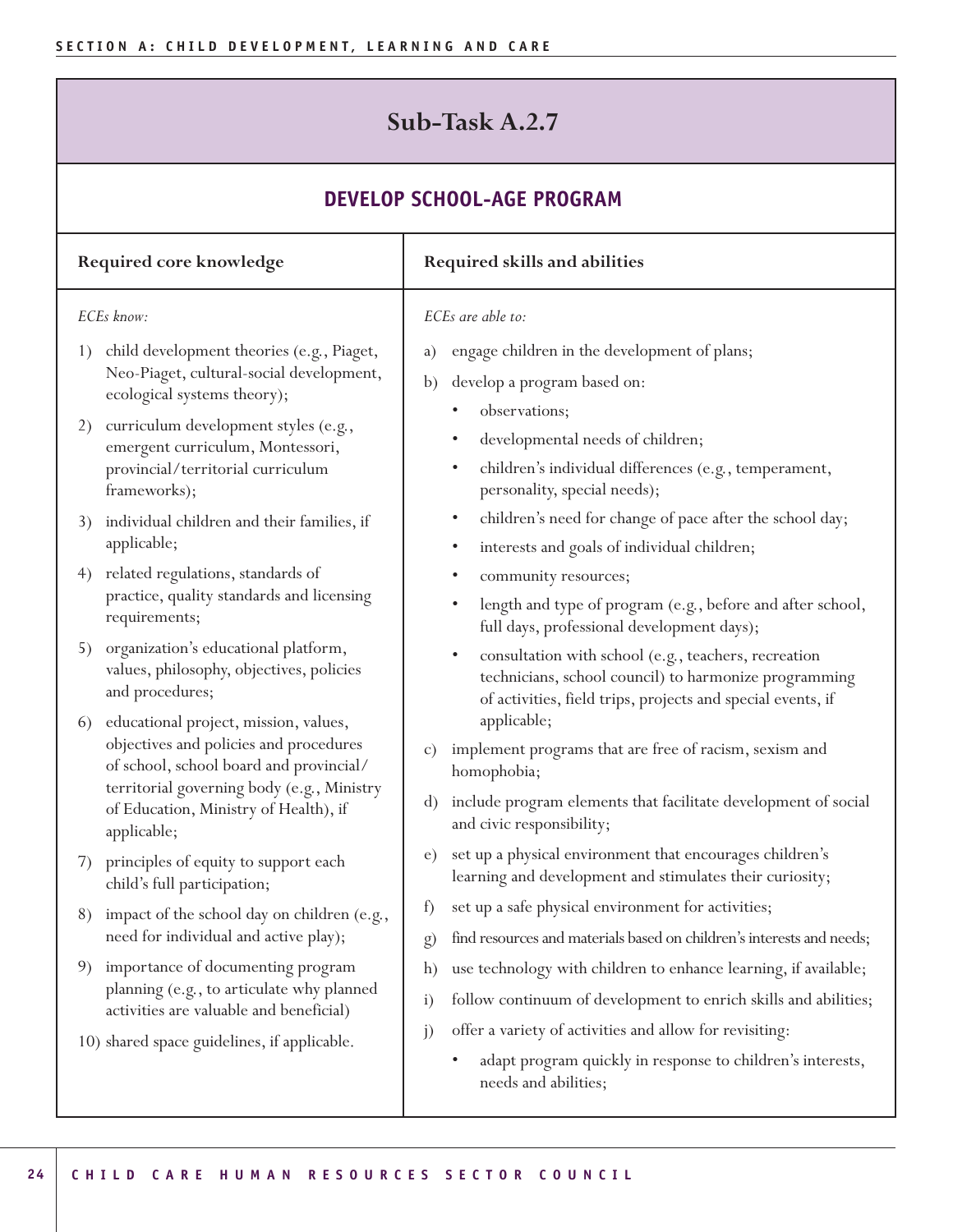# Sub-Task A.2.7

## DEVELOP SCHOOL-AGE PROGRAM

| Required core knowledge | Required skills and abilities |
|---|---|
| *ECEs know:*<br>1) child development theories (e.g., Piaget, Neo-Piaget, cultural-social development, ecological systems theory);<br>2) curriculum development styles (e.g., emergent curriculum, Montessori, provincial/territorial curriculum frameworks);<br>3) individual children and their families, if applicable;<br>4) related regulations, standards of practice, quality standards and licensing requirements;<br>5) organization's educational platform, values, philosophy, objectives, policies and procedures;<br>6) educational project, mission, values, objectives and policies and procedures of school, school board and provincial/territorial governing body (e.g., Ministry of Education, Ministry of Health), if applicable;<br>7) principles of equity to support each child's full participation;<br>8) impact of the school day on children (e.g., need for individual and active play);<br>9) importance of documenting program planning (e.g., to articulate why planned activities are valuable and beneficial)<br>10) shared space guidelines, if applicable. | *ECEs are able to:*<br>a) engage children in the development of plans;<br>b) develop a program based on:<br>• observations;<br>• developmental needs of children;<br>• children's individual differences (e.g., temperament, personality, special needs);<br>• children's need for change of pace after the school day;<br>• interests and goals of individual children;<br>• community resources;<br>• length and type of program (e.g., before and after school, full days, professional development days);<br>• consultation with school (e.g., teachers, recreation technicians, school council) to harmonize programming of activities, field trips, projects and special events, if applicable;<br>c) implement programs that are free of racism, sexism and homophobia;<br>d) include program elements that facilitate development of social and civic responsibility;<br>e) set up a physical environment that encourages children's learning and development and stimulates their curiosity;<br>f) set up a safe physical environment for activities;<br>g) find resources and materials based on children's interests and needs;<br>h) use technology with children to enhance learning, if available;<br>i) follow continuum of development to enrich skills and abilities;<br>j) offer a variety of activities and allow for revisiting:<br>• adapt program quickly in response to children's interests, needs and abilities; |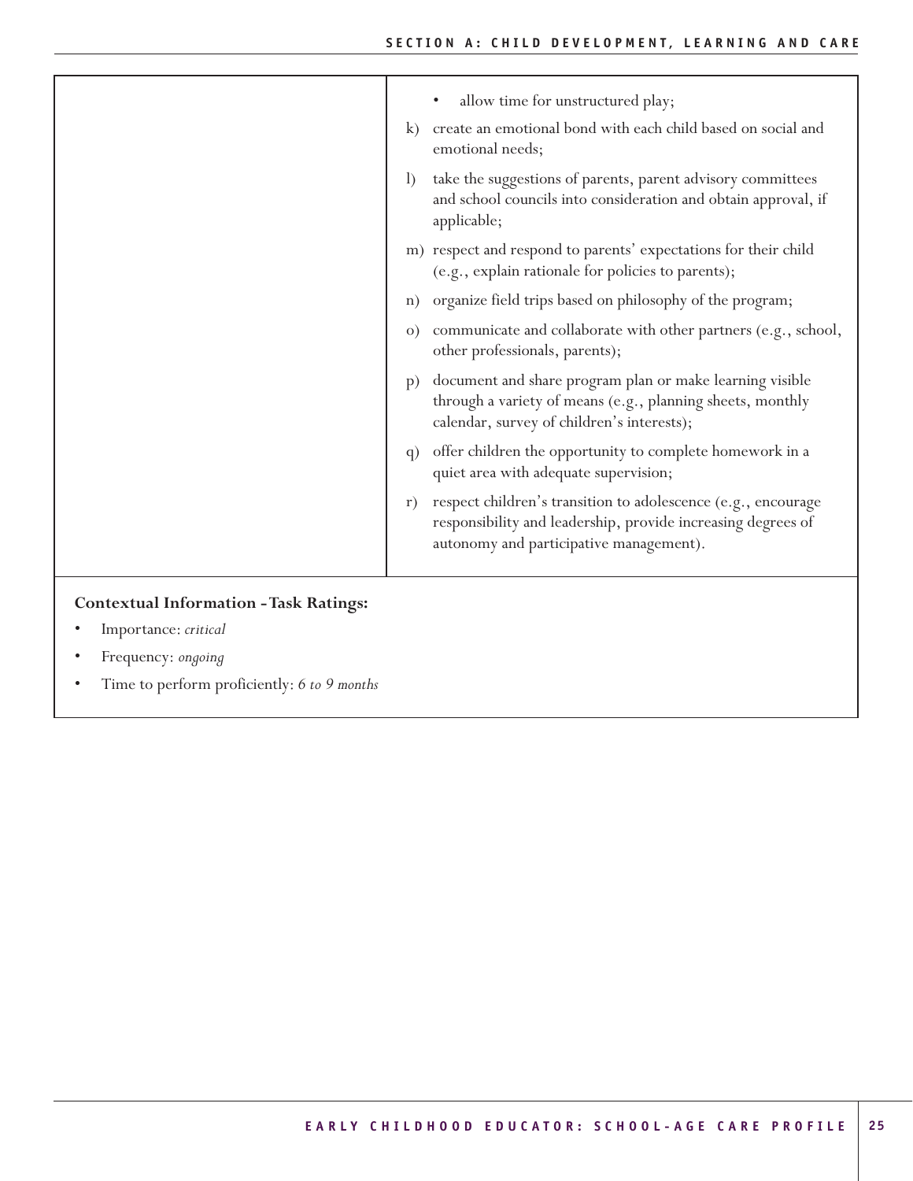|   |   |
|---|---|
| | - allow time for unstructured play;<br>k) create an emotional bond with each child based on social and emotional needs;<br>l) take the suggestions of parents, parent advisory committees and school councils into consideration and obtain approval, if applicable;<br>m) respect and respond to parents' expectations for their child (e.g., explain rationale for policies to parents);<br>n) organize field trips based on philosophy of the program;<br>o) communicate and collaborate with other partners (e.g., school, other professionals, parents);<br>p) document and share program plan or make learning visible through a variety of means (e.g., planning sheets, monthly calendar, survey of children's interests);<br>q) offer children the opportunity to complete homework in a quiet area with adequate supervision;<br>r) respect children's transition to adolescence (e.g., encourage responsibility and leadership, provide increasing degrees of autonomy and participative management). |

**Contextual Information - Task Ratings:**

- Importance: *critical*
- Frequency: *ongoing*
- Time to perform proficiently: *6 to 9 months*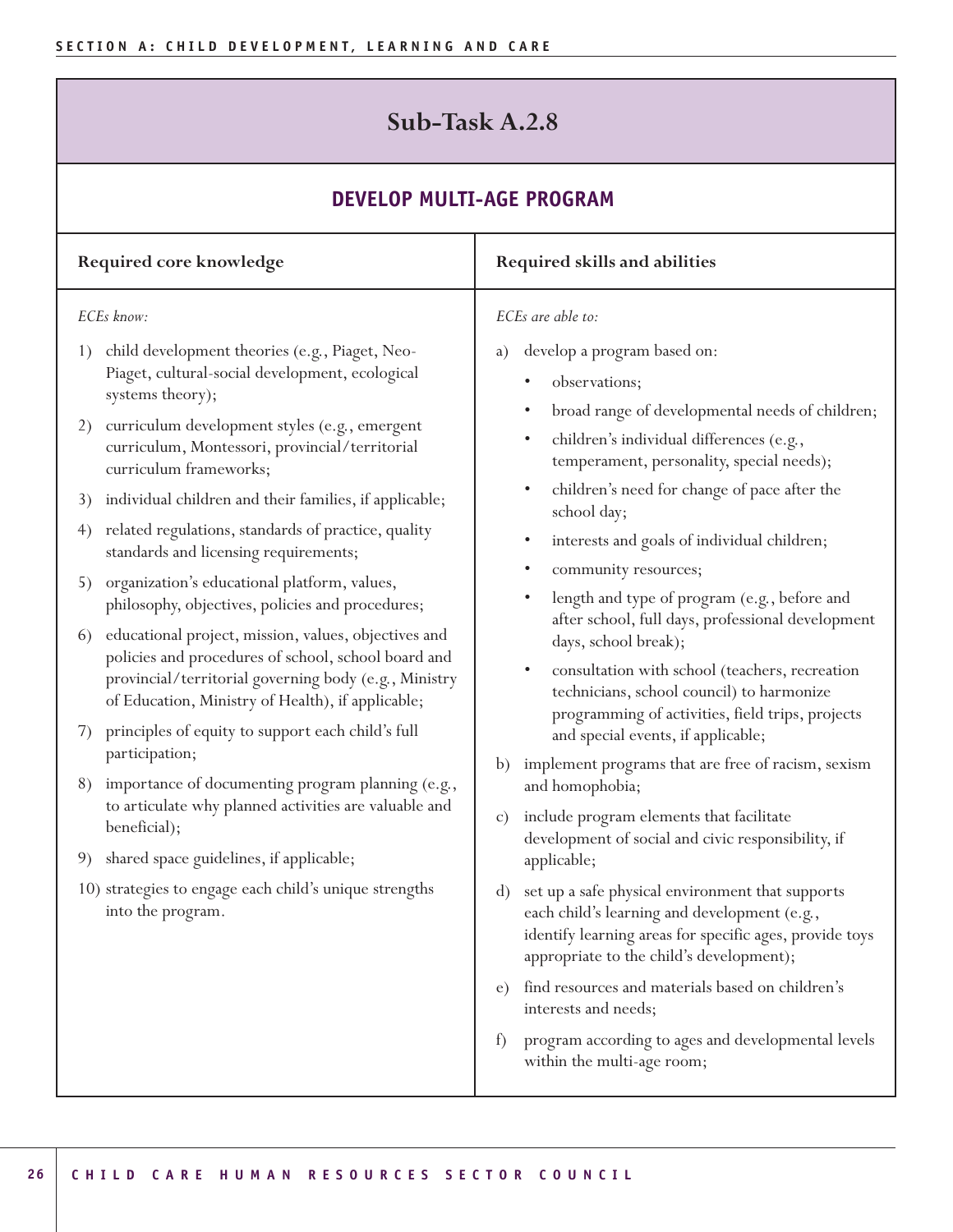# Sub-Task A.2.8

## DEVELOP MULTI-AGE PROGRAM

| Required core knowledge | Required skills and abilities |
|---|---|
| *ECEs know:*<br>1) child development theories (e.g., Piaget, Neo-Piaget, cultural-social development, ecological systems theory);<br>2) curriculum development styles (e.g., emergent curriculum, Montessori, provincial/territorial curriculum frameworks;<br>3) individual children and their families, if applicable;<br>4) related regulations, standards of practice, quality standards and licensing requirements;<br>5) organization's educational platform, values, philosophy, objectives, policies and procedures;<br>6) educational project, mission, values, objectives and policies and procedures of school, school board and provincial/territorial governing body (e.g., Ministry of Education, Ministry of Health), if applicable;<br>7) principles of equity to support each child's full participation;<br>8) importance of documenting program planning (e.g., to articulate why planned activities are valuable and beneficial);<br>9) shared space guidelines, if applicable;<br>10) strategies to engage each child's unique strengths into the program. | *ECEs are able to:*<br>a) develop a program based on:<br>• observations;<br>• broad range of developmental needs of children;<br>• children's individual differences (e.g., temperament, personality, special needs);<br>• children's need for change of pace after the school day;<br>• interests and goals of individual children;<br>• community resources;<br>• length and type of program (e.g., before and after school, full days, professional development days, school break);<br>• consultation with school (teachers, recreation technicians, school council) to harmonize programming of activities, field trips, projects and special events, if applicable;<br>b) implement programs that are free of racism, sexism and homophobia;<br>c) include program elements that facilitate development of social and civic responsibility, if applicable;<br>d) set up a safe physical environment that supports each child's learning and development (e.g., identify learning areas for specific ages, provide toys appropriate to the child's development);<br>e) find resources and materials based on children's interests and needs;<br>f) program according to ages and developmental levels within the multi-age room; |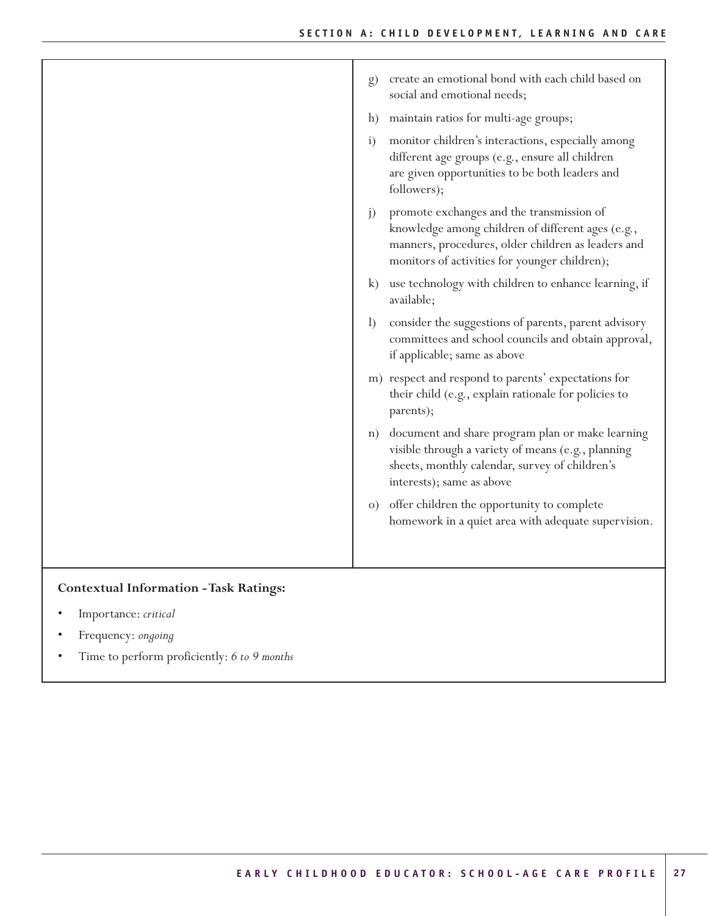g) create an emotional bond with each child based on social and emotional needs;

h) maintain ratios for multi-age groups;

i) monitor children's interactions, especially among different age groups (e.g., ensure all children are given opportunities to be both leaders and followers);

j) promote exchanges and the transmission of knowledge among children of different ages (e.g., manners, procedures, older children as leaders and monitors of activities for younger children);

k) use technology with children to enhance learning, if available;

l) consider the suggestions of parents, parent advisory committees and school councils and obtain approval, if applicable; same as above

m) respect and respond to parents' expectations for their child (e.g., explain rationale for policies to parents);

n) document and share program plan or make learning visible through a variety of means (e.g., planning sheets, monthly calendar, survey of children's interests); same as above

o) offer children the opportunity to complete homework in a quiet area with adequate supervision.

**Contextual Information - Task Ratings:**

- Importance: *critical*
- Frequency: *ongoing*
- Time to perform proficiently: *6 to 9 months*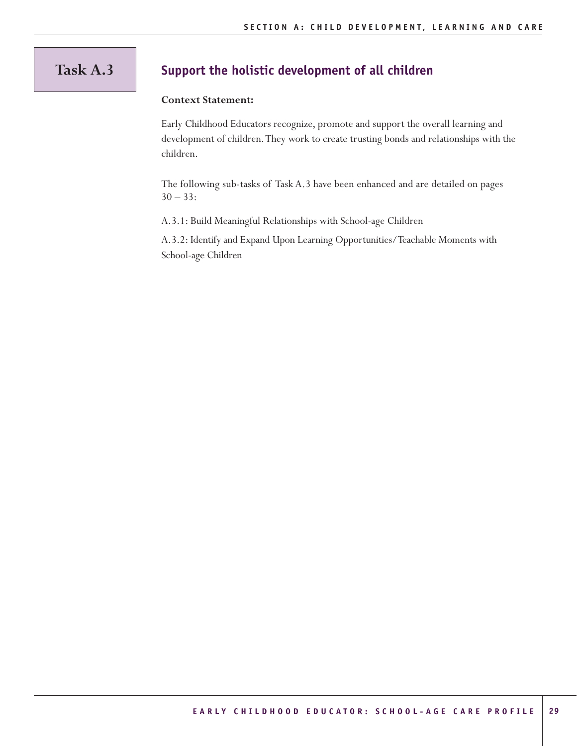# Task A.3

## Support the holistic development of all children

**Context Statement:**

Early Childhood Educators recognize, promote and support the overall learning and development of children. They work to create trusting bonds and relationships with the children.

The following sub-tasks of Task A.3 have been enhanced and are detailed on pages 30 – 33:

A.3.1: Build Meaningful Relationships with School-age Children

A.3.2: Identify and Expand Upon Learning Opportunities/Teachable Moments with School-age Children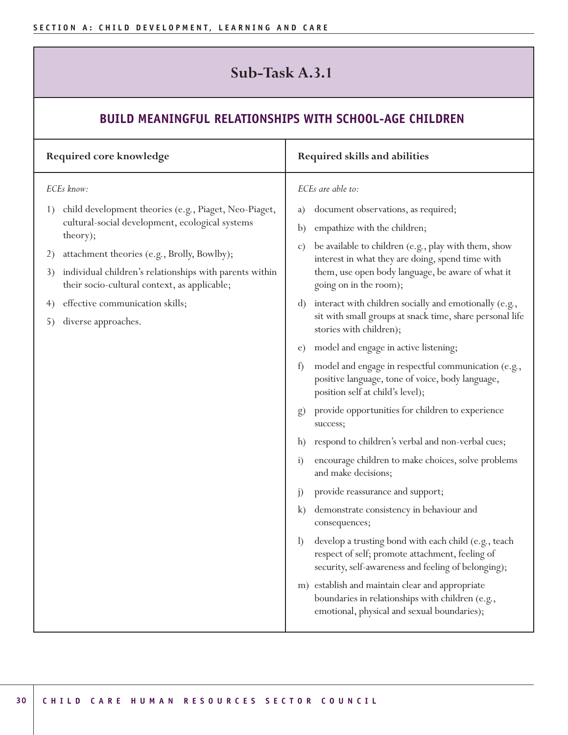## Sub-Task A.3.1

### BUILD MEANINGFUL RELATIONSHIPS WITH SCHOOL-AGE CHILDREN

| Required core knowledge | Required skills and abilities |
|---|---|
| *ECEs know:*<br>1) child development theories (e.g., Piaget, Neo-Piaget, cultural-social development, ecological systems theory);<br>2) attachment theories (e.g., Brolly, Bowlby);<br>3) individual children's relationships with parents within their socio-cultural context, as applicable;<br>4) effective communication skills;<br>5) diverse approaches. | *ECEs are able to:*<br>a) document observations, as required;<br>b) empathize with the children;<br>c) be available to children (e.g., play with them, show interest in what they are doing, spend time with them, use open body language, be aware of what it going on in the room);<br>d) interact with children socially and emotionally (e.g., sit with small groups at snack time, share personal life stories with children);<br>e) model and engage in active listening;<br>f) model and engage in respectful communication (e.g., positive language, tone of voice, body language, position self at child's level);<br>g) provide opportunities for children to experience success;<br>h) respond to children's verbal and non-verbal cues;<br>i) encourage children to make choices, solve problems and make decisions;<br>j) provide reassurance and support;<br>k) demonstrate consistency in behaviour and consequences;<br>l) develop a trusting bond with each child (e.g., teach respect of self; promote attachment, feeling of security, self-awareness and feeling of belonging);<br>m) establish and maintain clear and appropriate boundaries in relationships with children (e.g., emotional, physical and sexual boundaries); |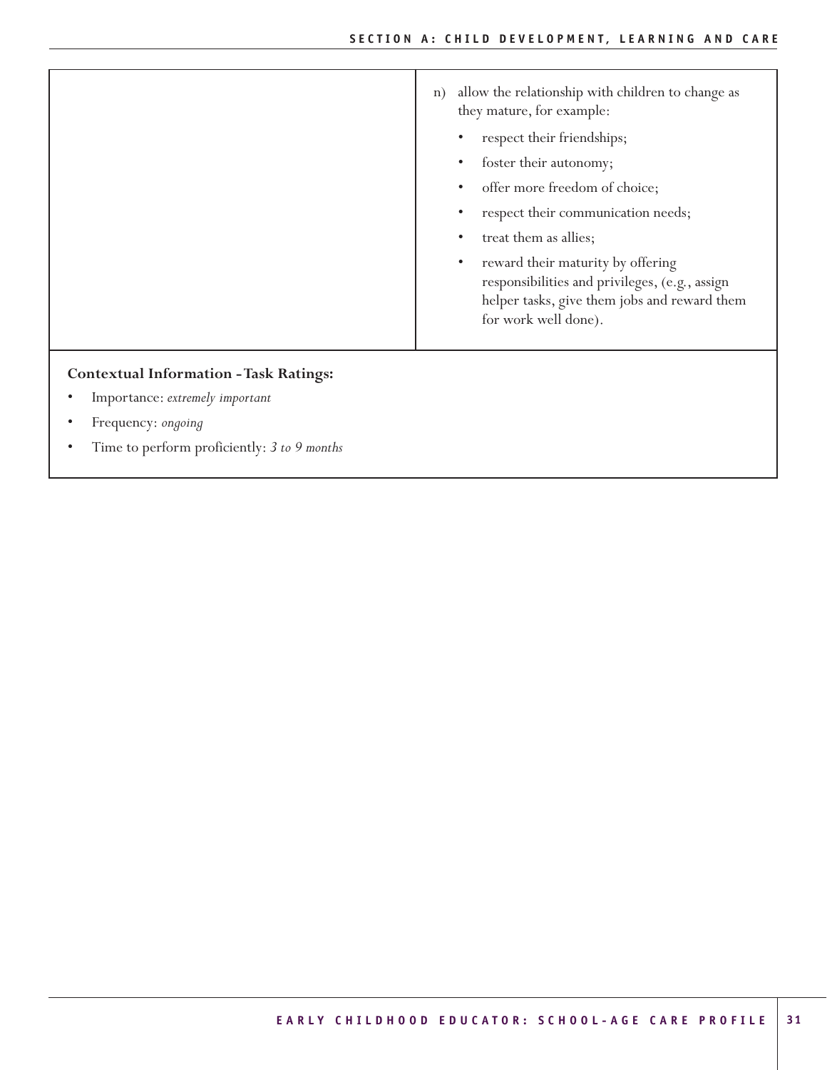| | |
|---|---|
| | n) allow the relationship with children to change as they mature, for example:<br>• respect their friendships;<br>• foster their autonomy;<br>• offer more freedom of choice;<br>• respect their communication needs;<br>• treat them as allies;<br>• reward their maturity by offering responsibilities and privileges, (e.g., assign helper tasks, give them jobs and reward them for work well done). |

**Contextual Information - Task Ratings:**

- Importance: *extremely important*
- Frequency: *ongoing*
- Time to perform proficiently: *3 to 9 months*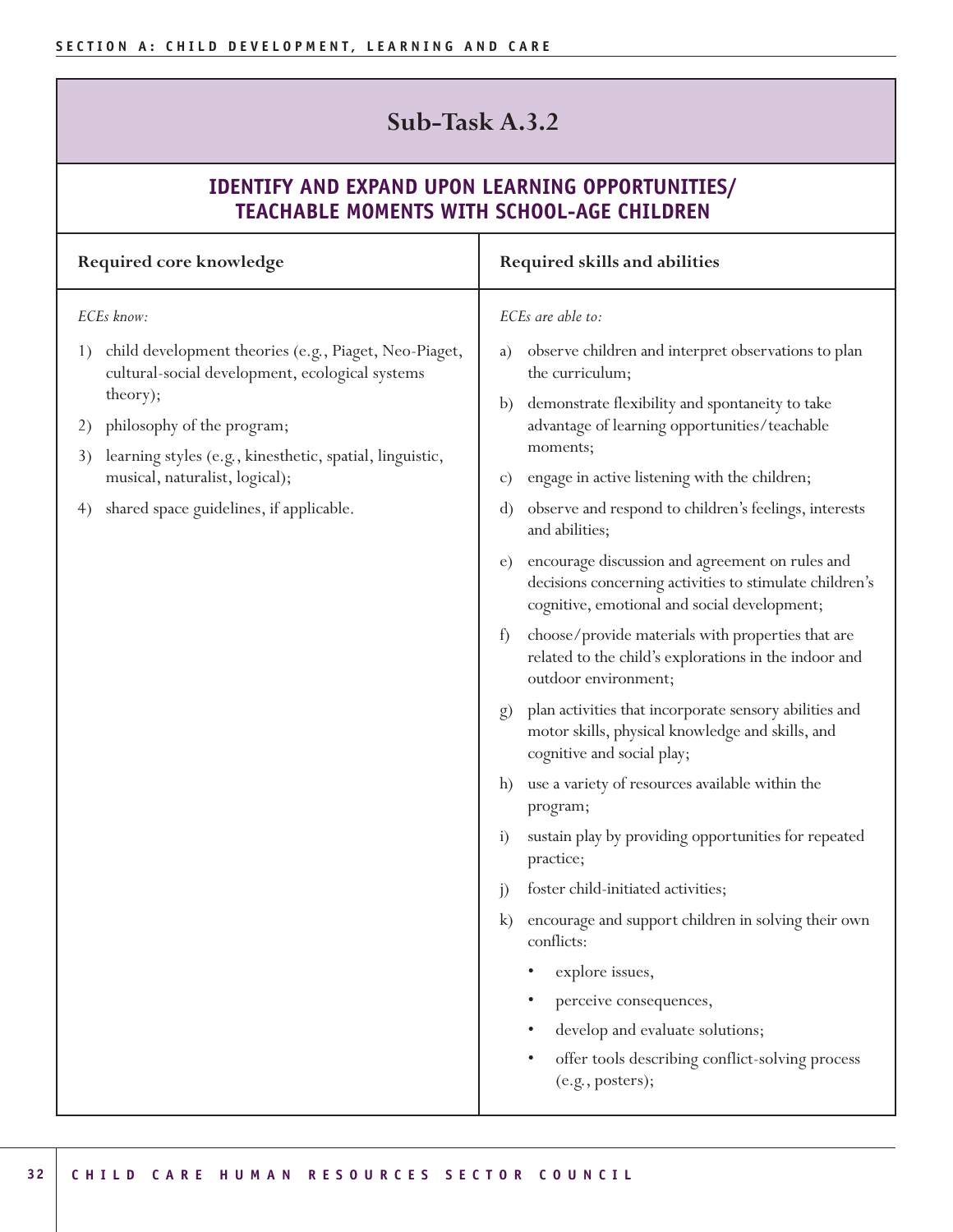## Sub-Task A.3.2

### IDENTIFY AND EXPAND UPON LEARNING OPPORTUNITIES/ TEACHABLE MOMENTS WITH SCHOOL-AGE CHILDREN

| Required core knowledge | Required skills and abilities |
|---|---|
| *ECEs know:*<br><br>1) child development theories (e.g., Piaget, Neo-Piaget, cultural-social development, ecological systems theory);<br>2) philosophy of the program;<br>3) learning styles (e.g., kinesthetic, spatial, linguistic, musical, naturalist, logical);<br>4) shared space guidelines, if applicable. | *ECEs are able to:*<br><br>a) observe children and interpret observations to plan the curriculum;<br>b) demonstrate flexibility and spontaneity to take advantage of learning opportunities/teachable moments;<br>c) engage in active listening with the children;<br>d) observe and respond to children's feelings, interests and abilities;<br>e) encourage discussion and agreement on rules and decisions concerning activities to stimulate children's cognitive, emotional and social development;<br>f) choose/provide materials with properties that are related to the child's explorations in the indoor and outdoor environment;<br>g) plan activities that incorporate sensory abilities and motor skills, physical knowledge and skills, and cognitive and social play;<br>h) use a variety of resources available within the program;<br>i) sustain play by providing opportunities for repeated practice;<br>j) foster child-initiated activities;<br>k) encourage and support children in solving their own conflicts:<br>• explore issues,<br>• perceive consequences,<br>• develop and evaluate solutions;<br>• offer tools describing conflict-solving process (e.g., posters); |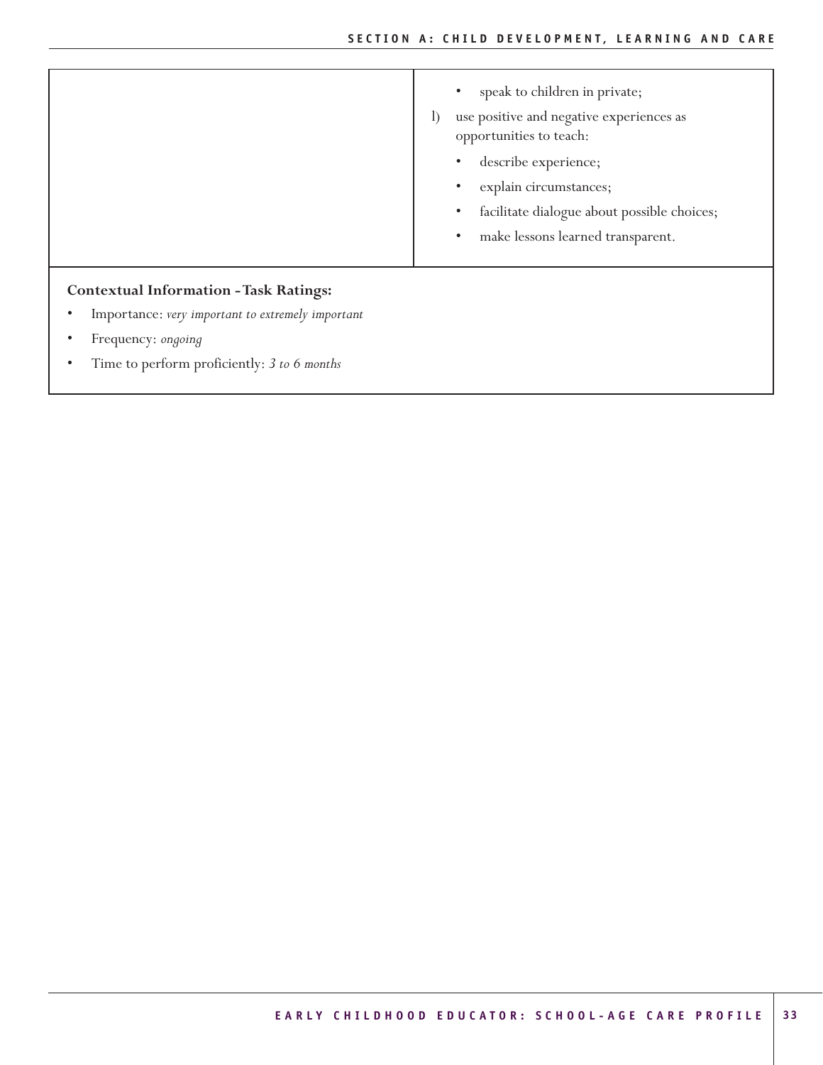| | |
|---|---|
| | • speak to children in private;<br>l) use positive and negative experiences as opportunities to teach:<br>• describe experience;<br>• explain circumstances;<br>• facilitate dialogue about possible choices;<br>• make lessons learned transparent. |

**Contextual Information - Task Ratings:**

- Importance: *very important to extremely important*
- Frequency: *ongoing*
- Time to perform proficiently: *3 to 6 months*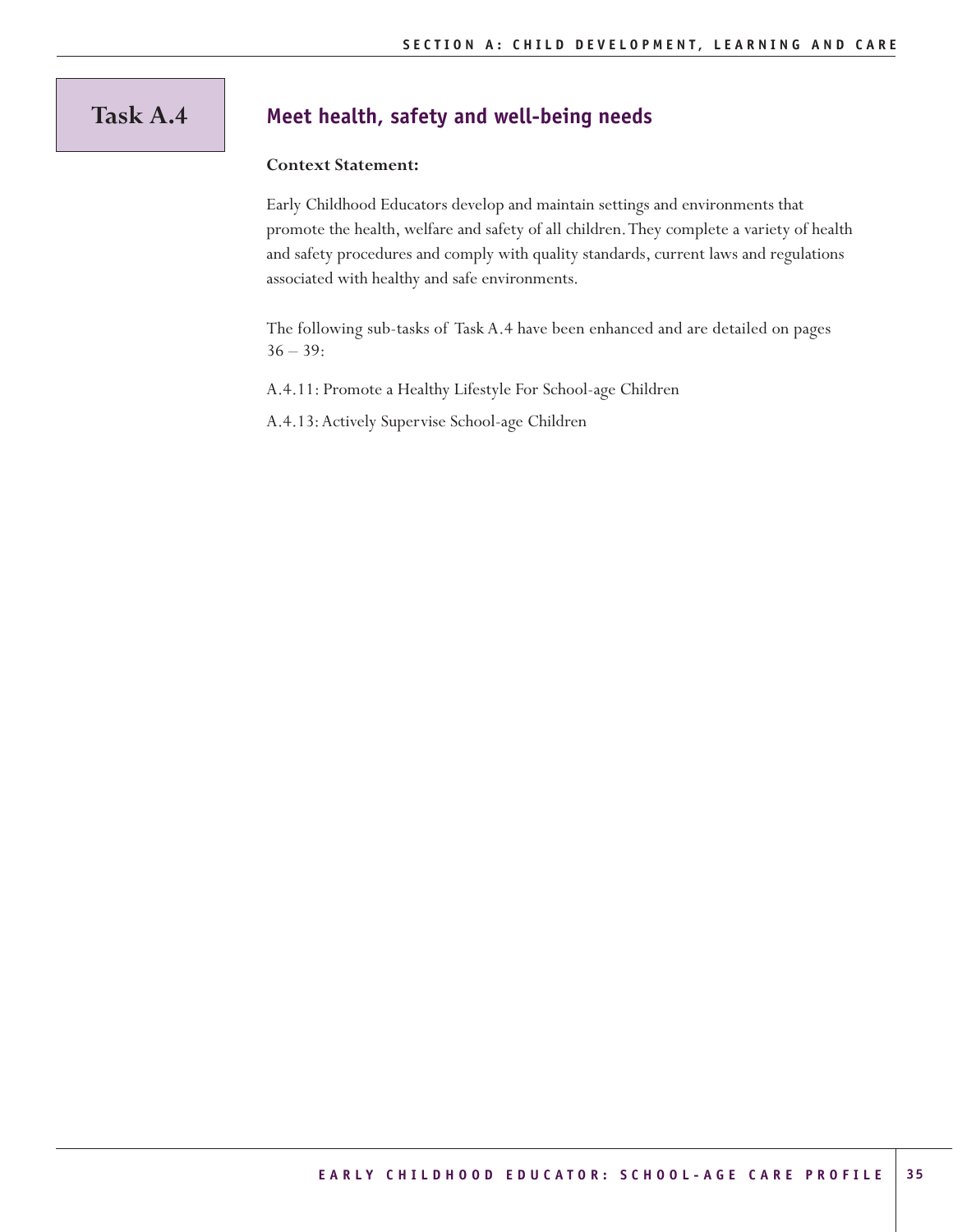# Task A.4

## Meet health, safety and well-being needs

**Context Statement:**

Early Childhood Educators develop and maintain settings and environments that promote the health, welfare and safety of all children. They complete a variety of health and safety procedures and comply with quality standards, current laws and regulations associated with healthy and safe environments.

The following sub-tasks of Task A.4 have been enhanced and are detailed on pages 36 – 39:

A.4.11: Promote a Healthy Lifestyle For School-age Children

A.4.13: Actively Supervise School-age Children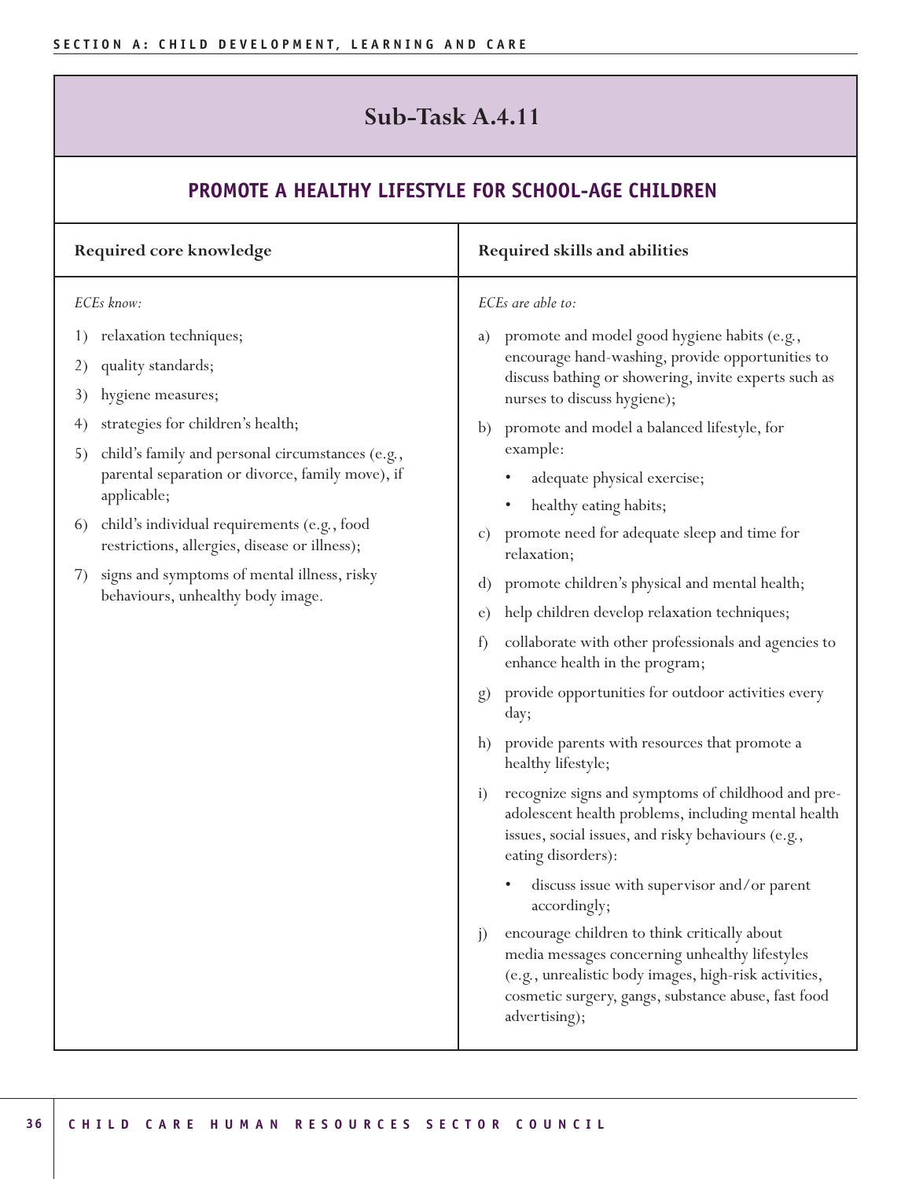## Sub-Task A.4.11

### PROMOTE A HEALTHY LIFESTYLE FOR SCHOOL-AGE CHILDREN

| Required core knowledge | Required skills and abilities |
|---|---|
| *ECEs know:*<br><br>1) relaxation techniques;<br>2) quality standards;<br>3) hygiene measures;<br>4) strategies for children's health;<br>5) child's family and personal circumstances (e.g., parental separation or divorce, family move), if applicable;<br>6) child's individual requirements (e.g., food restrictions, allergies, disease or illness);<br>7) signs and symptoms of mental illness, risky behaviours, unhealthy body image. | *ECEs are able to:*<br><br>a) promote and model good hygiene habits (e.g., encourage hand-washing, provide opportunities to discuss bathing or showering, invite experts such as nurses to discuss hygiene);<br>b) promote and model a balanced lifestyle, for example:<br>• adequate physical exercise;<br>• healthy eating habits;<br>c) promote need for adequate sleep and time for relaxation;<br>d) promote children's physical and mental health;<br>e) help children develop relaxation techniques;<br>f) collaborate with other professionals and agencies to enhance health in the program;<br>g) provide opportunities for outdoor activities every day;<br>h) provide parents with resources that promote a healthy lifestyle;<br>i) recognize signs and symptoms of childhood and pre-adolescent health problems, including mental health issues, social issues, and risky behaviours (e.g., eating disorders):<br>• discuss issue with supervisor and/or parent accordingly;<br>j) encourage children to think critically about media messages concerning unhealthy lifestyles (e.g., unrealistic body images, high-risk activities, cosmetic surgery, gangs, substance abuse, fast food advertising); |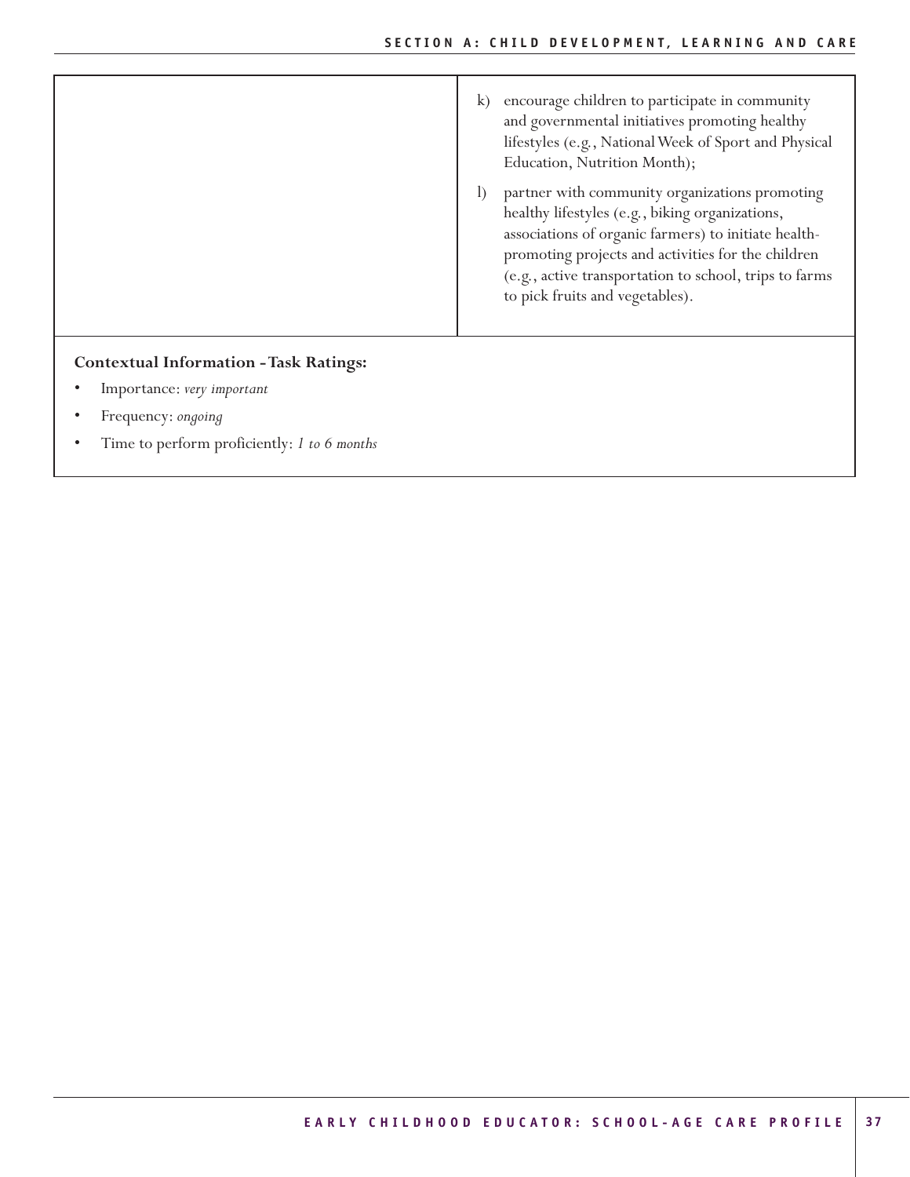| | |
|---|---|
| | k) encourage children to participate in community and governmental initiatives promoting healthy lifestyles (e.g., National Week of Sport and Physical Education, Nutrition Month);<br><br>l) partner with community organizations promoting healthy lifestyles (e.g., biking organizations, associations of organic farmers) to initiate health-promoting projects and activities for the children (e.g., active transportation to school, trips to farms to pick fruits and vegetables). |

**Contextual Information - Task Ratings:**

- Importance: *very important*
- Frequency: *ongoing*
- Time to perform proficiently: *1 to 6 months*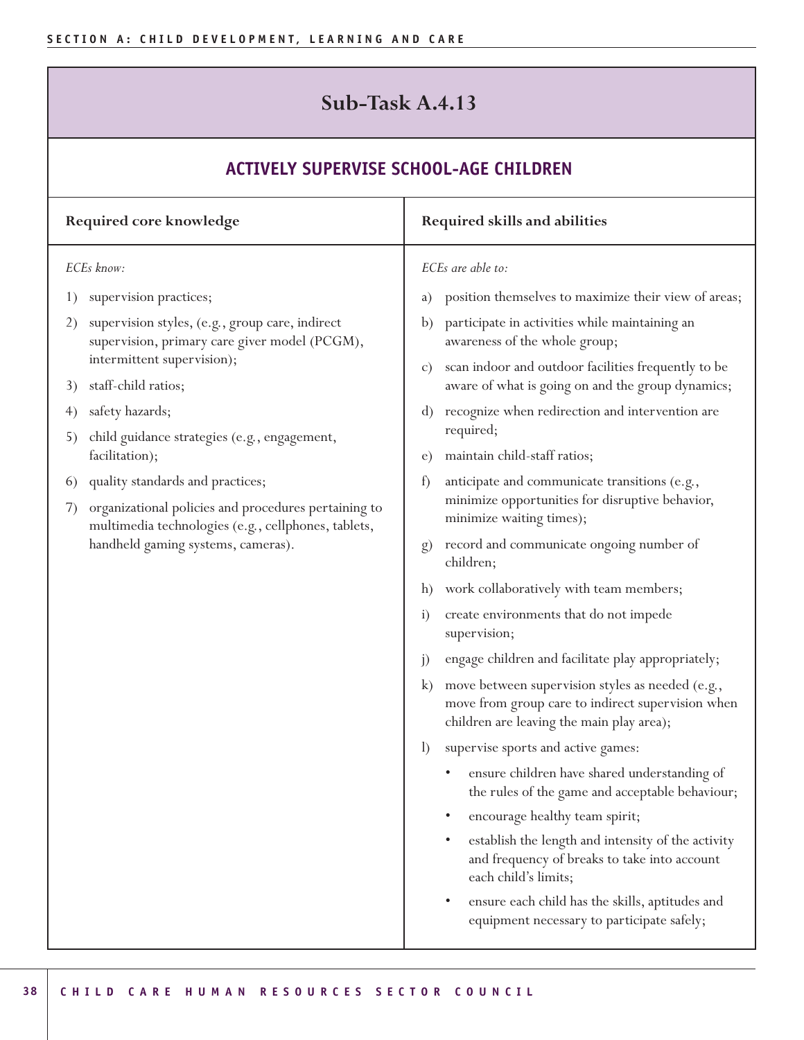## Sub-Task A.4.13

### ACTIVELY SUPERVISE SCHOOL-AGE CHILDREN

| Required core knowledge | Required skills and abilities |
|---|---|
| *ECEs know:*<br><br>1) supervision practices;<br>2) supervision styles, (e.g., group care, indirect supervision, primary care giver model (PCGM), intermittent supervision);<br>3) staff-child ratios;<br>4) safety hazards;<br>5) child guidance strategies (e.g., engagement, facilitation);<br>6) quality standards and practices;<br>7) organizational policies and procedures pertaining to multimedia technologies (e.g., cellphones, tablets, handheld gaming systems, cameras). | *ECEs are able to:*<br><br>a) position themselves to maximize their view of areas;<br>b) participate in activities while maintaining an awareness of the whole group;<br>c) scan indoor and outdoor facilities frequently to be aware of what is going on and the group dynamics;<br>d) recognize when redirection and intervention are required;<br>e) maintain child-staff ratios;<br>f) anticipate and communicate transitions (e.g., minimize opportunities for disruptive behavior, minimize waiting times);<br>g) record and communicate ongoing number of children;<br>h) work collaboratively with team members;<br>i) create environments that do not impede supervision;<br>j) engage children and facilitate play appropriately;<br>k) move between supervision styles as needed (e.g., move from group care to indirect supervision when children are leaving the main play area);<br>l) supervise sports and active games:<br>• ensure children have shared understanding of the rules of the game and acceptable behaviour;<br>• encourage healthy team spirit;<br>• establish the length and intensity of the activity and frequency of breaks to take into account each child's limits;<br>• ensure each child has the skills, aptitudes and equipment necessary to participate safely; |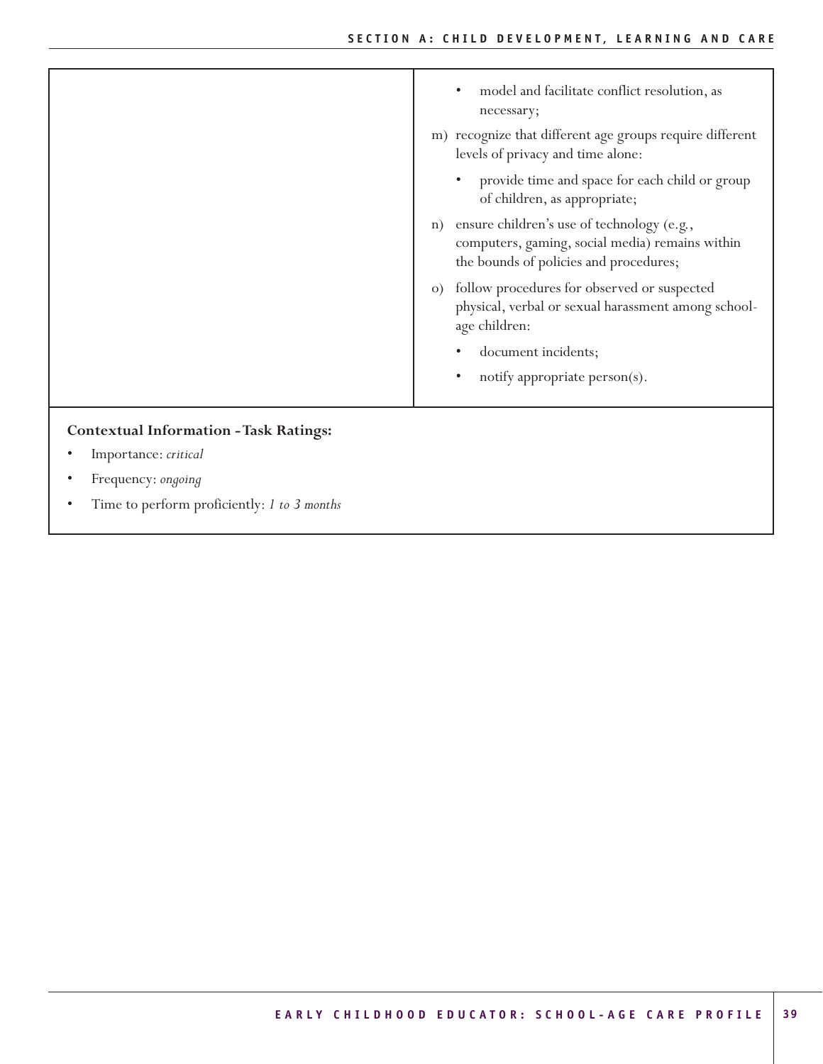|  |  |
|---|---|
|  | • model and facilitate conflict resolution, as necessary;<br>m) recognize that different age groups require different levels of privacy and time alone:<br>• provide time and space for each child or group of children, as appropriate;<br>n) ensure children's use of technology (e.g., computers, gaming, social media) remains within the bounds of policies and procedures;<br>o) follow procedures for observed or suspected physical, verbal or sexual harassment among school-age children:<br>• document incidents;<br>• notify appropriate person(s). |

**Contextual Information - Task Ratings:**

- Importance: *critical*
- Frequency: *ongoing*
- Time to perform proficiently: *1 to 3 months*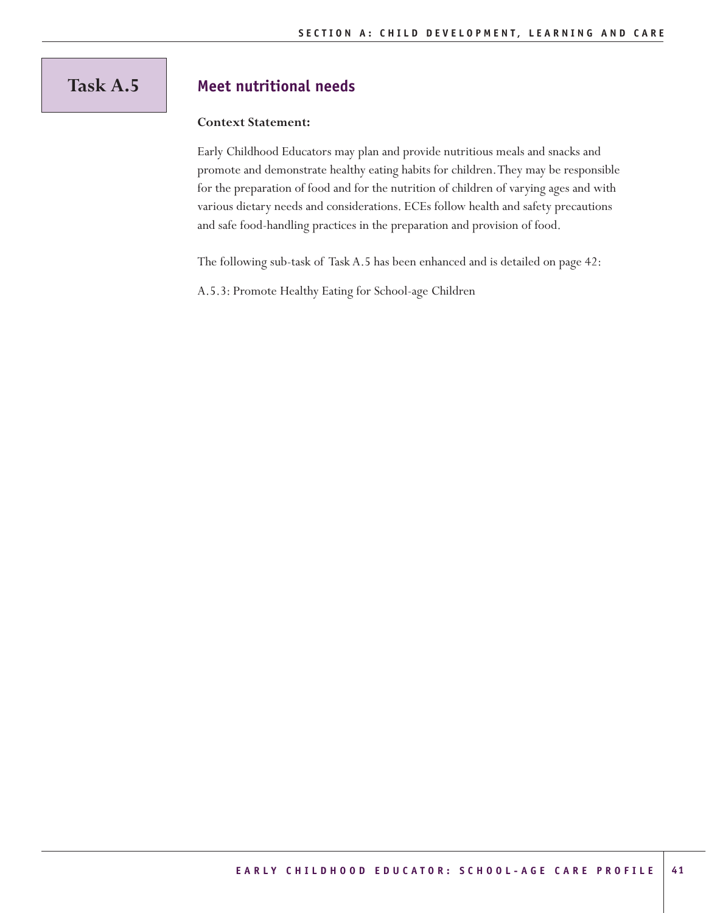# Task A.5

## Meet nutritional needs

**Context Statement:**

Early Childhood Educators may plan and provide nutritious meals and snacks and promote and demonstrate healthy eating habits for children. They may be responsible for the preparation of food and for the nutrition of children of varying ages and with various dietary needs and considerations. ECEs follow health and safety precautions and safe food-handling practices in the preparation and provision of food.

The following sub-task of Task A.5 has been enhanced and is detailed on page 42:

A.5.3: Promote Healthy Eating for School-age Children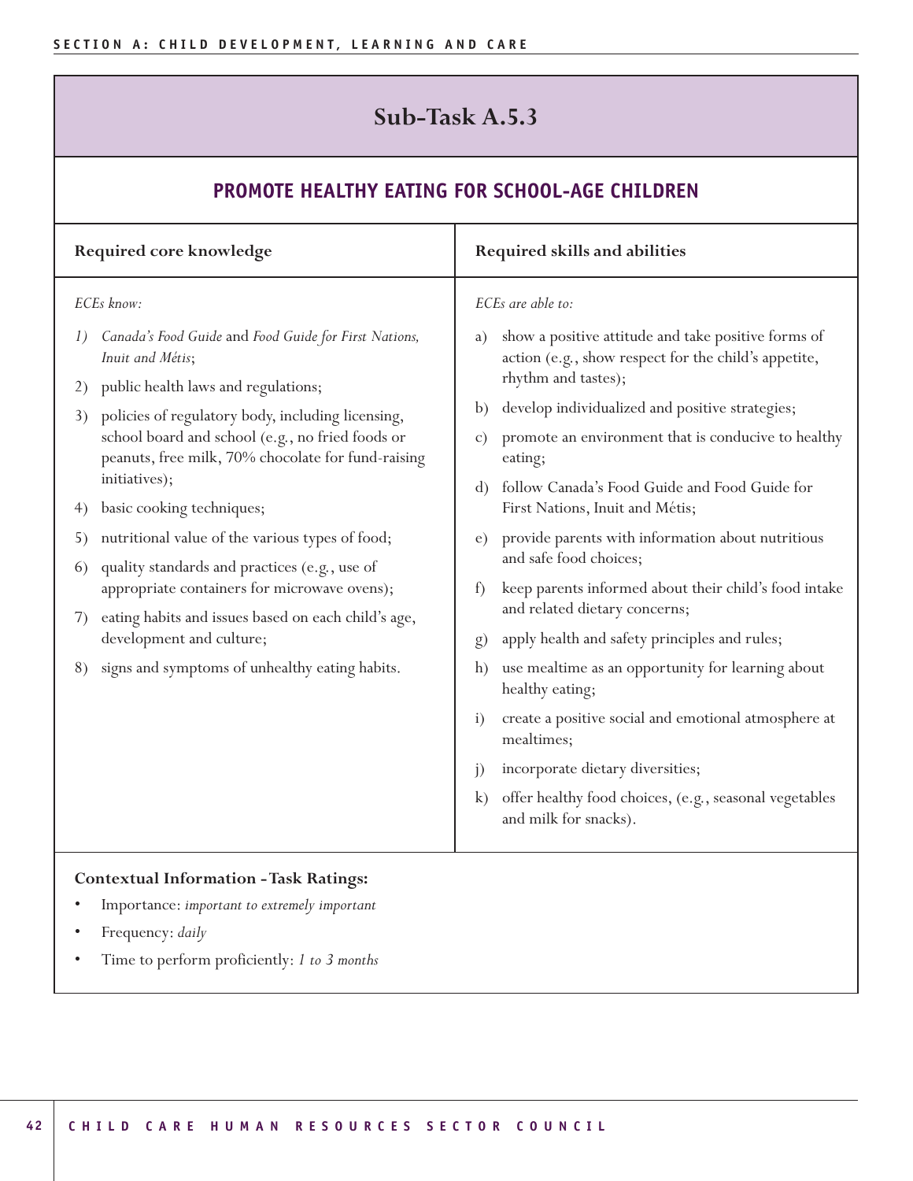# Sub-Task A.5.3

## PROMOTE HEALTHY EATING FOR SCHOOL-AGE CHILDREN

| Required core knowledge | Required skills and abilities |
|---|---|
| *ECEs know:* | *ECEs are able to:* |
| 1) *Canada's Food Guide* and *Food Guide for First Nations, Inuit and Métis*; | a) show a positive attitude and take positive forms of action (e.g., show respect for the child's appetite, rhythm and tastes); |
| 2) public health laws and regulations; | b) develop individualized and positive strategies; |
| 3) policies of regulatory body, including licensing, school board and school (e.g., no fried foods or peanuts, free milk, 70% chocolate for fund-raising initiatives); | c) promote an environment that is conducive to healthy eating; |
| 4) basic cooking techniques; | d) follow Canada's Food Guide and Food Guide for First Nations, Inuit and Métis; |
| 5) nutritional value of the various types of food; | e) provide parents with information about nutritious and safe food choices; |
| 6) quality standards and practices (e.g., use of appropriate containers for microwave ovens); | f) keep parents informed about their child's food intake and related dietary concerns; |
| 7) eating habits and issues based on each child's age, development and culture; | g) apply health and safety principles and rules; |
| 8) signs and symptoms of unhealthy eating habits. | h) use mealtime as an opportunity for learning about healthy eating; |
| | i) create a positive social and emotional atmosphere at mealtimes; |
| | j) incorporate dietary diversities; |
| | k) offer healthy food choices, (e.g., seasonal vegetables and milk for snacks). |

**Contextual Information - Task Ratings:**

- Importance: *important to extremely important*
- Frequency: *daily*
- Time to perform proficiently: *1 to 3 months*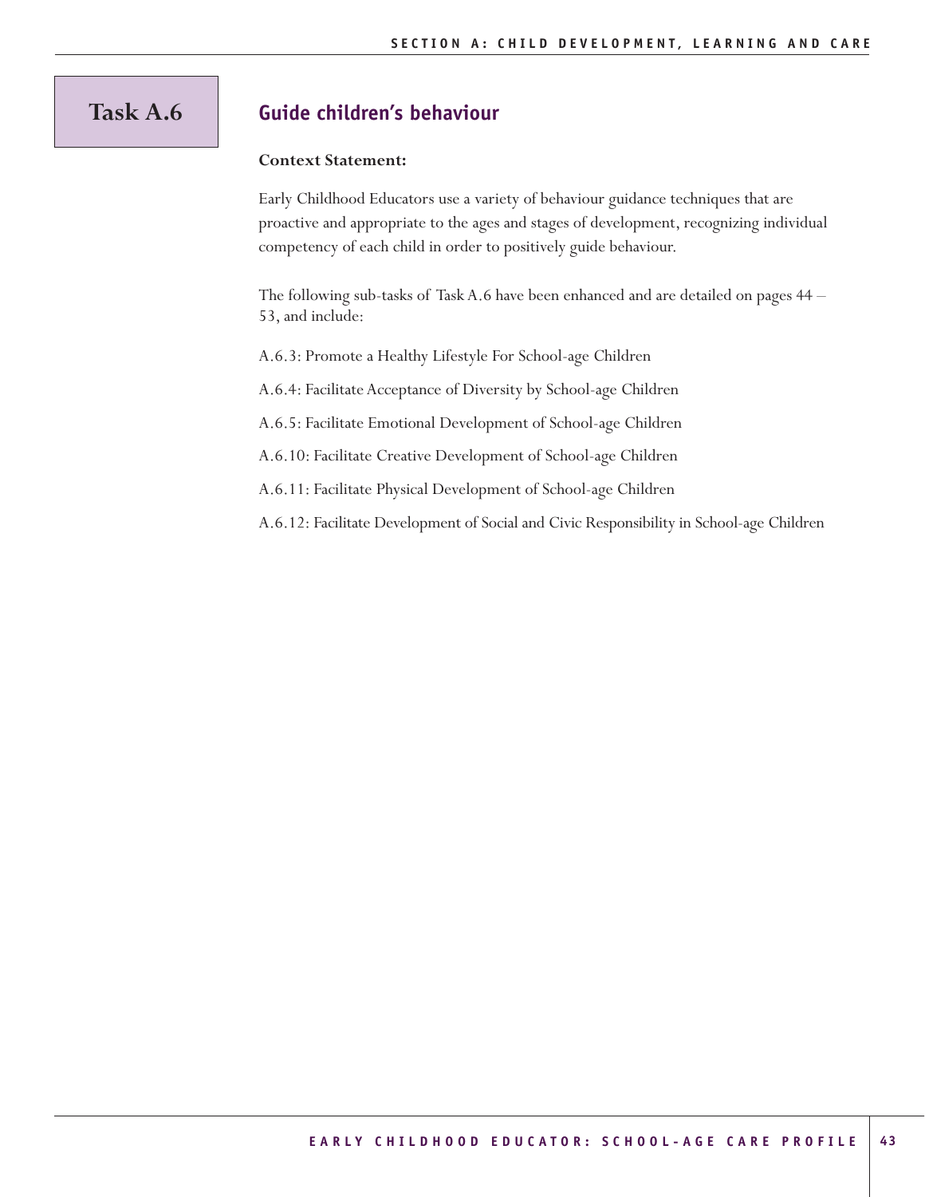# Task A.6

## Guide children's behaviour

**Context Statement:**

Early Childhood Educators use a variety of behaviour guidance techniques that are proactive and appropriate to the ages and stages of development, recognizing individual competency of each child in order to positively guide behaviour.

The following sub-tasks of Task A.6 have been enhanced and are detailed on pages 44 – 53, and include:

A.6.3: Promote a Healthy Lifestyle For School-age Children

A.6.4: Facilitate Acceptance of Diversity by School-age Children

A.6.5: Facilitate Emotional Development of School-age Children

A.6.10: Facilitate Creative Development of School-age Children

A.6.11: Facilitate Physical Development of School-age Children

A.6.12: Facilitate Development of Social and Civic Responsibility in School-age Children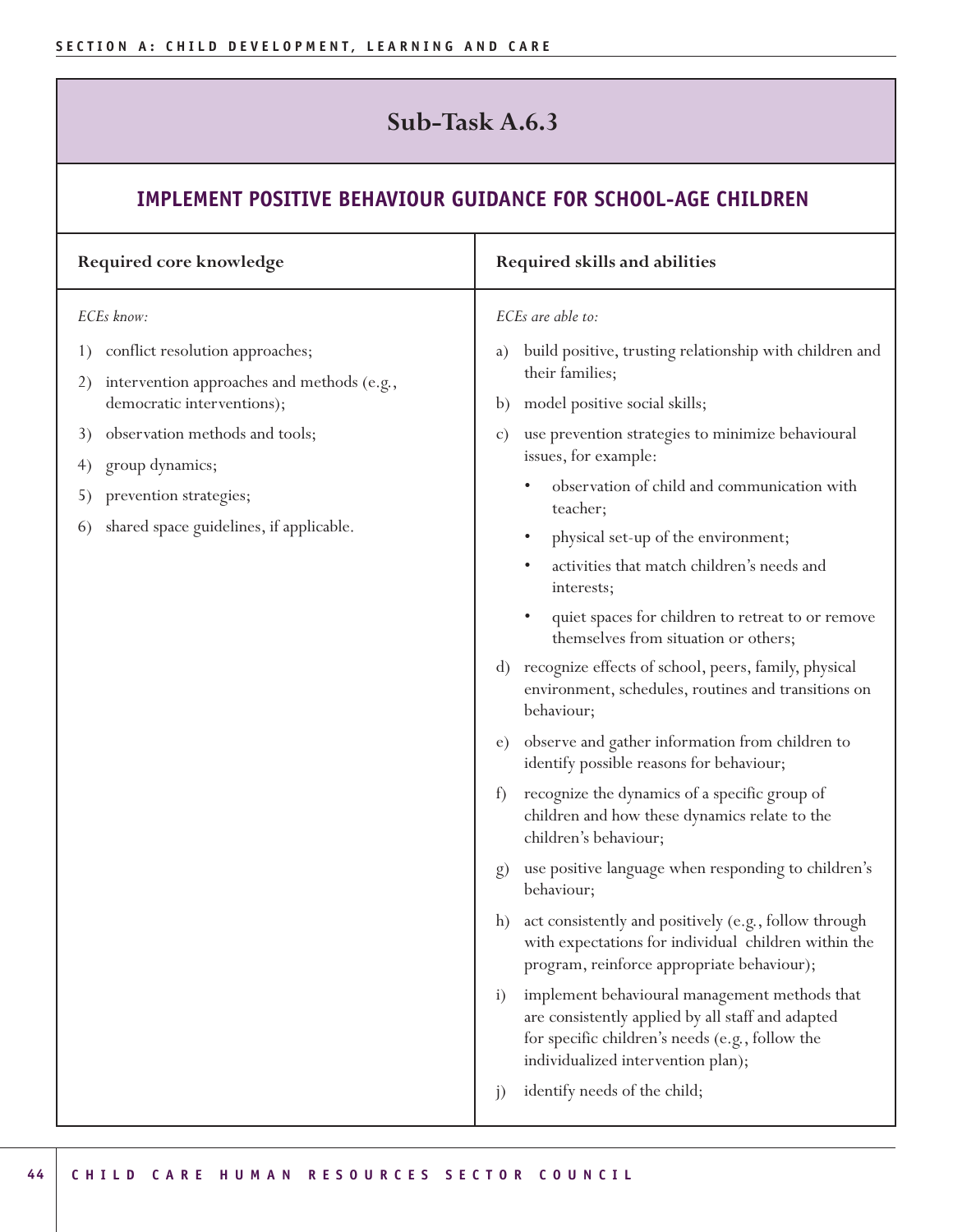## Sub-Task A.6.3

### IMPLEMENT POSITIVE BEHAVIOUR GUIDANCE FOR SCHOOL-AGE CHILDREN

| Required core knowledge | Required skills and abilities |
|---|---|
| *ECEs know:*<br>1) conflict resolution approaches;<br>2) intervention approaches and methods (e.g., democratic interventions);<br>3) observation methods and tools;<br>4) group dynamics;<br>5) prevention strategies;<br>6) shared space guidelines, if applicable. | *ECEs are able to:*<br>a) build positive, trusting relationship with children and their families;<br>b) model positive social skills;<br>c) use prevention strategies to minimize behavioural issues, for example:<br>• observation of child and communication with teacher;<br>• physical set-up of the environment;<br>• activities that match children's needs and interests;<br>• quiet spaces for children to retreat to or remove themselves from situation or others;<br>d) recognize effects of school, peers, family, physical environment, schedules, routines and transitions on behaviour;<br>e) observe and gather information from children to identify possible reasons for behaviour;<br>f) recognize the dynamics of a specific group of children and how these dynamics relate to the children's behaviour;<br>g) use positive language when responding to children's behaviour;<br>h) act consistently and positively (e.g., follow through with expectations for individual children within the program, reinforce appropriate behaviour);<br>i) implement behavioural management methods that are consistently applied by all staff and adapted for specific children's needs (e.g., follow the individualized intervention plan);<br>j) identify needs of the child; |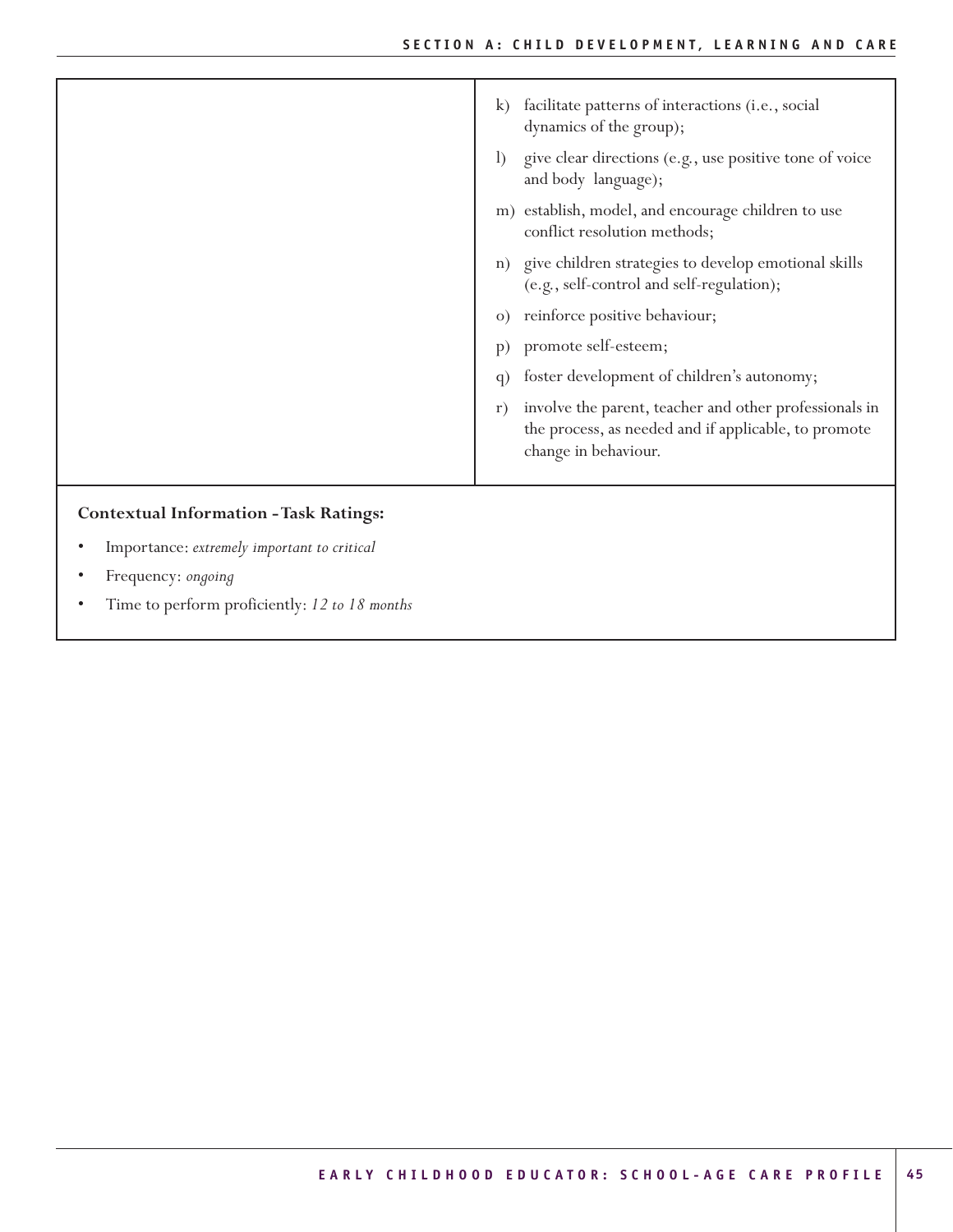| | |
|---|---|
| | k) facilitate patterns of interactions (i.e., social dynamics of the group);<br>l) give clear directions (e.g., use positive tone of voice and body language);<br>m) establish, model, and encourage children to use conflict resolution methods;<br>n) give children strategies to develop emotional skills (e.g., self-control and self-regulation);<br>o) reinforce positive behaviour;<br>p) promote self-esteem;<br>q) foster development of children's autonomy;<br>r) involve the parent, teacher and other professionals in the process, as needed and if applicable, to promote change in behaviour. |

**Contextual Information - Task Ratings:**

- Importance: *extremely important to critical*
- Frequency: *ongoing*
- Time to perform proficiently: *12 to 18 months*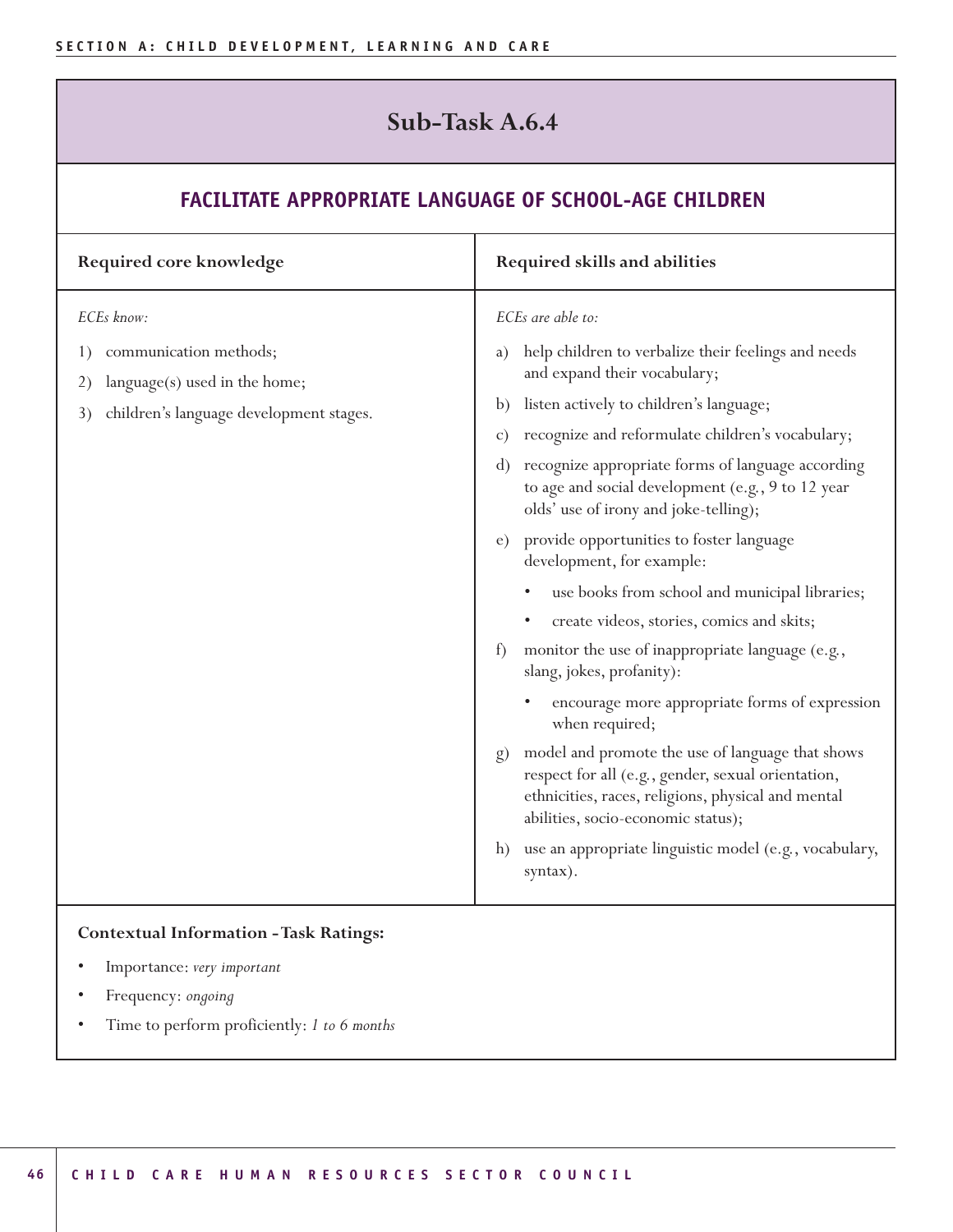## Sub-Task A.6.4

### FACILITATE APPROPRIATE LANGUAGE OF SCHOOL-AGE CHILDREN

| Required core knowledge | Required skills and abilities |
|---|---|
| *ECEs know:*<br>1) communication methods;<br>2) language(s) used in the home;<br>3) children's language development stages. | *ECEs are able to:*<br>a) help children to verbalize their feelings and needs and expand their vocabulary;<br>b) listen actively to children's language;<br>c) recognize and reformulate children's vocabulary;<br>d) recognize appropriate forms of language according to age and social development (e.g., 9 to 12 year olds' use of irony and joke-telling);<br>e) provide opportunities to foster language development, for example:<br>• use books from school and municipal libraries;<br>• create videos, stories, comics and skits;<br>f) monitor the use of inappropriate language (e.g., slang, jokes, profanity):<br>• encourage more appropriate forms of expression when required;<br>g) model and promote the use of language that shows respect for all (e.g., gender, sexual orientation, ethnicities, races, religions, physical and mental abilities, socio-economic status);<br>h) use an appropriate linguistic model (e.g., vocabulary, syntax). |

**Contextual Information - Task Ratings:**

- Importance: *very important*
- Frequency: *ongoing*
- Time to perform proficiently: *1 to 6 months*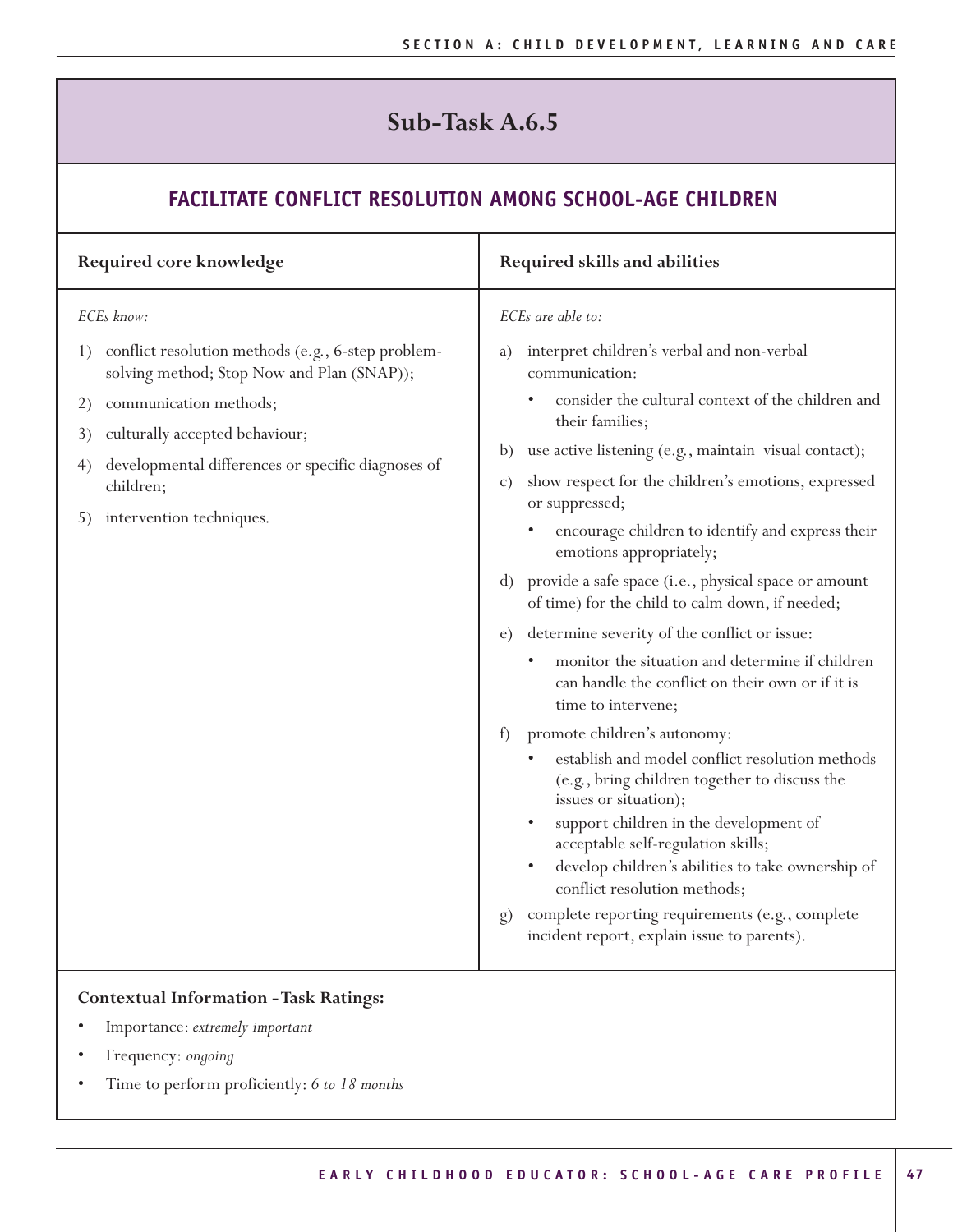# Sub-Task A.6.5

## FACILITATE CONFLICT RESOLUTION AMONG SCHOOL-AGE CHILDREN

| Required core knowledge | Required skills and abilities |
|---|---|
| *ECEs know:*<br><br>1) conflict resolution methods (e.g., 6-step problem-solving method; Stop Now and Plan (SNAP));<br>2) communication methods;<br>3) culturally accepted behaviour;<br>4) developmental differences or specific diagnoses of children;<br>5) intervention techniques. | *ECEs are able to:*<br><br>a) interpret children's verbal and non-verbal communication:<br>• consider the cultural context of the children and their families;<br>b) use active listening (e.g., maintain visual contact);<br>c) show respect for the children's emotions, expressed or suppressed;<br>• encourage children to identify and express their emotions appropriately;<br>d) provide a safe space (i.e., physical space or amount of time) for the child to calm down, if needed;<br>e) determine severity of the conflict or issue:<br>• monitor the situation and determine if children can handle the conflict on their own or if it is time to intervene;<br>f) promote children's autonomy:<br>• establish and model conflict resolution methods (e.g., bring children together to discuss the issues or situation);<br>• support children in the development of acceptable self-regulation skills;<br>• develop children's abilities to take ownership of conflict resolution methods;<br>g) complete reporting requirements (e.g., complete incident report, explain issue to parents). |

**Contextual Information - Task Ratings:**

- Importance: *extremely important*
- Frequency: *ongoing*
- Time to perform proficiently: *6 to 18 months*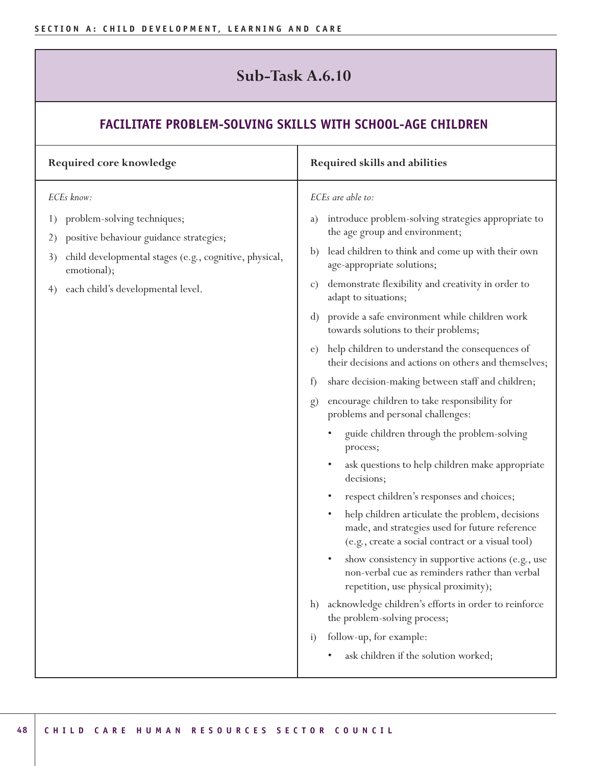## Sub-Task A.6.10

### FACILITATE PROBLEM-SOLVING SKILLS WITH SCHOOL-AGE CHILDREN

| Required core knowledge | Required skills and abilities |
|---|---|
| *ECEs know:*<br>1) problem-solving techniques;<br>2) positive behaviour guidance strategies;<br>3) child developmental stages (e.g., cognitive, physical, emotional);<br>4) each child's developmental level. | *ECEs are able to:*<br>a) introduce problem-solving strategies appropriate to the age group and environment;<br>b) lead children to think and come up with their own age-appropriate solutions;<br>c) demonstrate flexibility and creativity in order to adapt to situations;<br>d) provide a safe environment while children work towards solutions to their problems;<br>e) help children to understand the consequences of their decisions and actions on others and themselves;<br>f) share decision-making between staff and children;<br>g) encourage children to take responsibility for problems and personal challenges:<br>• guide children through the problem-solving process;<br>• ask questions to help children make appropriate decisions;<br>• respect children's responses and choices;<br>• help children articulate the problem, decisions made, and strategies used for future reference (e.g., create a social contract or a visual tool)<br>• show consistency in supportive actions (e.g., use non-verbal cue as reminders rather than verbal repetition, use physical proximity);<br>h) acknowledge children's efforts in order to reinforce the problem-solving process;<br>i) follow-up, for example:<br>• ask children if the solution worked; |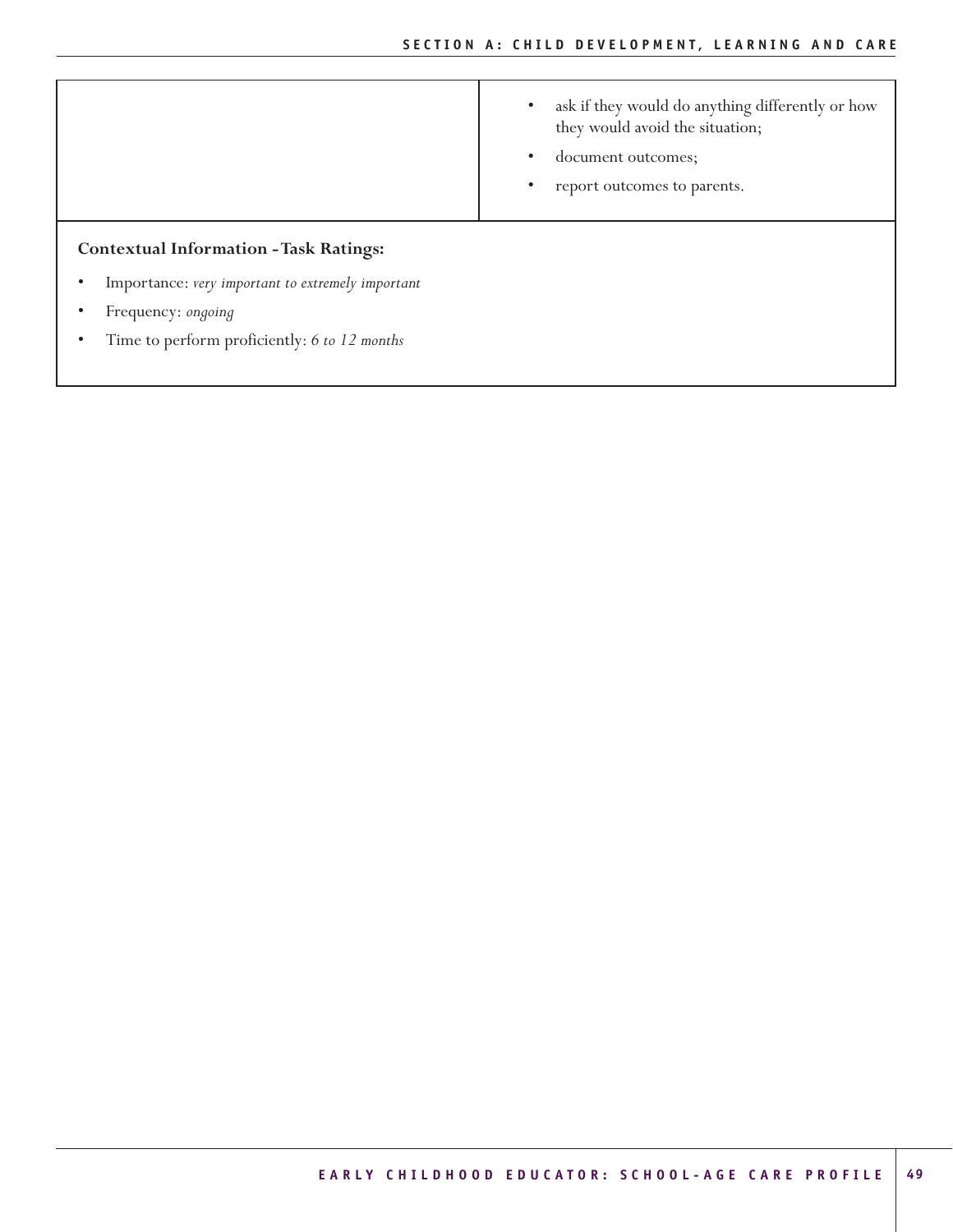| | |
|---|---|
| | • ask if they would do anything differently or how they would avoid the situation;<br>• document outcomes;<br>• report outcomes to parents. |

**Contextual Information - Task Ratings:**

- Importance: *very important to extremely important*
- Frequency: *ongoing*
- Time to perform proficiently: *6 to 12 months*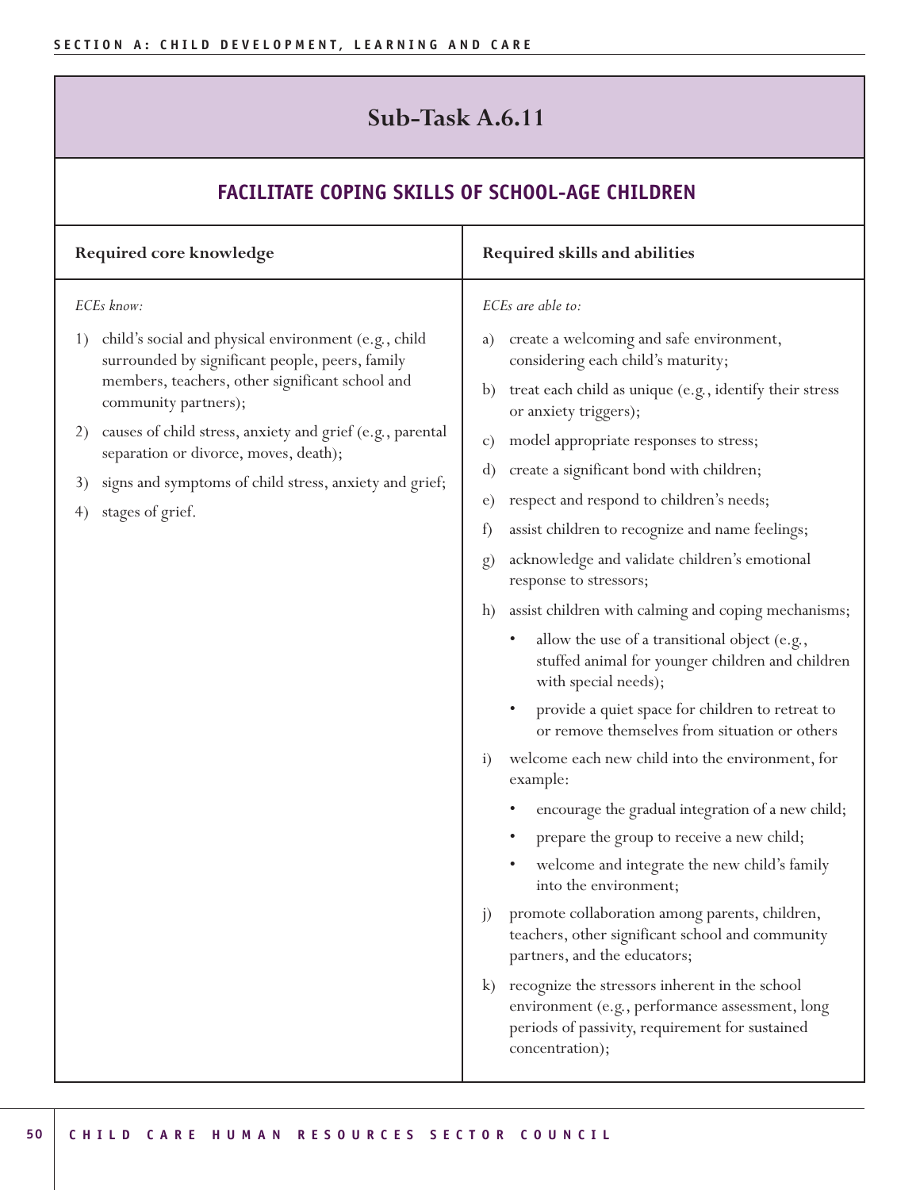## Sub-Task A.6.11

### FACILITATE COPING SKILLS OF SCHOOL-AGE CHILDREN

| Required core knowledge | Required skills and abilities |
|---|---|
| *ECEs know:*<br><br>1) child's social and physical environment (e.g., child surrounded by significant people, peers, family members, teachers, other significant school and community partners);<br>2) causes of child stress, anxiety and grief (e.g., parental separation or divorce, moves, death);<br>3) signs and symptoms of child stress, anxiety and grief;<br>4) stages of grief. | *ECEs are able to:*<br><br>a) create a welcoming and safe environment, considering each child's maturity;<br>b) treat each child as unique (e.g., identify their stress or anxiety triggers);<br>c) model appropriate responses to stress;<br>d) create a significant bond with children;<br>e) respect and respond to children's needs;<br>f) assist children to recognize and name feelings;<br>g) acknowledge and validate children's emotional response to stressors;<br>h) assist children with calming and coping mechanisms;<br>• allow the use of a transitional object (e.g., stuffed animal for younger children and children with special needs);<br>• provide a quiet space for children to retreat to or remove themselves from situation or others<br>i) welcome each new child into the environment, for example:<br>• encourage the gradual integration of a new child;<br>• prepare the group to receive a new child;<br>• welcome and integrate the new child's family into the environment;<br>j) promote collaboration among parents, children, teachers, other significant school and community partners, and the educators;<br>k) recognize the stressors inherent in the school environment (e.g., performance assessment, long periods of passivity, requirement for sustained concentration); |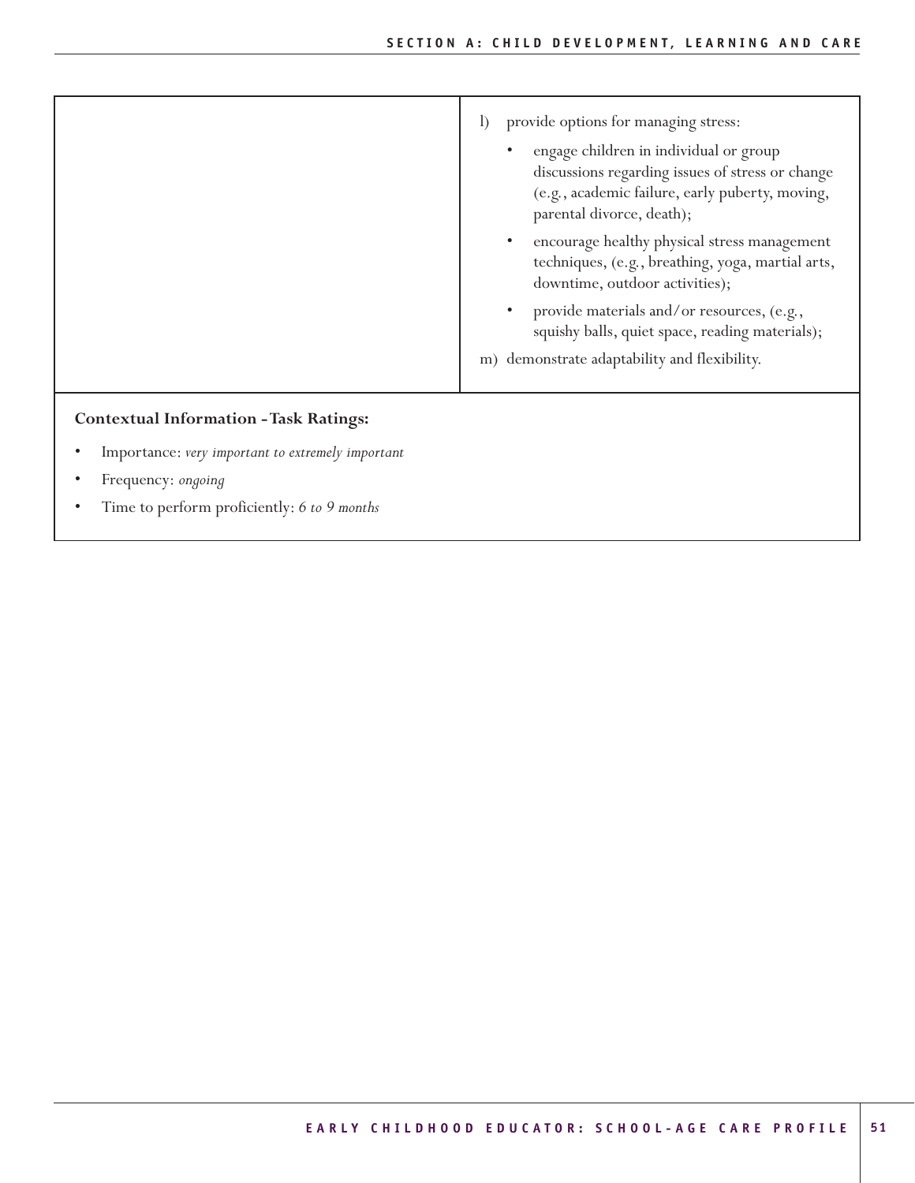| | |
|---|---|
| | l) provide options for managing stress:<br>• engage children in individual or group discussions regarding issues of stress or change (e.g., academic failure, early puberty, moving, parental divorce, death);<br>• encourage healthy physical stress management techniques, (e.g., breathing, yoga, martial arts, downtime, outdoor activities);<br>• provide materials and/or resources, (e.g., squishy balls, quiet space, reading materials);<br>m) demonstrate adaptability and flexibility. |

**Contextual Information - Task Ratings:**

- Importance: *very important to extremely important*
- Frequency: *ongoing*
- Time to perform proficiently: *6 to 9 months*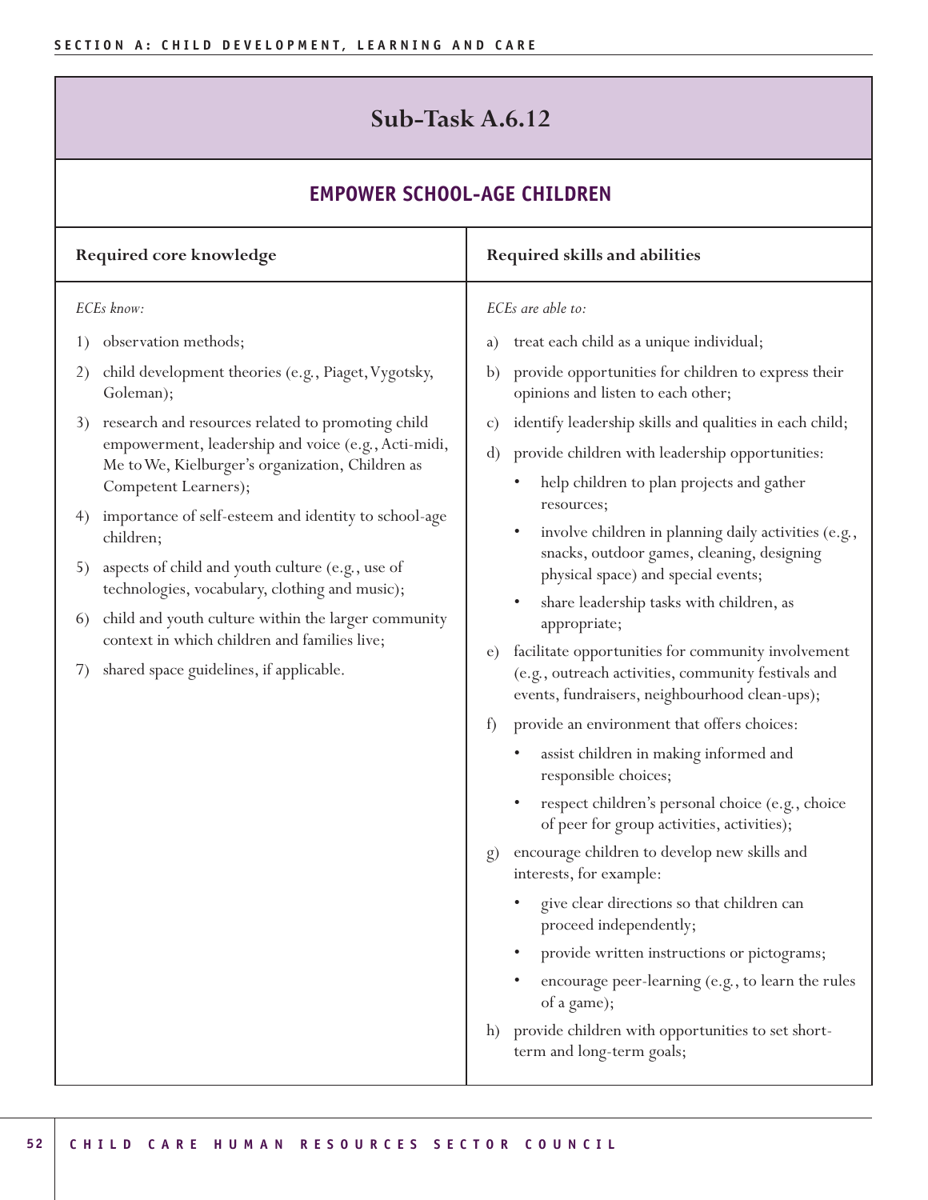## Sub-Task A.6.12

### EMPOWER SCHOOL-AGE CHILDREN

| Required core knowledge | Required skills and abilities |
|---|---|
| *ECEs know:*<br>1) observation methods;<br>2) child development theories (e.g., Piaget, Vygotsky, Goleman);<br>3) research and resources related to promoting child empowerment, leadership and voice (e.g., Acti-midi, Me to We, Kielburger's organization, Children as Competent Learners);<br>4) importance of self-esteem and identity to school-age children;<br>5) aspects of child and youth culture (e.g., use of technologies, vocabulary, clothing and music);<br>6) child and youth culture within the larger community context in which children and families live;<br>7) shared space guidelines, if applicable. | *ECEs are able to:*<br>a) treat each child as a unique individual;<br>b) provide opportunities for children to express their opinions and listen to each other;<br>c) identify leadership skills and qualities in each child;<br>d) provide children with leadership opportunities:<br>• help children to plan projects and gather resources;<br>• involve children in planning daily activities (e.g., snacks, outdoor games, cleaning, designing physical space) and special events;<br>• share leadership tasks with children, as appropriate;<br>e) facilitate opportunities for community involvement (e.g., outreach activities, community festivals and events, fundraisers, neighbourhood clean-ups);<br>f) provide an environment that offers choices:<br>• assist children in making informed and responsible choices;<br>• respect children's personal choice (e.g., choice of peer for group activities, activities);<br>g) encourage children to develop new skills and interests, for example:<br>• give clear directions so that children can proceed independently;<br>• provide written instructions or pictograms;<br>• encourage peer-learning (e.g., to learn the rules of a game);<br>h) provide children with opportunities to set short-term and long-term goals; |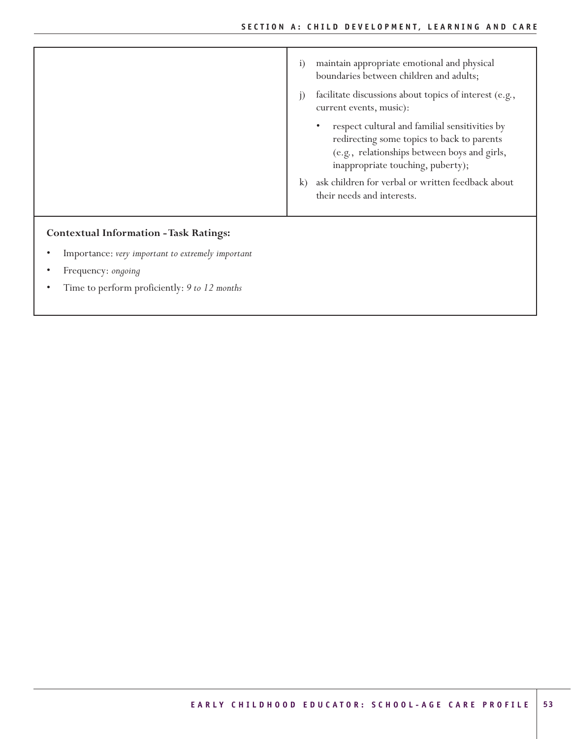| | |
|---|---|
| | i) maintain appropriate emotional and physical boundaries between children and adults;<br><br>j) facilitate discussions about topics of interest (e.g., current events, music):<br>• respect cultural and familial sensitivities by redirecting some topics to back to parents (e.g., relationships between boys and girls, inappropriate touching, puberty);<br><br>k) ask children for verbal or written feedback about their needs and interests. |

**Contextual Information - Task Ratings:**

- Importance: *very important to extremely important*
- Frequency: *ongoing*
- Time to perform proficiently: *9 to 12 months*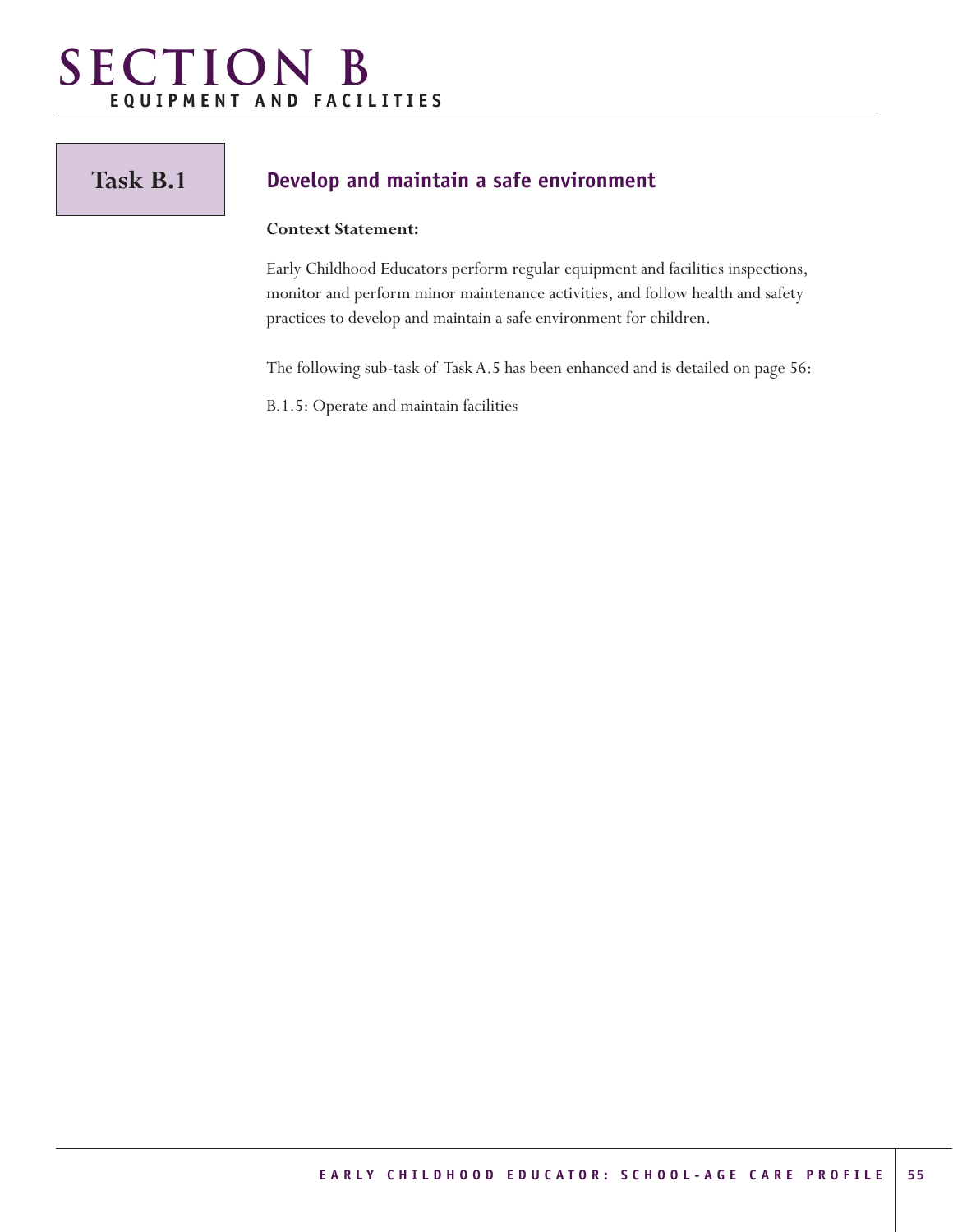# SECTION B

## EQUIPMENT AND FACILITIES

## Task B.1

### Develop and maintain a safe environment

**Context Statement:**

Early Childhood Educators perform regular equipment and facilities inspections, monitor and perform minor maintenance activities, and follow health and safety practices to develop and maintain a safe environment for children.

The following sub-task of Task A.5 has been enhanced and is detailed on page 56:

B.1.5: Operate and maintain facilities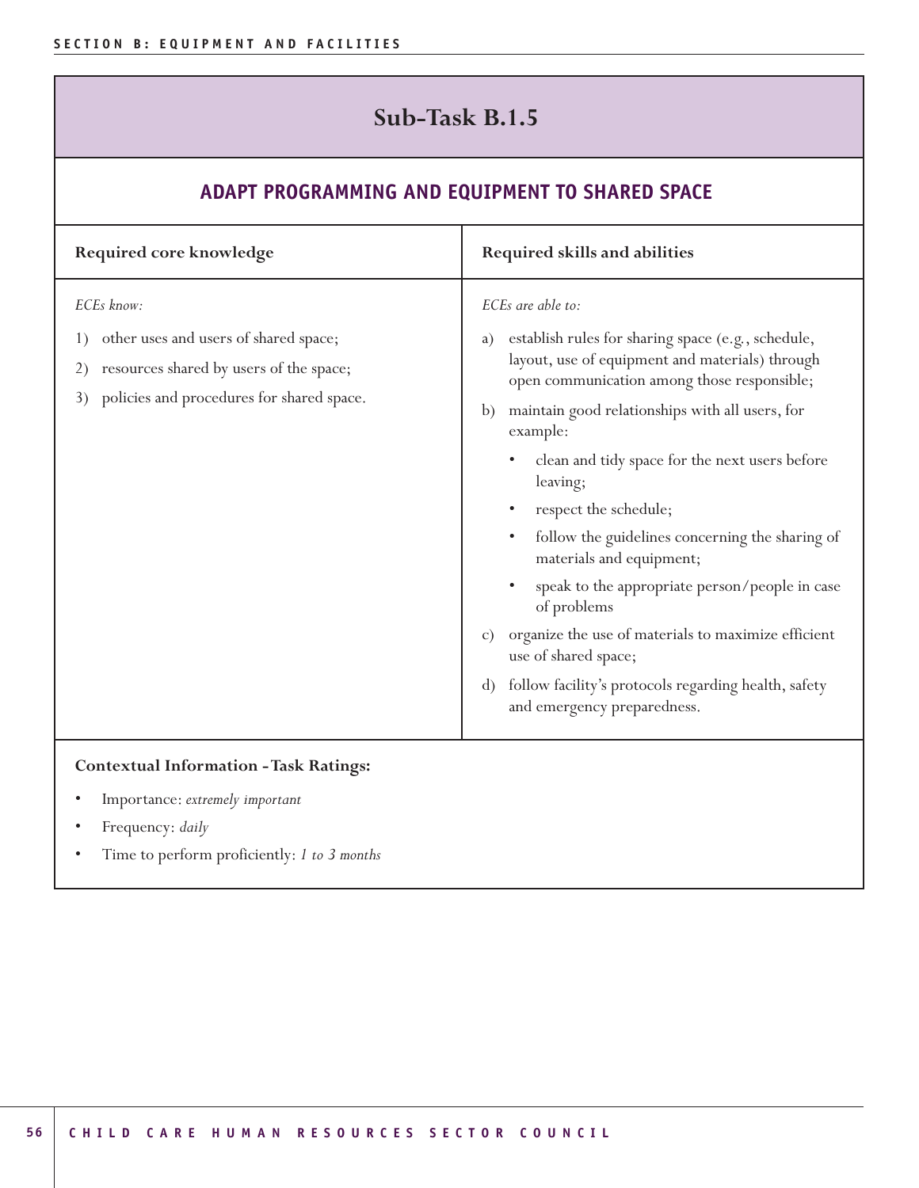## Sub-Task B.1.5

### ADAPT PROGRAMMING AND EQUIPMENT TO SHARED SPACE

| Required core knowledge | Required skills and abilities |
|---|---|
| *ECEs know:*<br>1) other uses and users of shared space;<br>2) resources shared by users of the space;<br>3) policies and procedures for shared space. | *ECEs are able to:*<br>a) establish rules for sharing space (e.g., schedule, layout, use of equipment and materials) through open communication among those responsible;<br>b) maintain good relationships with all users, for example:<br>• clean and tidy space for the next users before leaving;<br>• respect the schedule;<br>• follow the guidelines concerning the sharing of materials and equipment;<br>• speak to the appropriate person/people in case of problems<br>c) organize the use of materials to maximize efficient use of shared space;<br>d) follow facility's protocols regarding health, safety and emergency preparedness. |

**Contextual Information - Task Ratings:**

- Importance: *extremely important*
- Frequency: *daily*
- Time to perform proficiently: *1 to 3 months*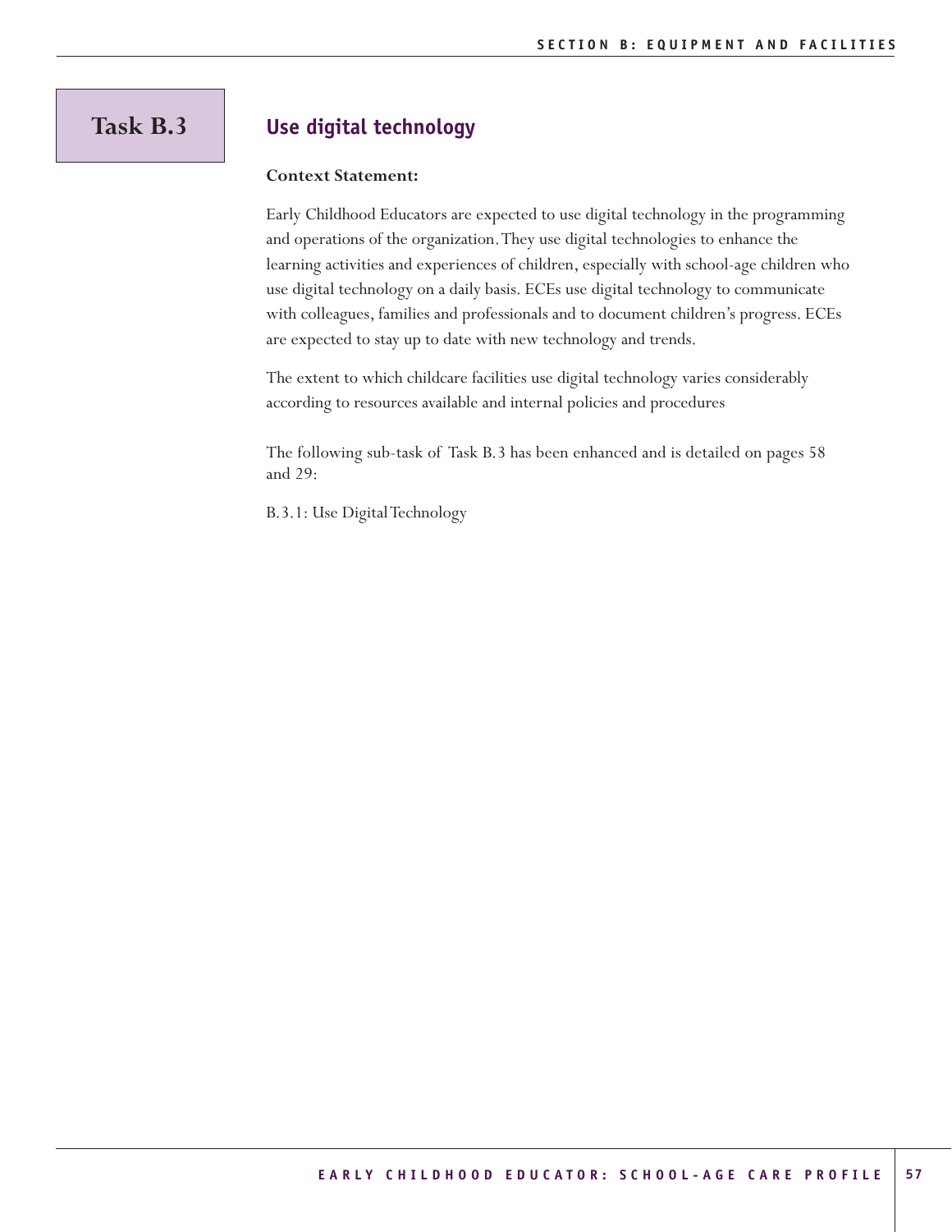# Task B.3

## Use digital technology

**Context Statement:**

Early Childhood Educators are expected to use digital technology in the programming and operations of the organization. They use digital technologies to enhance the learning activities and experiences of children, especially with school-age children who use digital technology on a daily basis. ECEs use digital technology to communicate with colleagues, families and professionals and to document children's progress. ECEs are expected to stay up to date with new technology and trends.

The extent to which childcare facilities use digital technology varies considerably according to resources available and internal policies and procedures

The following sub-task of Task B.3 has been enhanced and is detailed on pages 58 and 29:

B.3.1: Use Digital Technology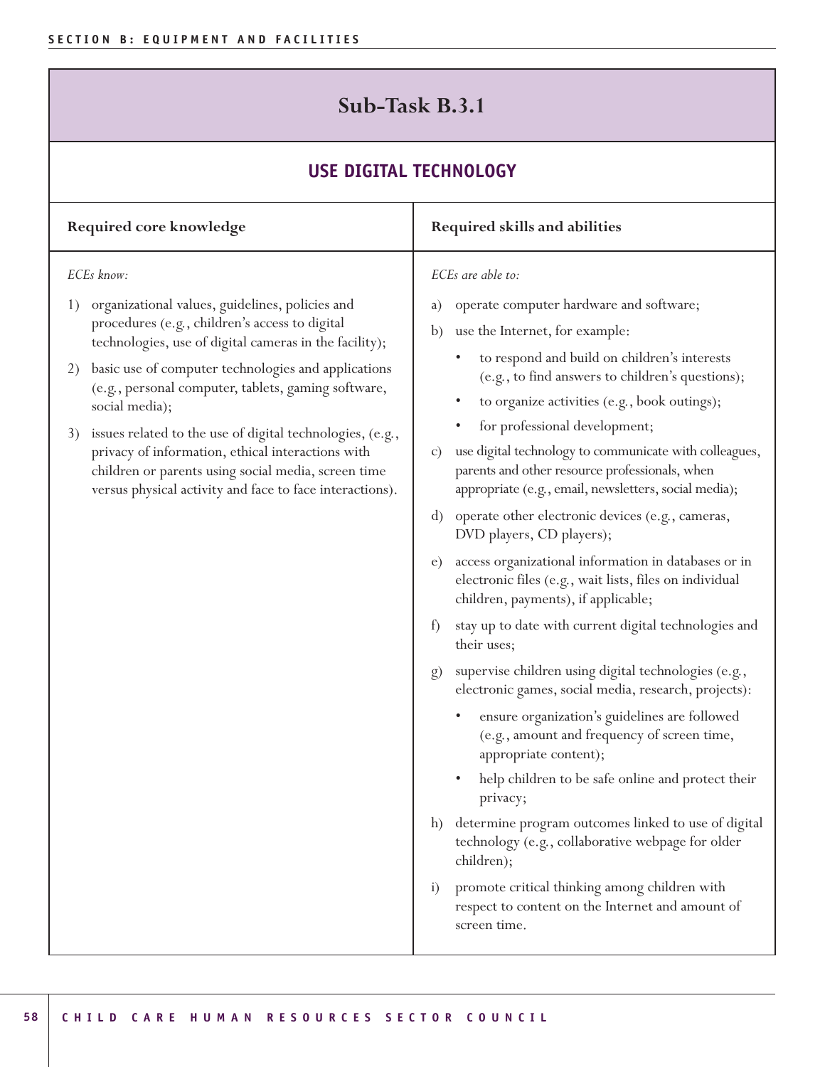## Sub-Task B.3.1

### USE DIGITAL TECHNOLOGY

| Required core knowledge | Required skills and abilities |
|---|---|
| *ECEs know:*<br><br>1) organizational values, guidelines, policies and procedures (e.g., children's access to digital technologies, use of digital cameras in the facility);<br>2) basic use of computer technologies and applications (e.g., personal computer, tablets, gaming software, social media);<br>3) issues related to the use of digital technologies, (e.g., privacy of information, ethical interactions with children or parents using social media, screen time versus physical activity and face to face interactions). | *ECEs are able to:*<br><br>a) operate computer hardware and software;<br>b) use the Internet, for example:<br>• to respond and build on children's interests (e.g., to find answers to children's questions);<br>• to organize activities (e.g., book outings);<br>• for professional development;<br>c) use digital technology to communicate with colleagues, parents and other resource professionals, when appropriate (e.g., email, newsletters, social media);<br>d) operate other electronic devices (e.g., cameras, DVD players, CD players);<br>e) access organizational information in databases or in electronic files (e.g., wait lists, files on individual children, payments), if applicable;<br>f) stay up to date with current digital technologies and their uses;<br>g) supervise children using digital technologies (e.g., electronic games, social media, research, projects):<br>• ensure organization's guidelines are followed (e.g., amount and frequency of screen time, appropriate content);<br>• help children to be safe online and protect their privacy;<br>h) determine program outcomes linked to use of digital technology (e.g., collaborative webpage for older children);<br>i) promote critical thinking among children with respect to content on the Internet and amount of screen time. |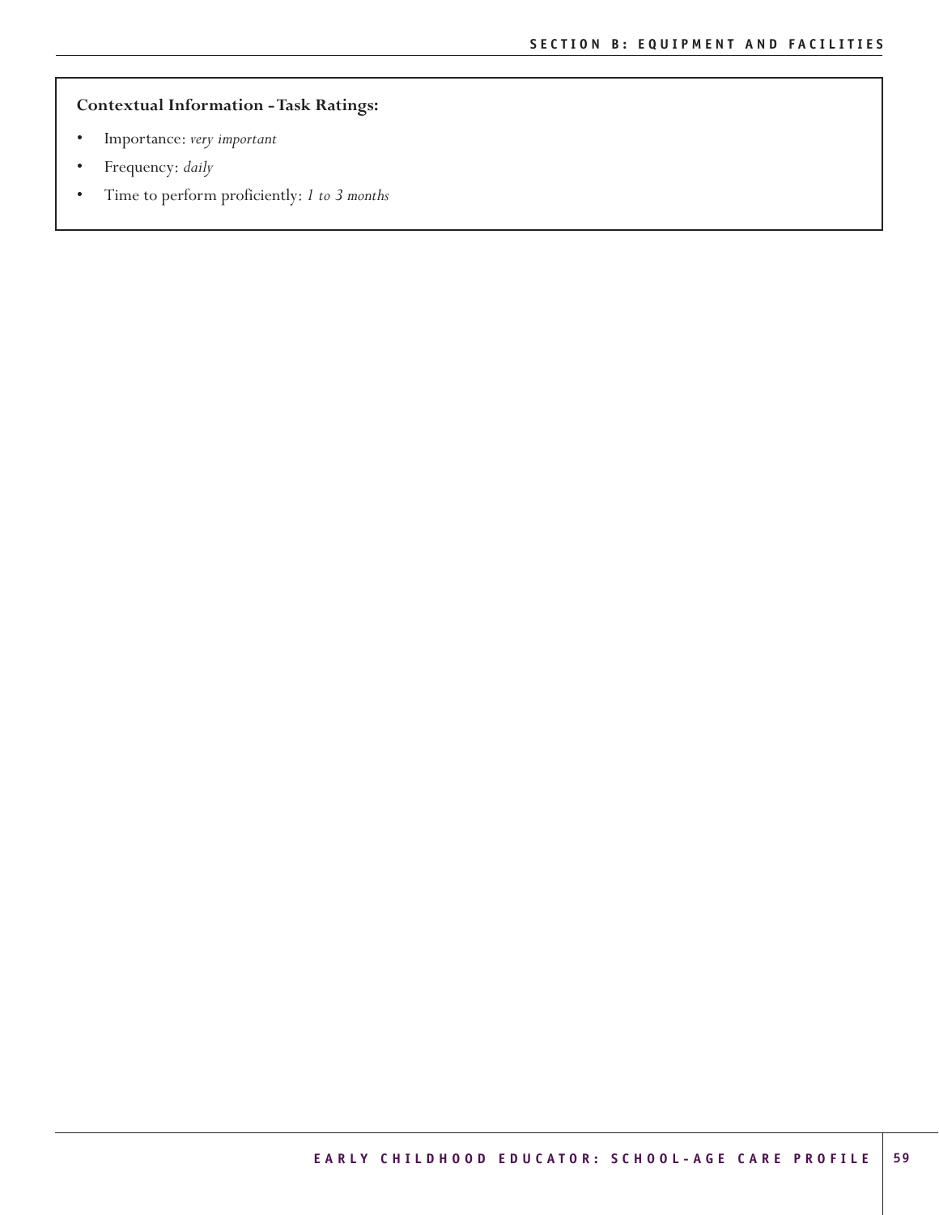**Contextual Information - Task Ratings:**

- Importance: *very important*
- Frequency: *daily*
- Time to perform proficiently: *1 to 3 months*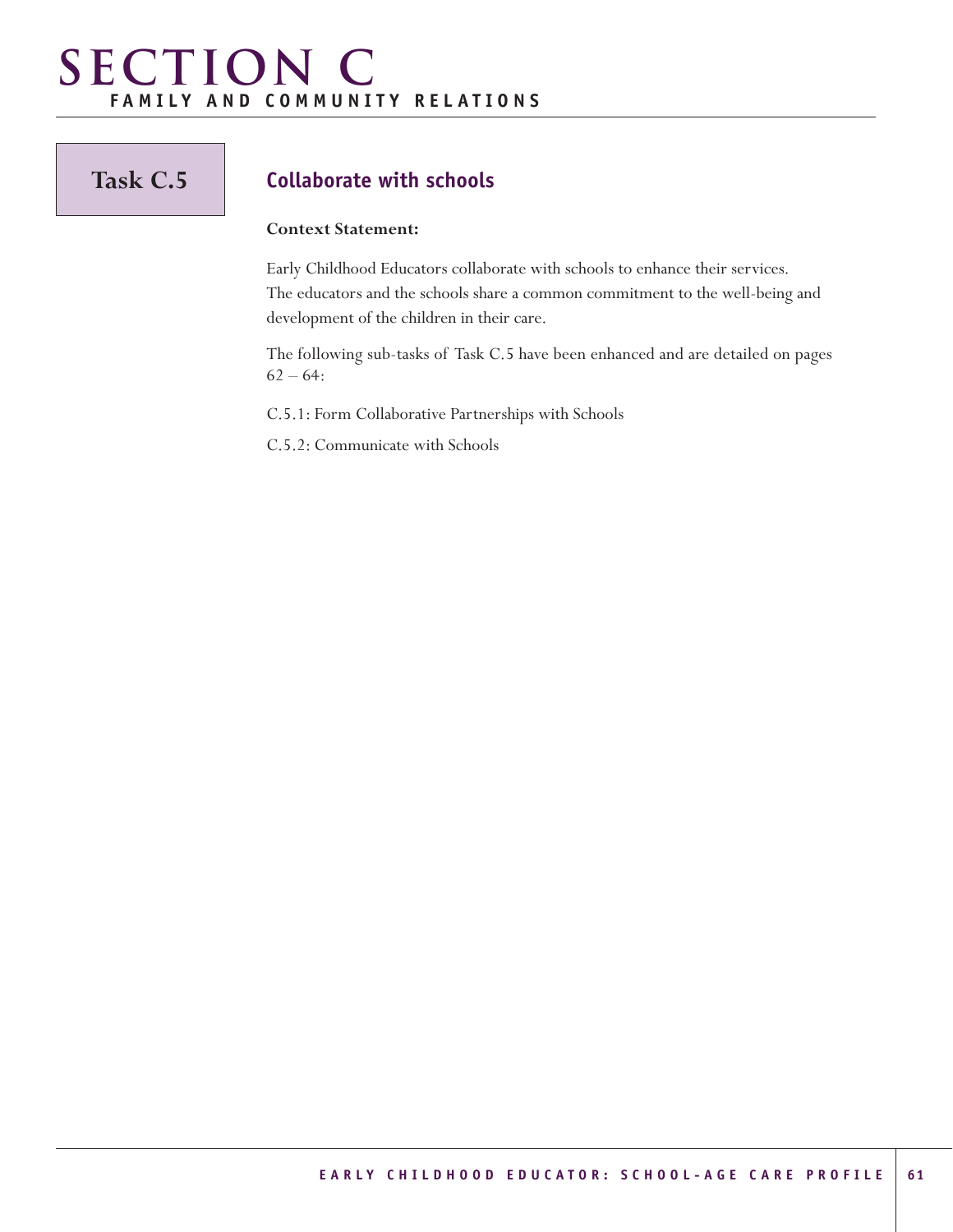# SECTION C
## FAMILY AND COMMUNITY RELATIONS

### Task C.5

### Collaborate with schools

**Context Statement:**

Early Childhood Educators collaborate with schools to enhance their services. The educators and the schools share a common commitment to the well-being and development of the children in their care.

The following sub-tasks of Task C.5 have been enhanced and are detailed on pages 62 – 64:

C.5.1: Form Collaborative Partnerships with Schools

C.5.2: Communicate with Schools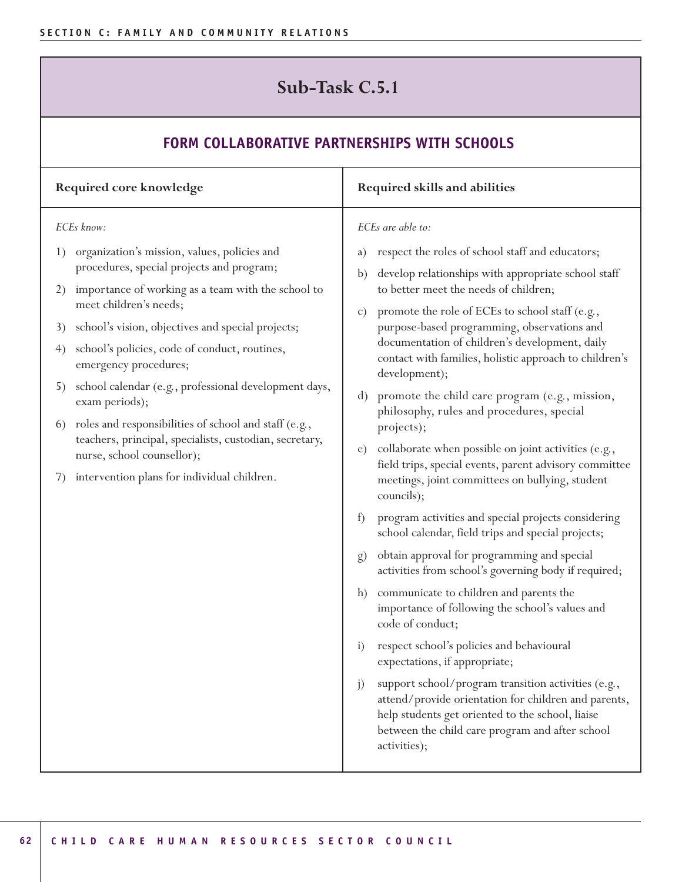## Sub-Task C.5.1

### FORM COLLABORATIVE PARTNERSHIPS WITH SCHOOLS

| Required core knowledge | Required skills and abilities |
|---|---|
| *ECEs know:*<br><br>1) organization's mission, values, policies and procedures, special projects and program;<br>2) importance of working as a team with the school to meet children's needs;<br>3) school's vision, objectives and special projects;<br>4) school's policies, code of conduct, routines, emergency procedures;<br>5) school calendar (e.g., professional development days, exam periods);<br>6) roles and responsibilities of school and staff (e.g., teachers, principal, specialists, custodian, secretary, nurse, school counsellor);<br>7) intervention plans for individual children. | *ECEs are able to:*<br><br>a) respect the roles of school staff and educators;<br>b) develop relationships with appropriate school staff to better meet the needs of children;<br>c) promote the role of ECEs to school staff (e.g., purpose-based programming, observations and documentation of children's development, daily contact with families, holistic approach to children's development);<br>d) promote the child care program (e.g., mission, philosophy, rules and procedures, special projects);<br>e) collaborate when possible on joint activities (e.g., field trips, special events, parent advisory committee meetings, joint committees on bullying, student councils);<br>f) program activities and special projects considering school calendar, field trips and special projects;<br>g) obtain approval for programming and special activities from school's governing body if required;<br>h) communicate to children and parents the importance of following the school's values and code of conduct;<br>i) respect school's policies and behavioural expectations, if appropriate;<br>j) support school/program transition activities (e.g., attend/provide orientation for children and parents, help students get oriented to the school, liaise between the child care program and after school activities); |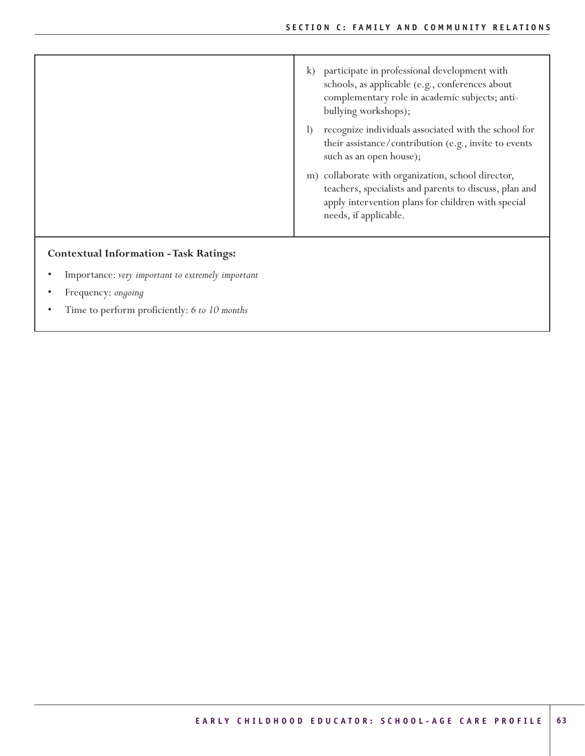| | |
|---|---|
| | k) participate in professional development with schools, as applicable (e.g., conferences about complementary role in academic subjects; anti-bullying workshops);<br><br>l) recognize individuals associated with the school for their assistance/contribution (e.g., invite to events such as an open house);<br><br>m) collaborate with organization, school director, teachers, specialists and parents to discuss, plan and apply intervention plans for children with special needs, if applicable. |

**Contextual Information - Task Ratings:**

- Importance: *very important to extremely important*
- Frequency: *ongoing*
- Time to perform proficiently: *6 to 10 months*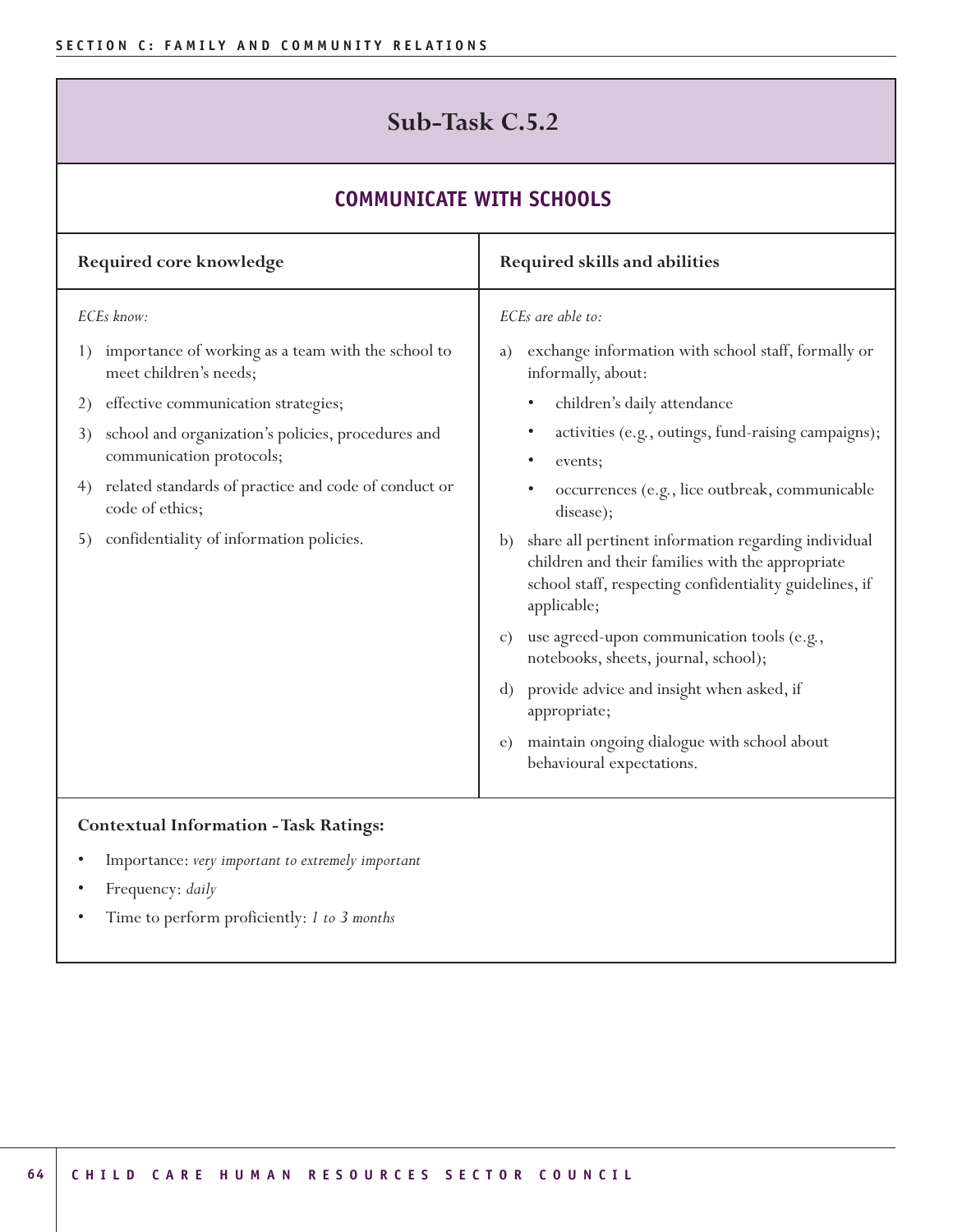# Sub-Task C.5.2

## COMMUNICATE WITH SCHOOLS

| Required core knowledge | Required skills and abilities |
|---|---|
| *ECEs know:*<br>1) importance of working as a team with the school to meet children's needs;<br>2) effective communication strategies;<br>3) school and organization's policies, procedures and communication protocols;<br>4) related standards of practice and code of conduct or code of ethics;<br>5) confidentiality of information policies. | *ECEs are able to:*<br>a) exchange information with school staff, formally or informally, about:<br>• children's daily attendance<br>• activities (e.g., outings, fund-raising campaigns);<br>• events;<br>• occurrences (e.g., lice outbreak, communicable disease);<br>b) share all pertinent information regarding individual children and their families with the appropriate school staff, respecting confidentiality guidelines, if applicable;<br>c) use agreed-upon communication tools (e.g., notebooks, sheets, journal, school);<br>d) provide advice and insight when asked, if appropriate;<br>e) maintain ongoing dialogue with school about behavioural expectations. |

**Contextual Information - Task Ratings:**

- Importance: *very important to extremely important*
- Frequency: *daily*
- Time to perform proficiently: *1 to 3 months*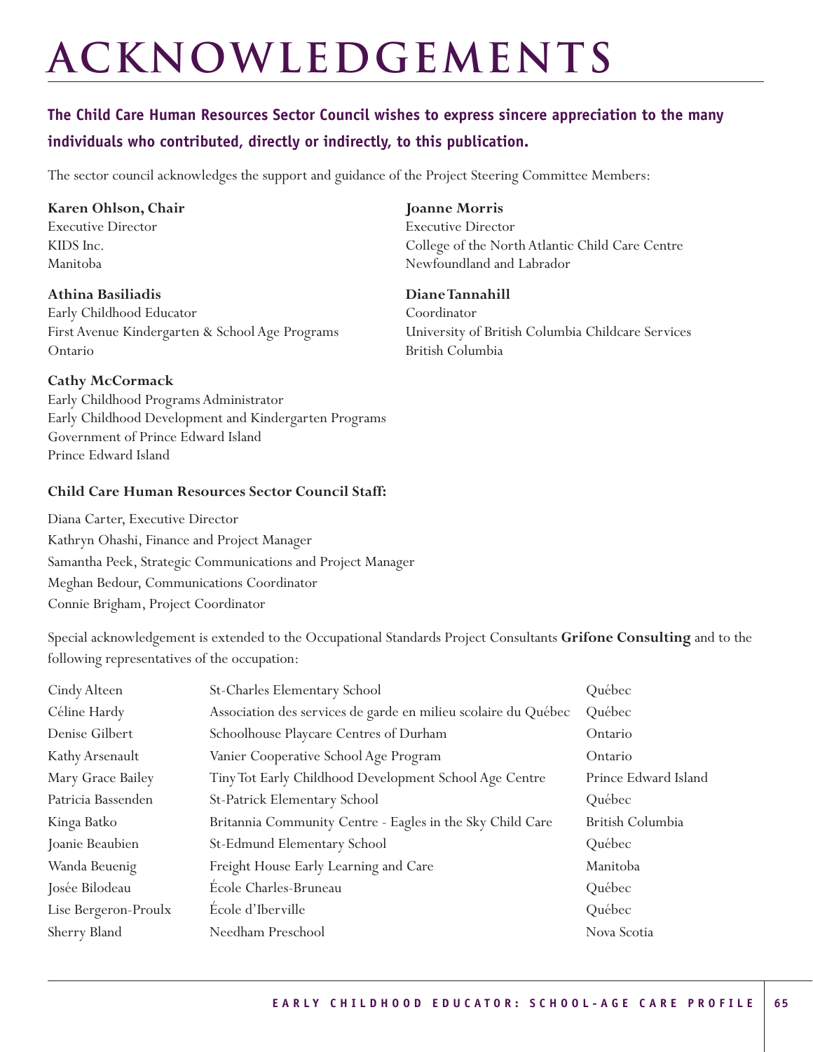# ACKNOWLEDGEMENTS

**The Child Care Human Resources Sector Council wishes to express sincere appreciation to the many individuals who contributed, directly or indirectly, to this publication.**

The sector council acknowledges the support and guidance of the Project Steering Committee Members:

**Karen Ohlson, Chair**
Executive Director
KIDS Inc.
Manitoba

**Athina Basiliadis**
Early Childhood Educator
First Avenue Kindergarten & School Age Programs
Ontario

**Cathy McCormack**
Early Childhood Programs Administrator
Early Childhood Development and Kindergarten Programs
Government of Prince Edward Island
Prince Edward Island

**Joanne Morris**
Executive Director
College of the North Atlantic Child Care Centre
Newfoundland and Labrador

**Diane Tannahill**
Coordinator
University of British Columbia Childcare Services
British Columbia

**Child Care Human Resources Sector Council Staff:**

Diana Carter, Executive Director
Kathryn Ohashi, Finance and Project Manager
Samantha Peek, Strategic Communications and Project Manager
Meghan Bedour, Communications Coordinator
Connie Brigham, Project Coordinator

Special acknowledgement is extended to the Occupational Standards Project Consultants **Grifone Consulting** and to the following representatives of the occupation:

| | | |
|---|---|---|
| Cindy Alteen | St-Charles Elementary School | Québec |
| Céline Hardy | Association des services de garde en milieu scolaire du Québec | Québec |
| Denise Gilbert | Schoolhouse Playcare Centres of Durham | Ontario |
| Kathy Arsenault | Vanier Cooperative School Age Program | Ontario |
| Mary Grace Bailey | Tiny Tot Early Childhood Development School Age Centre | Prince Edward Island |
| Patricia Bassenden | St-Patrick Elementary School | Québec |
| Kinga Batko | Britannia Community Centre - Eagles in the Sky Child Care | British Columbia |
| Joanie Beaubien | St-Edmund Elementary School | Québec |
| Wanda Beuenig | Freight House Early Learning and Care | Manitoba |
| Josée Bilodeau | École Charles-Bruneau | Québec |
| Lise Bergeron-Proulx | École d'Iberville | Québec |
| Sherry Bland | Needham Preschool | Nova Scotia |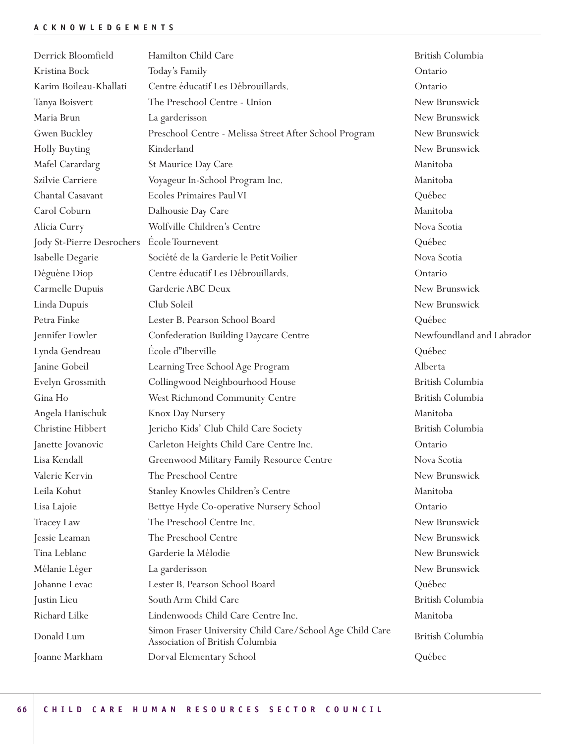| | | |
|---|---|---|
| Derrick Bloomfield | Hamilton Child Care | British Columbia |
| Kristina Bock | Today's Family | Ontario |
| Karim Boileau-Khallati | Centre éducatif Les Débrouillards. | Ontario |
| Tanya Boisvert | The Preschool Centre - Union | New Brunswick |
| Maria Brun | La garderisson | New Brunswick |
| Gwen Buckley | Preschool Centre - Melissa Street After School Program | New Brunswick |
| Holly Buyting | Kinderland | New Brunswick |
| Mafel Carardarg | St Maurice Day Care | Manitoba |
| Szilvie Carriere | Voyageur In-School Program Inc. | Manitoba |
| Chantal Casavant | Ecoles Primaires Paul VI | Québec |
| Carol Coburn | Dalhousie Day Care | Manitoba |
| Alicia Curry | Wolfville Children's Centre | Nova Scotia |
| Jody St-Pierre Desrochers | École Tournevent | Québec |
| Isabelle Degarie | Société de la Garderie le Petit Voilier | Nova Scotia |
| Déguène Diop | Centre éducatif Les Débrouillards. | Ontario |
| Carmelle Dupuis | Garderie ABC Deux | New Brunswick |
| Linda Dupuis | Club Soleil | New Brunswick |
| Petra Finke | Lester B. Pearson School Board | Québec |
| Jennifer Fowler | Confederation Building Daycare Centre | Newfoundland and Labrador |
| Lynda Gendreau | École d"Iberville | Québec |
| Janine Gobeil | Learning Tree School Age Program | Alberta |
| Evelyn Grossmith | Collingwood Neighbourhood House | British Columbia |
| Gina Ho | West Richmond Community Centre | British Columbia |
| Angela Hanischuk | Knox Day Nursery | Manitoba |
| Christine Hibbert | Jericho Kids' Club Child Care Society | British Columbia |
| Janette Jovanovic | Carleton Heights Child Care Centre Inc. | Ontario |
| Lisa Kendall | Greenwood Military Family Resource Centre | Nova Scotia |
| Valerie Kervin | The Preschool Centre | New Brunswick |
| Leila Kohut | Stanley Knowles Children's Centre | Manitoba |
| Lisa Lajoie | Bettye Hyde Co-operative Nursery School | Ontario |
| Tracey Law | The Preschool Centre Inc. | New Brunswick |
| Jessie Leaman | The Preschool Centre | New Brunswick |
| Tina Leblanc | Garderie la Mélodie | New Brunswick |
| Mélanie Léger | La garderisson | New Brunswick |
| Johanne Levac | Lester B. Pearson School Board | Québec |
| Justin Lieu | South Arm Child Care | British Columbia |
| Richard Lilke | Lindenwoods Child Care Centre Inc. | Manitoba |
| Donald Lum | Simon Fraser University Child Care/School Age Child Care Association of British Columbia | British Columbia |
| Joanne Markham | Dorval Elementary School | Québec |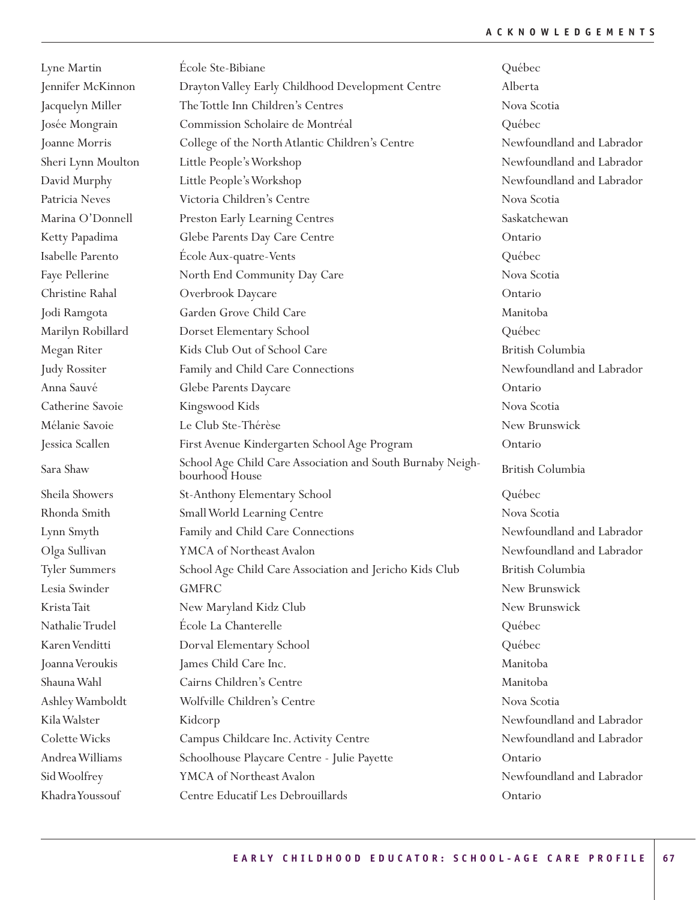| | | |
|---|---|---|
| Lyne Martin | École Ste-Bibiane | Québec |
| Jennifer McKinnon | Drayton Valley Early Childhood Development Centre | Alberta |
| Jacquelyn Miller | The Tottle Inn Children's Centres | Nova Scotia |
| Josée Mongrain | Commission Scholaire de Montréal | Québec |
| Joanne Morris | College of the North Atlantic Children's Centre | Newfoundland and Labrador |
| Sheri Lynn Moulton | Little People's Workshop | Newfoundland and Labrador |
| David Murphy | Little People's Workshop | Newfoundland and Labrador |
| Patricia Neves | Victoria Children's Centre | Nova Scotia |
| Marina O'Donnell | Preston Early Learning Centres | Saskatchewan |
| Ketty Papadima | Glebe Parents Day Care Centre | Ontario |
| Isabelle Parento | École Aux-quatre-Vents | Québec |
| Faye Pellerine | North End Community Day Care | Nova Scotia |
| Christine Rahal | Overbrook Daycare | Ontario |
| Jodi Ramgota | Garden Grove Child Care | Manitoba |
| Marilyn Robillard | Dorset Elementary School | Québec |
| Megan Riter | Kids Club Out of School Care | British Columbia |
| Judy Rossiter | Family and Child Care Connections | Newfoundland and Labrador |
| Anna Sauvé | Glebe Parents Daycare | Ontario |
| Catherine Savoie | Kingswood Kids | Nova Scotia |
| Mélanie Savoie | Le Club Ste-Thérèse | New Brunswick |
| Jessica Scallen | First Avenue Kindergarten School Age Program | Ontario |
| Sara Shaw | School Age Child Care Association and South Burnaby Neighbourhood House | British Columbia |
| Sheila Showers | St-Anthony Elementary School | Québec |
| Rhonda Smith | Small World Learning Centre | Nova Scotia |
| Lynn Smyth | Family and Child Care Connections | Newfoundland and Labrador |
| Olga Sullivan | YMCA of Northeast Avalon | Newfoundland and Labrador |
| Tyler Summers | School Age Child Care Association and Jericho Kids Club | British Columbia |
| Lesia Swinder | GMFRC | New Brunswick |
| Krista Tait | New Maryland Kidz Club | New Brunswick |
| Nathalie Trudel | École La Chanterelle | Québec |
| Karen Venditti | Dorval Elementary School | Québec |
| Joanna Veroukis | James Child Care Inc. | Manitoba |
| Shauna Wahl | Cairns Children's Centre | Manitoba |
| Ashley Wamboldt | Wolfville Children's Centre | Nova Scotia |
| Kila Walster | Kidcorp | Newfoundland and Labrador |
| Colette Wicks | Campus Childcare Inc. Activity Centre | Newfoundland and Labrador |
| Andrea Williams | Schoolhouse Playcare Centre - Julie Payette | Ontario |
| Sid Woolfrey | YMCA of Northeast Avalon | Newfoundland and Labrador |
| Khadra Youssouf | Centre Educatif Les Debrouillards | Ontario |